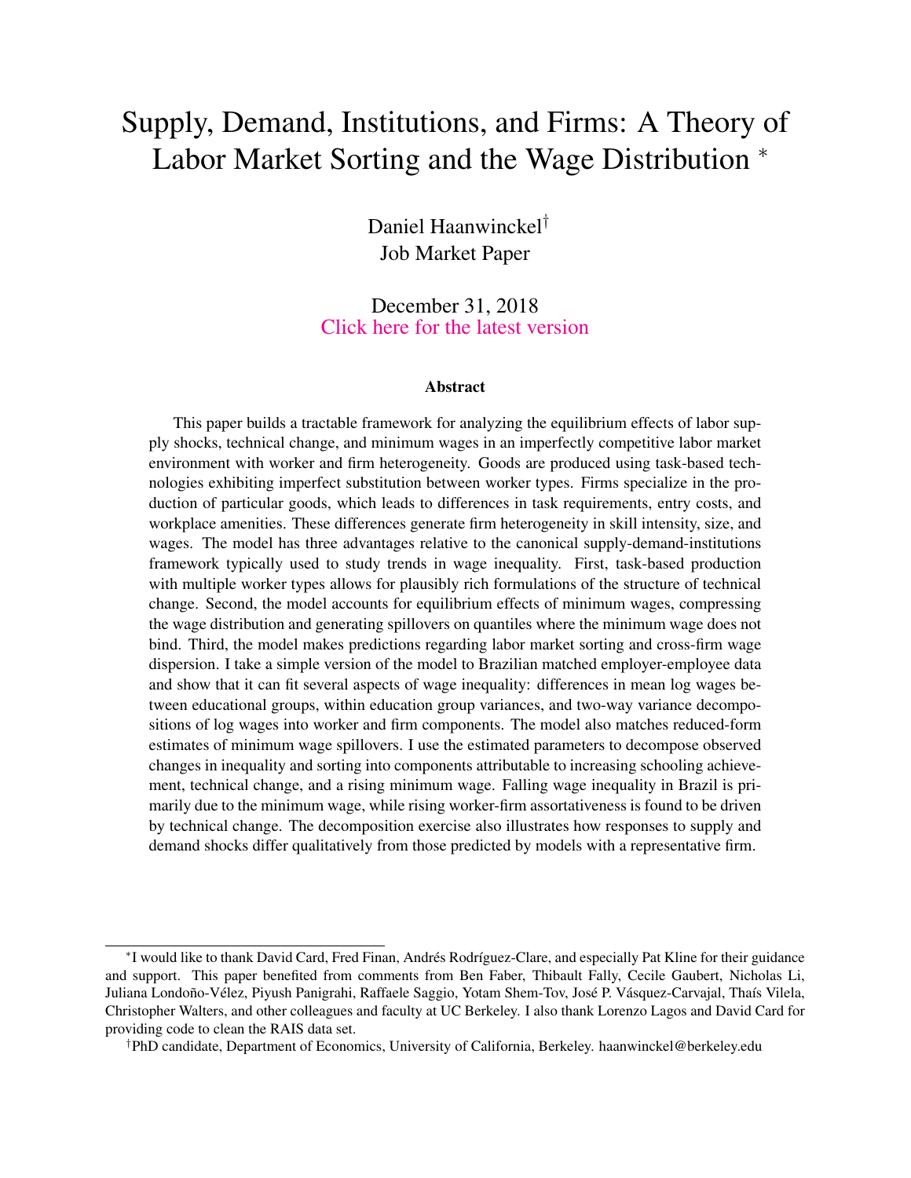# Supply, Demand, Institutions, and Firms: A Theory of Labor Market Sorting and the Wage Distribution [*]

Daniel Haanwinckel[†]

Job Market Paper

December 31, 2018

Click here for the latest version

### Abstract

This paper builds a tractable framework for analyzing the equilibrium effects of labor supply shocks, technical change, and minimum wages in an imperfectly competitive labor market environment with worker and firm heterogeneity. Goods are produced using task-based technologies exhibiting imperfect substitution between worker types. Firms specialize in the production of particular goods, which leads to differences in task requirements, entry costs, and workplace amenities. These differences generate firm heterogeneity in skill intensity, size, and wages. The model has three advantages relative to the canonical supply-demand-institutions framework typically used to study trends in wage inequality. First, task-based production with multiple worker types allows for plausibly rich formulations of the structure of technical change. Second, the model accounts for equilibrium effects of minimum wages, compressing the wage distribution and generating spillovers on quantiles where the minimum wage does not bind. Third, the model makes predictions regarding labor market sorting and cross-firm wage dispersion. I take a simple version of the model to Brazilian matched employer-employee data and show that it can fit several aspects of wage inequality: differences in mean log wages between educational groups, within education group variances, and two-way variance decompositions of log wages into worker and firm components. The model also matches reduced-form estimates of minimum wage spillovers. I use the estimated parameters to decompose observed changes in inequality and sorting into components attributable to increasing schooling achievement, technical change, and a rising minimum wage. Falling wage inequality in Brazil is primarily due to the minimum wage, while rising worker-firm assortativeness is found to be driven by technical change. The decomposition exercise also illustrates how responses to supply and demand shocks differ qualitatively from those predicted by models with a representative firm.

---

[*] I would like to thank David Card, Fred Finan, Andrés Rodríguez-Clare, and especially Pat Kline for their guidance and support. This paper benefited from comments from Ben Faber, Thibault Fally, Cecile Gaubert, Nicholas Li, Juliana Londoño-Vélez, Piyush Panigrahi, Raffaele Saggio, Yotam Shem-Tov, José P. Vásquez-Carvajal, Thaís Vilela, Christopher Walters, and other colleagues and faculty at UC Berkeley. I also thank Lorenzo Lagos and David Card for providing code to clean the RAIS data set.

[†] PhD candidate, Department of Economics, University of California, Berkeley. haanwinckel@berkeley.edu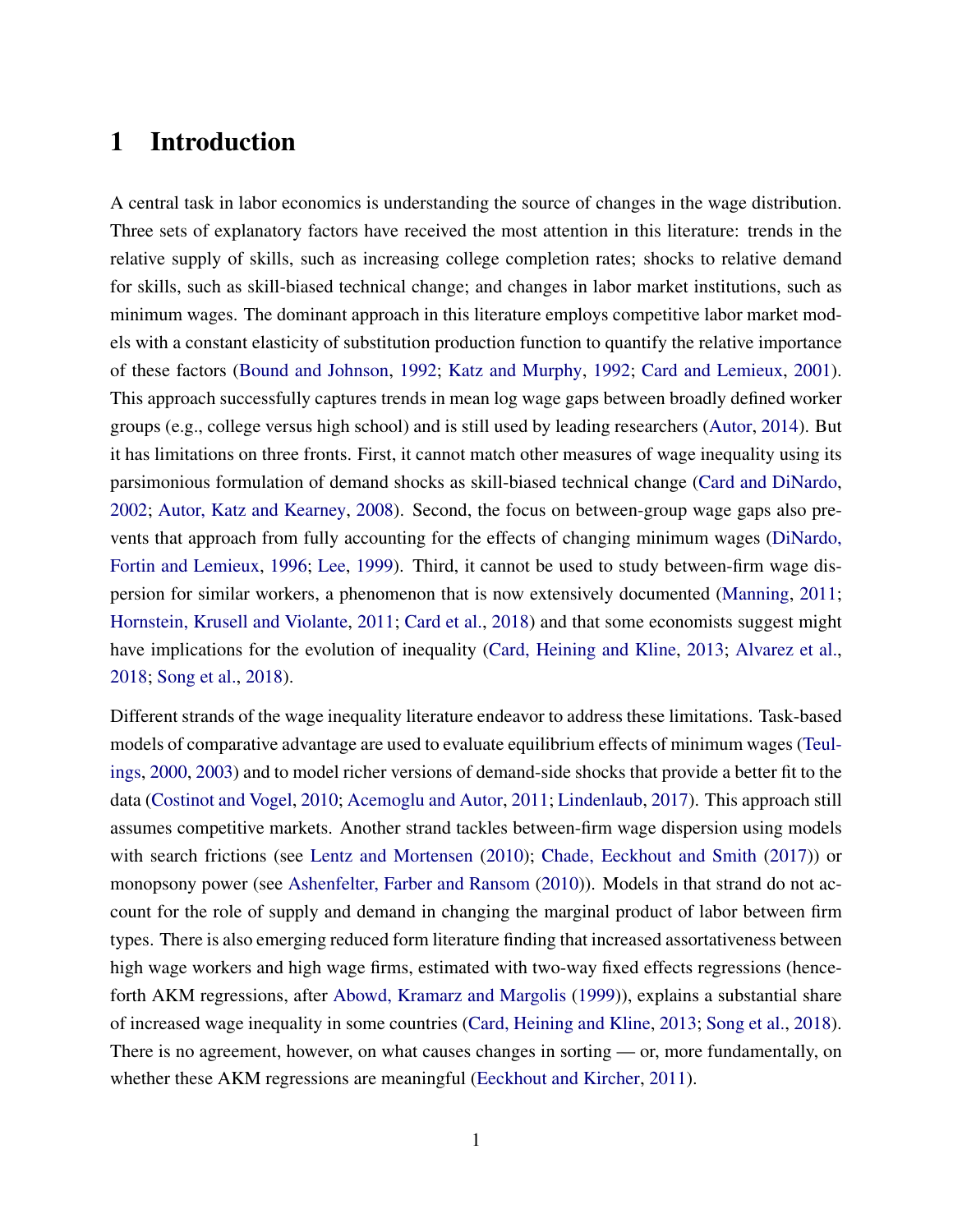# 1 Introduction

A central task in labor economics is understanding the source of changes in the wage distribution. Three sets of explanatory factors have received the most attention in this literature: trends in the relative supply of skills, such as increasing college completion rates; shocks to relative demand for skills, such as skill-biased technical change; and changes in labor market institutions, such as minimum wages. The dominant approach in this literature employs competitive labor market models with a constant elasticity of substitution production function to quantify the relative importance of these factors (Bound and Johnson, 1992; Katz and Murphy, 1992; Card and Lemieux, 2001). This approach successfully captures trends in mean log wage gaps between broadly defined worker groups (e.g., college versus high school) and is still used by leading researchers (Autor, 2014). But it has limitations on three fronts. First, it cannot match other measures of wage inequality using its parsimonious formulation of demand shocks as skill-biased technical change (Card and DiNardo, 2002; Autor, Katz and Kearney, 2008). Second, the focus on between-group wage gaps also prevents that approach from fully accounting for the effects of changing minimum wages (DiNardo, Fortin and Lemieux, 1996; Lee, 1999). Third, it cannot be used to study between-firm wage dispersion for similar workers, a phenomenon that is now extensively documented (Manning, 2011; Hornstein, Krusell and Violante, 2011; Card et al., 2018) and that some economists suggest might have implications for the evolution of inequality (Card, Heining and Kline, 2013; Alvarez et al., 2018; Song et al., 2018).

Different strands of the wage inequality literature endeavor to address these limitations. Task-based models of comparative advantage are used to evaluate equilibrium effects of minimum wages (Teulings, 2000, 2003) and to model richer versions of demand-side shocks that provide a better fit to the data (Costinot and Vogel, 2010; Acemoglu and Autor, 2011; Lindenlaub, 2017). This approach still assumes competitive markets. Another strand tackles between-firm wage dispersion using models with search frictions (see Lentz and Mortensen (2010); Chade, Eeckhout and Smith (2017)) or monopsony power (see Ashenfelter, Farber and Ransom (2010)). Models in that strand do not account for the role of supply and demand in changing the marginal product of labor between firm types. There is also emerging reduced form literature finding that increased assortativeness between high wage workers and high wage firms, estimated with two-way fixed effects regressions (henceforth AKM regressions, after Abowd, Kramarz and Margolis (1999)), explains a substantial share of increased wage inequality in some countries (Card, Heining and Kline, 2013; Song et al., 2018). There is no agreement, however, on what causes changes in sorting — or, more fundamentally, on whether these AKM regressions are meaningful (Eeckhout and Kircher, 2011).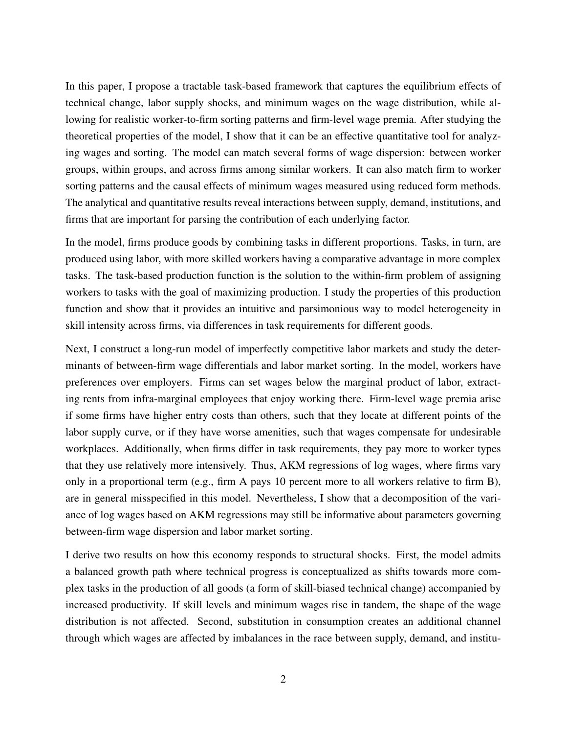In this paper, I propose a tractable task-based framework that captures the equilibrium effects of technical change, labor supply shocks, and minimum wages on the wage distribution, while allowing for realistic worker-to-firm sorting patterns and firm-level wage premia. After studying the theoretical properties of the model, I show that it can be an effective quantitative tool for analyzing wages and sorting. The model can match several forms of wage dispersion: between worker groups, within groups, and across firms among similar workers. It can also match firm to worker sorting patterns and the causal effects of minimum wages measured using reduced form methods. The analytical and quantitative results reveal interactions between supply, demand, institutions, and firms that are important for parsing the contribution of each underlying factor.

In the model, firms produce goods by combining tasks in different proportions. Tasks, in turn, are produced using labor, with more skilled workers having a comparative advantage in more complex tasks. The task-based production function is the solution to the within-firm problem of assigning workers to tasks with the goal of maximizing production. I study the properties of this production function and show that it provides an intuitive and parsimonious way to model heterogeneity in skill intensity across firms, via differences in task requirements for different goods.

Next, I construct a long-run model of imperfectly competitive labor markets and study the determinants of between-firm wage differentials and labor market sorting. In the model, workers have preferences over employers. Firms can set wages below the marginal product of labor, extracting rents from infra-marginal employees that enjoy working there. Firm-level wage premia arise if some firms have higher entry costs than others, such that they locate at different points of the labor supply curve, or if they have worse amenities, such that wages compensate for undesirable workplaces. Additionally, when firms differ in task requirements, they pay more to worker types that they use relatively more intensively. Thus, AKM regressions of log wages, where firms vary only in a proportional term (e.g., firm A pays 10 percent more to all workers relative to firm B), are in general misspecified in this model. Nevertheless, I show that a decomposition of the variance of log wages based on AKM regressions may still be informative about parameters governing between-firm wage dispersion and labor market sorting.

I derive two results on how this economy responds to structural shocks. First, the model admits a balanced growth path where technical progress is conceptualized as shifts towards more complex tasks in the production of all goods (a form of skill-biased technical change) accompanied by increased productivity. If skill levels and minimum wages rise in tandem, the shape of the wage distribution is not affected. Second, substitution in consumption creates an additional channel through which wages are affected by imbalances in the race between supply, demand, and institu-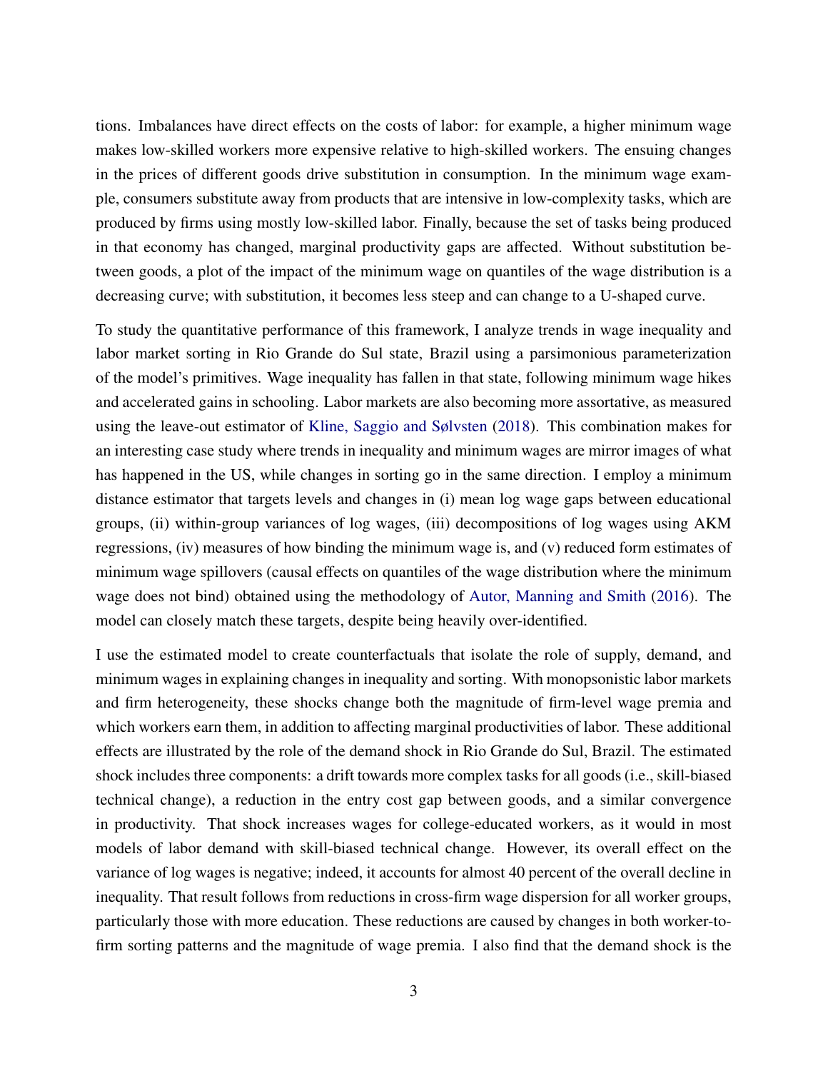tions. Imbalances have direct effects on the costs of labor: for example, a higher minimum wage makes low-skilled workers more expensive relative to high-skilled workers. The ensuing changes in the prices of different goods drive substitution in consumption. In the minimum wage example, consumers substitute away from products that are intensive in low-complexity tasks, which are produced by firms using mostly low-skilled labor. Finally, because the set of tasks being produced in that economy has changed, marginal productivity gaps are affected. Without substitution between goods, a plot of the impact of the minimum wage on quantiles of the wage distribution is a decreasing curve; with substitution, it becomes less steep and can change to a U-shaped curve.

To study the quantitative performance of this framework, I analyze trends in wage inequality and labor market sorting in Rio Grande do Sul state, Brazil using a parsimonious parameterization of the model's primitives. Wage inequality has fallen in that state, following minimum wage hikes and accelerated gains in schooling. Labor markets are also becoming more assortative, as measured using the leave-out estimator of Kline, Saggio and Sølvsten (2018). This combination makes for an interesting case study where trends in inequality and minimum wages are mirror images of what has happened in the US, while changes in sorting go in the same direction. I employ a minimum distance estimator that targets levels and changes in (i) mean log wage gaps between educational groups, (ii) within-group variances of log wages, (iii) decompositions of log wages using AKM regressions, (iv) measures of how binding the minimum wage is, and (v) reduced form estimates of minimum wage spillovers (causal effects on quantiles of the wage distribution where the minimum wage does not bind) obtained using the methodology of Autor, Manning and Smith (2016). The model can closely match these targets, despite being heavily over-identified.

I use the estimated model to create counterfactuals that isolate the role of supply, demand, and minimum wages in explaining changes in inequality and sorting. With monopsonistic labor markets and firm heterogeneity, these shocks change both the magnitude of firm-level wage premia and which workers earn them, in addition to affecting marginal productivities of labor. These additional effects are illustrated by the role of the demand shock in Rio Grande do Sul, Brazil. The estimated shock includes three components: a drift towards more complex tasks for all goods (i.e., skill-biased technical change), a reduction in the entry cost gap between goods, and a similar convergence in productivity. That shock increases wages for college-educated workers, as it would in most models of labor demand with skill-biased technical change. However, its overall effect on the variance of log wages is negative; indeed, it accounts for almost 40 percent of the overall decline in inequality. That result follows from reductions in cross-firm wage dispersion for all worker groups, particularly those with more education. These reductions are caused by changes in both worker-to-firm sorting patterns and the magnitude of wage premia. I also find that the demand shock is the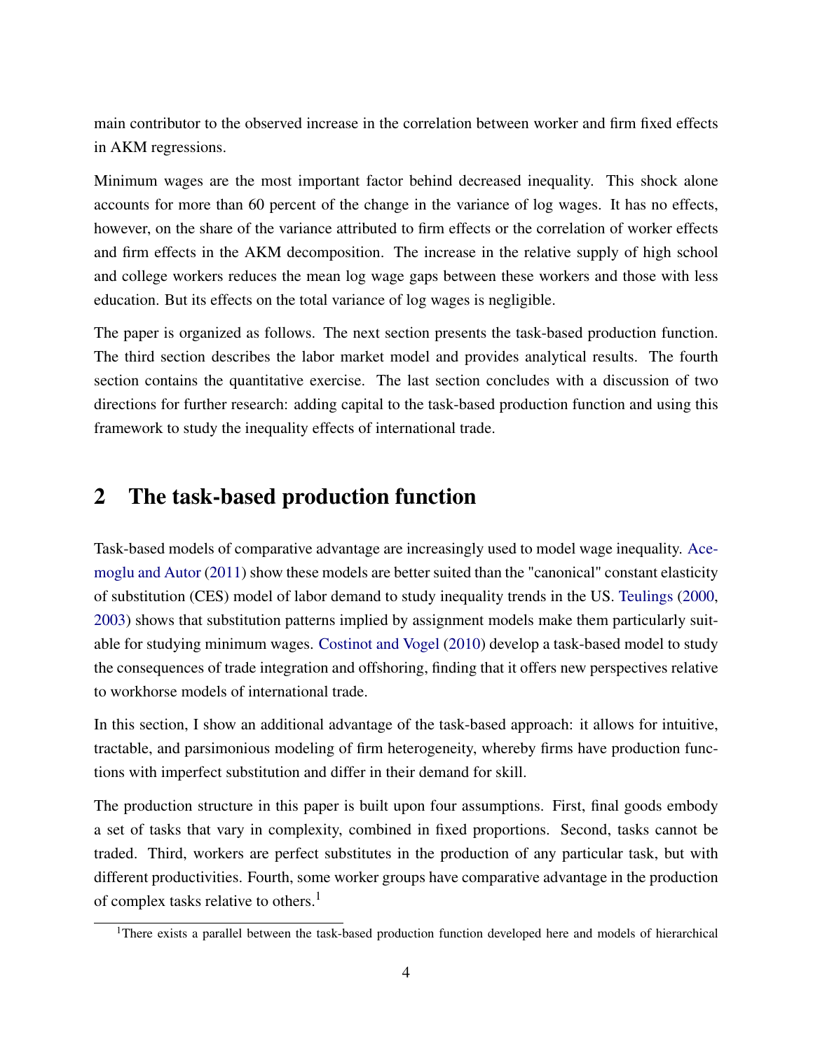main contributor to the observed increase in the correlation between worker and firm fixed effects in AKM regressions.

Minimum wages are the most important factor behind decreased inequality. This shock alone accounts for more than 60 percent of the change in the variance of log wages. It has no effects, however, on the share of the variance attributed to firm effects or the correlation of worker effects and firm effects in the AKM decomposition. The increase in the relative supply of high school and college workers reduces the mean log wage gaps between these workers and those with less education. But its effects on the total variance of log wages is negligible.

The paper is organized as follows. The next section presents the task-based production function. The third section describes the labor market model and provides analytical results. The fourth section contains the quantitative exercise. The last section concludes with a discussion of two directions for further research: adding capital to the task-based production function and using this framework to study the inequality effects of international trade.

## 2 The task-based production function

Task-based models of comparative advantage are increasingly used to model wage inequality. Acemoglu and Autor (2011) show these models are better suited than the "canonical" constant elasticity of substitution (CES) model of labor demand to study inequality trends in the US. Teulings (2000, 2003) shows that substitution patterns implied by assignment models make them particularly suitable for studying minimum wages. Costinot and Vogel (2010) develop a task-based model to study the consequences of trade integration and offshoring, finding that it offers new perspectives relative to workhorse models of international trade.

In this section, I show an additional advantage of the task-based approach: it allows for intuitive, tractable, and parsimonious modeling of firm heterogeneity, whereby firms have production functions with imperfect substitution and differ in their demand for skill.

The production structure in this paper is built upon four assumptions. First, final goods embody a set of tasks that vary in complexity, combined in fixed proportions. Second, tasks cannot be traded. Third, workers are perfect substitutes in the production of any particular task, but with different productivities. Fourth, some worker groups have comparative advantage in the production of complex tasks relative to others.[1]

[1] There exists a parallel between the task-based production function developed here and models of hierarchical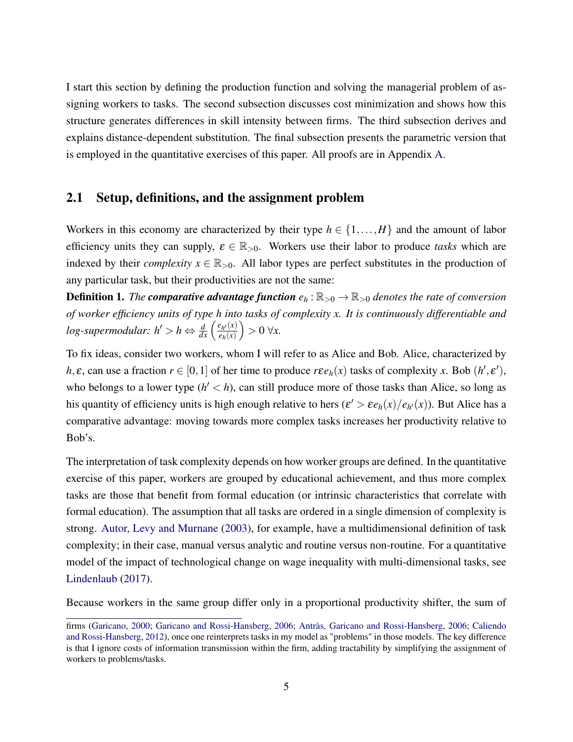I start this section by defining the production function and solving the managerial problem of assigning workers to tasks. The second subsection discusses cost minimization and shows how this structure generates differences in skill intensity between firms. The third subsection derives and explains distance-dependent substitution. The final subsection presents the parametric version that is employed in the quantitative exercises of this paper. All proofs are in Appendix A.

## 2.1 Setup, definitions, and the assignment problem

Workers in this economy are characterized by their type $h \in \{1,\ldots,H\}$ and the amount of labor efficiency units they can supply, $\varepsilon \in \mathbb{R}_{>0}$. Workers use their labor to produce *tasks* which are indexed by their *complexity* $x \in \mathbb{R}_{>0}$. All labor types are perfect substitutes in the production of any particular task, but their productivities are not the same:

**Definition 1.** *The* ***comparative advantage function*** $e_h : \mathbb{R}_{>0} \to \mathbb{R}_{>0}$ *denotes the rate of conversion of worker efficiency units of type h into tasks of complexity x. It is continuously differentiable and log-supermodular:* $h' > h \Leftrightarrow \frac{d}{dx}\left(\frac{e_{h'}(x)}{e_h(x)}\right) > 0 \; \forall x$.

To fix ideas, consider two workers, whom I will refer to as Alice and Bob. Alice, characterized by $h, \varepsilon$, can use a fraction $r \in [0,1]$ of her time to produce $r\varepsilon e_h(x)$ tasks of complexity $x$. Bob $(h', \varepsilon')$, who belongs to a lower type $(h' < h)$, can still produce more of those tasks than Alice, so long as his quantity of efficiency units is high enough relative to hers ($\varepsilon' > \varepsilon e_h(x)/e_{h'}(x)$). But Alice has a comparative advantage: moving towards more complex tasks increases her productivity relative to Bob's.

The interpretation of task complexity depends on how worker groups are defined. In the quantitative exercise of this paper, workers are grouped by educational achievement, and thus more complex tasks are those that benefit from formal education (or intrinsic characteristics that correlate with formal education). The assumption that all tasks are ordered in a single dimension of complexity is strong. Autor, Levy and Murnane (2003), for example, have a multidimensional definition of task complexity; in their case, manual versus analytic and routine versus non-routine. For a quantitative model of the impact of technological change on wage inequality with multi-dimensional tasks, see Lindenlaub (2017).

Because workers in the same group differ only in a proportional productivity shifter, the sum of

firms (Garicano, 2000; Garicano and Rossi-Hansberg, 2006; Antràs, Garicano and Rossi-Hansberg, 2006; Caliendo and Rossi-Hansberg, 2012), once one reinterprets tasks in my model as "problems" in those models. The key difference is that I ignore costs of information transmission within the firm, adding tractability by simplifying the assignment of workers to problems/tasks.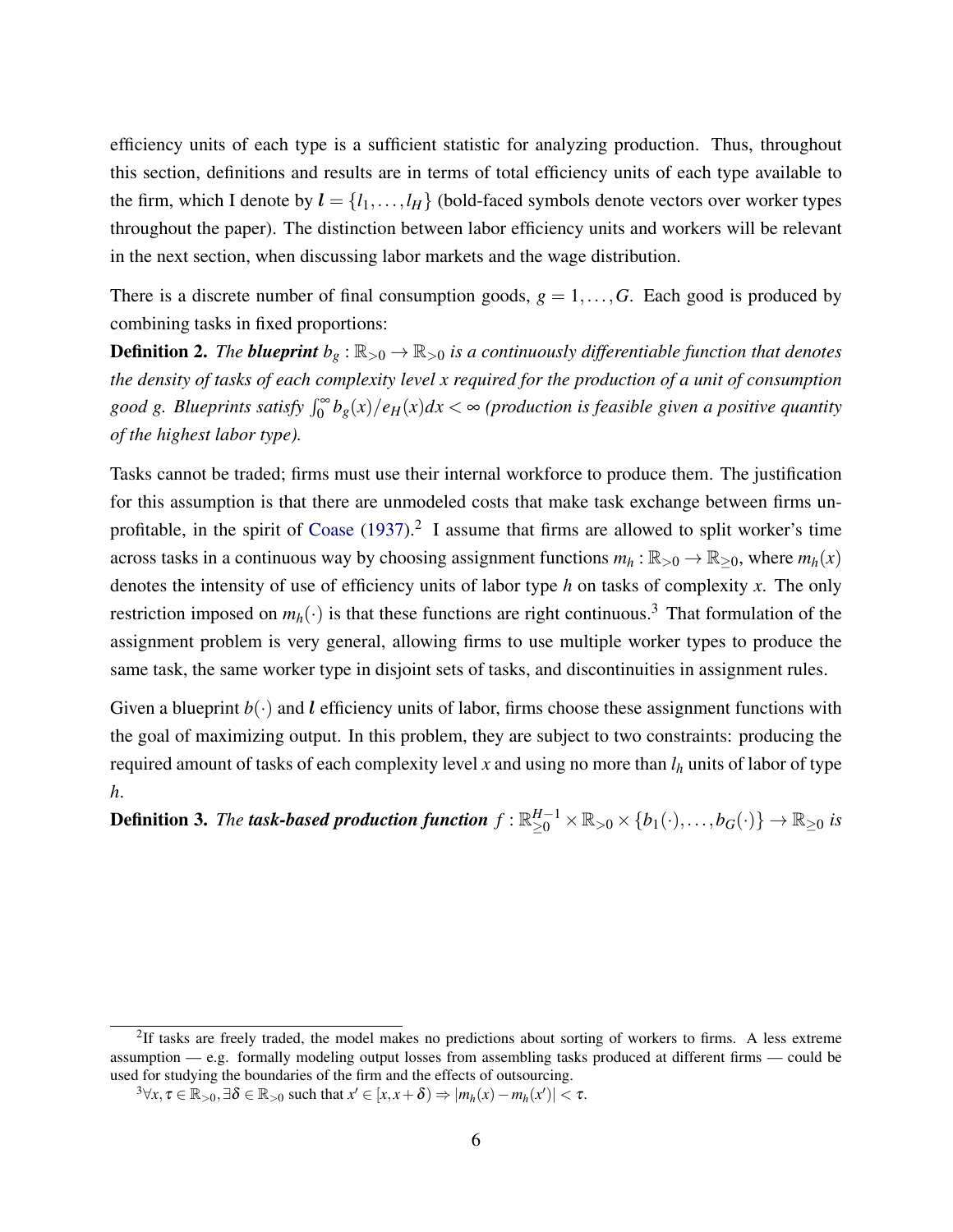efficiency units of each type is a sufficient statistic for analyzing production. Thus, throughout this section, definitions and results are in terms of total efficiency units of each type available to the firm, which I denote by $\boldsymbol{l} = \{l_1, \ldots, l_H\}$ (bold-faced symbols denote vectors over worker types throughout the paper). The distinction between labor efficiency units and workers will be relevant in the next section, when discussing labor markets and the wage distribution.

There is a discrete number of final consumption goods, $g = 1, \ldots, G$. Each good is produced by combining tasks in fixed proportions:

**Definition 2.** *The* ***blueprint*** $b_g : \mathbb{R}_{>0} \to \mathbb{R}_{>0}$ *is a continuously differentiable function that denotes the density of tasks of each complexity level x required for the production of a unit of consumption good g. Blueprints satisfy* $\int_0^\infty b_g(x)/e_H(x)dx < \infty$ *(production is feasible given a positive quantity of the highest labor type).*

Tasks cannot be traded; firms must use their internal workforce to produce them. The justification for this assumption is that there are unmodeled costs that make task exchange between firms unprofitable, in the spirit of Coase (1937).[2] I assume that firms are allowed to split worker's time across tasks in a continuous way by choosing assignment functions $m_h : \mathbb{R}_{>0} \to \mathbb{R}_{\geq 0}$, where $m_h(x)$ denotes the intensity of use of efficiency units of labor type $h$ on tasks of complexity $x$. The only restriction imposed on $m_h(\cdot)$ is that these functions are right continuous.[3] That formulation of the assignment problem is very general, allowing firms to use multiple worker types to produce the same task, the same worker type in disjoint sets of tasks, and discontinuities in assignment rules.

Given a blueprint $b(\cdot)$ and $\boldsymbol{l}$ efficiency units of labor, firms choose these assignment functions with the goal of maximizing output. In this problem, they are subject to two constraints: producing the required amount of tasks of each complexity level $x$ and using no more than $l_h$ units of labor of type $h$.

**Definition 3.** *The* ***task-based production function*** $f : \mathbb{R}^{H-1}_{\geq 0} \times \mathbb{R}_{>0} \times \{b_1(\cdot), \ldots, b_G(\cdot)\} \to \mathbb{R}_{\geq 0}$ *is*

---

[2] If tasks are freely traded, the model makes no predictions about sorting of workers to firms. A less extreme assumption — e.g. formally modeling output losses from assembling tasks produced at different firms — could be used for studying the boundaries of the firm and the effects of outsourcing.

[3] $\forall x, \tau \in \mathbb{R}_{>0}, \exists \delta \in \mathbb{R}_{>0}$ such that $x' \in [x, x + \delta) \Rightarrow |m_h(x) - m_h(x')| < \tau$.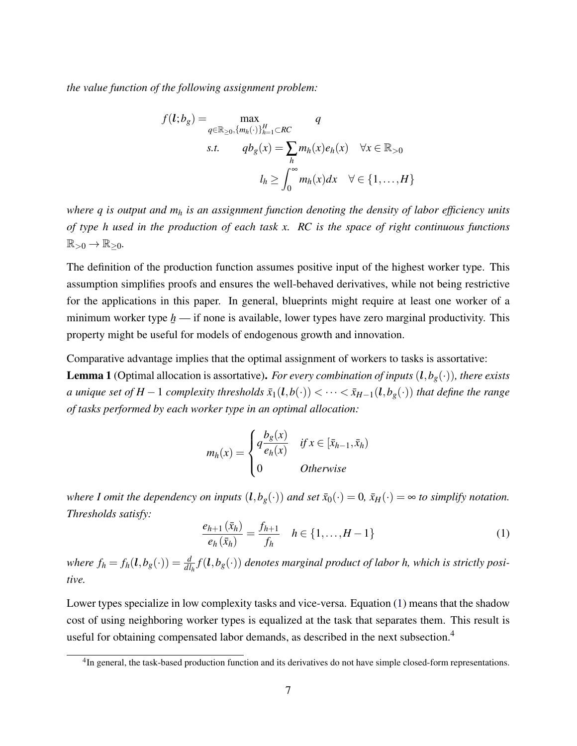*the value function of the following assignment problem:*

$$
\begin{aligned}
f(\boldsymbol{l}; b_g) = \max_{q \in \mathbb{R}_{\geq 0}, \{m_h(\cdot)\}_{h=1}^{H} \subset RC} \quad & q \\
s.t. \qquad q b_g(x) = & \sum_h m_h(x) e_h(x) \quad \forall x \in \mathbb{R}_{>0} \\
l_h \geq & \int_0^\infty m_h(x) dx \quad \forall \in \{1, \ldots, H\}
\end{aligned}
$$

*where $q$ is output and $m_h$ is an assignment function denoting the density of labor efficiency units of type $h$ used in the production of each task $x$. $RC$ is the space of right continuous functions $\mathbb{R}_{>0} \to \mathbb{R}_{\geq 0}$.*

The definition of the production function assumes positive input of the highest worker type. This assumption simplifies proofs and ensures the well-behaved derivatives, while not being restrictive for the applications in this paper. In general, blueprints might require at least one worker of a minimum worker type $\underline{h}$ — if none is available, lower types have zero marginal productivity. This property might be useful for models of endogenous growth and innovation.

Comparative advantage implies that the optimal assignment of workers to tasks is assortative:

**Lemma 1** (Optimal allocation is assortative)**.** *For every combination of inputs $(\boldsymbol{l}, b_g(\cdot))$, there exists a unique set of $H-1$ complexity thresholds $\bar{x}_1(\boldsymbol{l}, b(\cdot)) < \cdots < \bar{x}_{H-1}(\boldsymbol{l}, b_g(\cdot))$ that define the range of tasks performed by each worker type in an optimal allocation:*

$$
m_h(x) = \begin{cases} q \dfrac{b_g(x)}{e_h(x)} & \text{if } x \in [\bar{x}_{h-1}, \bar{x}_h) \\ 0 & \text{Otherwise} \end{cases}
$$

*where I omit the dependency on inputs $(\boldsymbol{l}, b_g(\cdot))$ and set $\bar{x}_0(\cdot) = 0$, $\bar{x}_H(\cdot) = \infty$ to simplify notation. Thresholds satisfy:*

$$
\frac{e_{h+1}(\bar{x}_h)}{e_h(\bar{x}_h)} = \frac{f_{h+1}}{f_h} \quad h \in \{1, \ldots, H-1\} \tag{1}
$$

*where $f_h = f_h(\boldsymbol{l}, b_g(\cdot)) = \frac{d}{dl_h} f(\boldsymbol{l}, b_g(\cdot))$ denotes marginal product of labor $h$, which is strictly positive.*

Lower types specialize in low complexity tasks and vice-versa. Equation (1) means that the shadow cost of using neighboring worker types is equalized at the task that separates them. This result is useful for obtaining compensated labor demands, as described in the next subsection.[4]

[4] In general, the task-based production function and its derivatives do not have simple closed-form representations.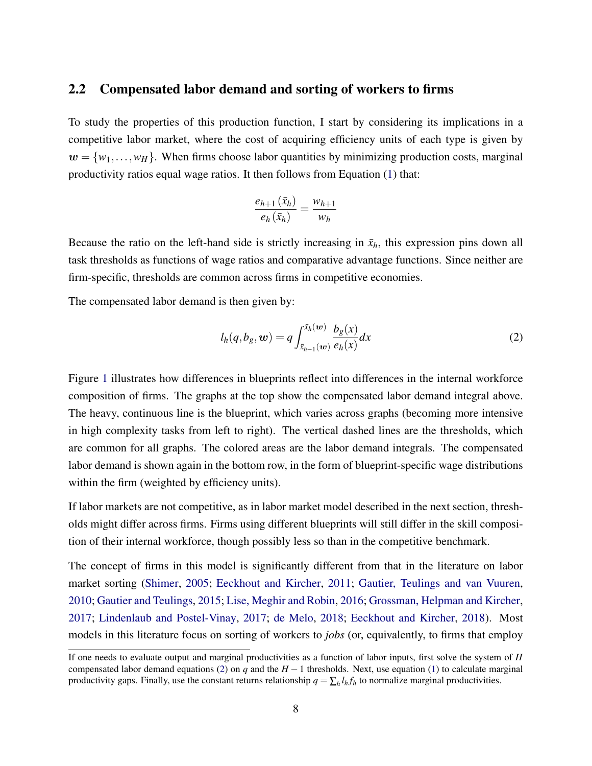## 2.2 Compensated labor demand and sorting of workers to firms

To study the properties of this production function, I start by considering its implications in a competitive labor market, where the cost of acquiring efficiency units of each type is given by $\boldsymbol{w} = \{w_1, \ldots, w_H\}$. When firms choose labor quantities by minimizing production costs, marginal productivity ratios equal wage ratios. It then follows from Equation (1) that:

$$\frac{e_{h+1}(\bar{x}_h)}{e_h(\bar{x}_h)} = \frac{w_{h+1}}{w_h}$$

Because the ratio on the left-hand side is strictly increasing in $\bar{x}_h$, this expression pins down all task thresholds as functions of wage ratios and comparative advantage functions. Since neither are firm-specific, thresholds are common across firms in competitive economies.

The compensated labor demand is then given by:

$$l_h(q, b_g, \boldsymbol{w}) = q \int_{\bar{x}_{h-1}(\boldsymbol{w})}^{\bar{x}_h(\boldsymbol{w})} \frac{b_g(x)}{e_h(x)} dx \tag{2}$$

Figure 1 illustrates how differences in blueprints reflect into differences in the internal workforce composition of firms. The graphs at the top show the compensated labor demand integral above. The heavy, continuous line is the blueprint, which varies across graphs (becoming more intensive in high complexity tasks from left to right). The vertical dashed lines are the thresholds, which are common for all graphs. The colored areas are the labor demand integrals. The compensated labor demand is shown again in the bottom row, in the form of blueprint-specific wage distributions within the firm (weighted by efficiency units).

If labor markets are not competitive, as in labor market model described in the next section, thresholds might differ across firms. Firms using different blueprints will still differ in the skill composition of their internal workforce, though possibly less so than in the competitive benchmark.

The concept of firms in this model is significantly different from that in the literature on labor market sorting (Shimer, 2005; Eeckhout and Kircher, 2011; Gautier, Teulings and van Vuuren, 2010; Gautier and Teulings, 2015; Lise, Meghir and Robin, 2016; Grossman, Helpman and Kircher, 2017; Lindenlaub and Postel-Vinay, 2017; de Melo, 2018; Eeckhout and Kircher, 2018). Most models in this literature focus on sorting of workers to *jobs* (or, equivalently, to firms that employ

If one needs to evaluate output and marginal productivities as a function of labor inputs, first solve the system of $H$ compensated labor demand equations (2) on $q$ and the $H-1$ thresholds. Next, use equation (1) to calculate marginal productivity gaps. Finally, use the constant returns relationship $q = \sum_h l_h f_h$ to normalize marginal productivities.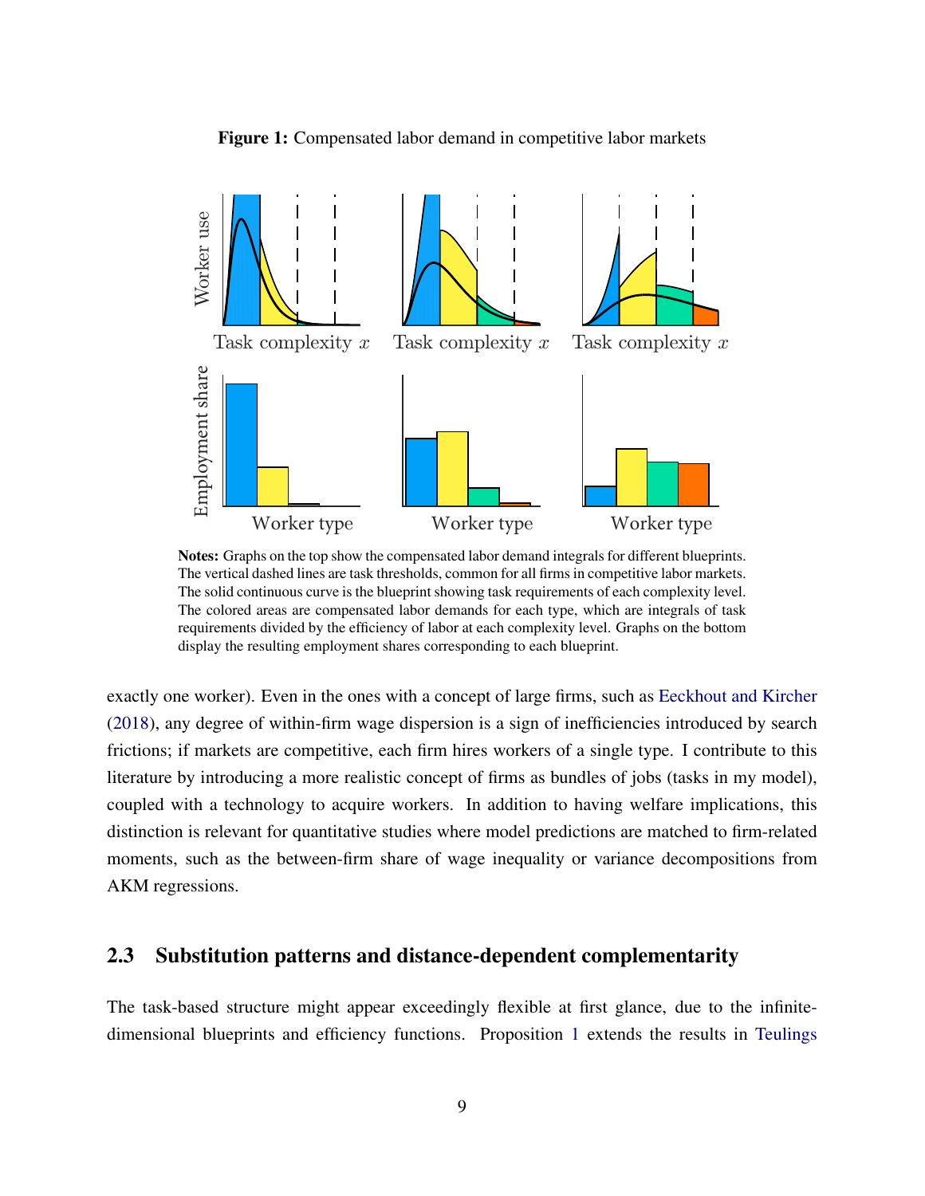**Figure 1:** Compensated labor demand in competitive labor markets

**Notes:** Graphs on the top show the compensated labor demand integrals for different blueprints. The vertical dashed lines are task thresholds, common for all firms in competitive labor markets. The solid continuous curve is the blueprint showing task requirements of each complexity level. The colored areas are compensated labor demands for each type, which are integrals of task requirements divided by the efficiency of labor at each complexity level. Graphs on the bottom display the resulting employment shares corresponding to each blueprint.

exactly one worker). Even in the ones with a concept of large firms, such as Eeckhout and Kircher (2018), any degree of within-firm wage dispersion is a sign of inefficiencies introduced by search frictions; if markets are competitive, each firm hires workers of a single type. I contribute to this literature by introducing a more realistic concept of firms as bundles of jobs (tasks in my model), coupled with a technology to acquire workers. In addition to having welfare implications, this distinction is relevant for quantitative studies where model predictions are matched to firm-related moments, such as the between-firm share of wage inequality or variance decompositions from AKM regressions.

## 2.3 Substitution patterns and distance-dependent complementarity

The task-based structure might appear exceedingly flexible at first glance, due to the infinite-dimensional blueprints and efficiency functions. Proposition 1 extends the results in Teulings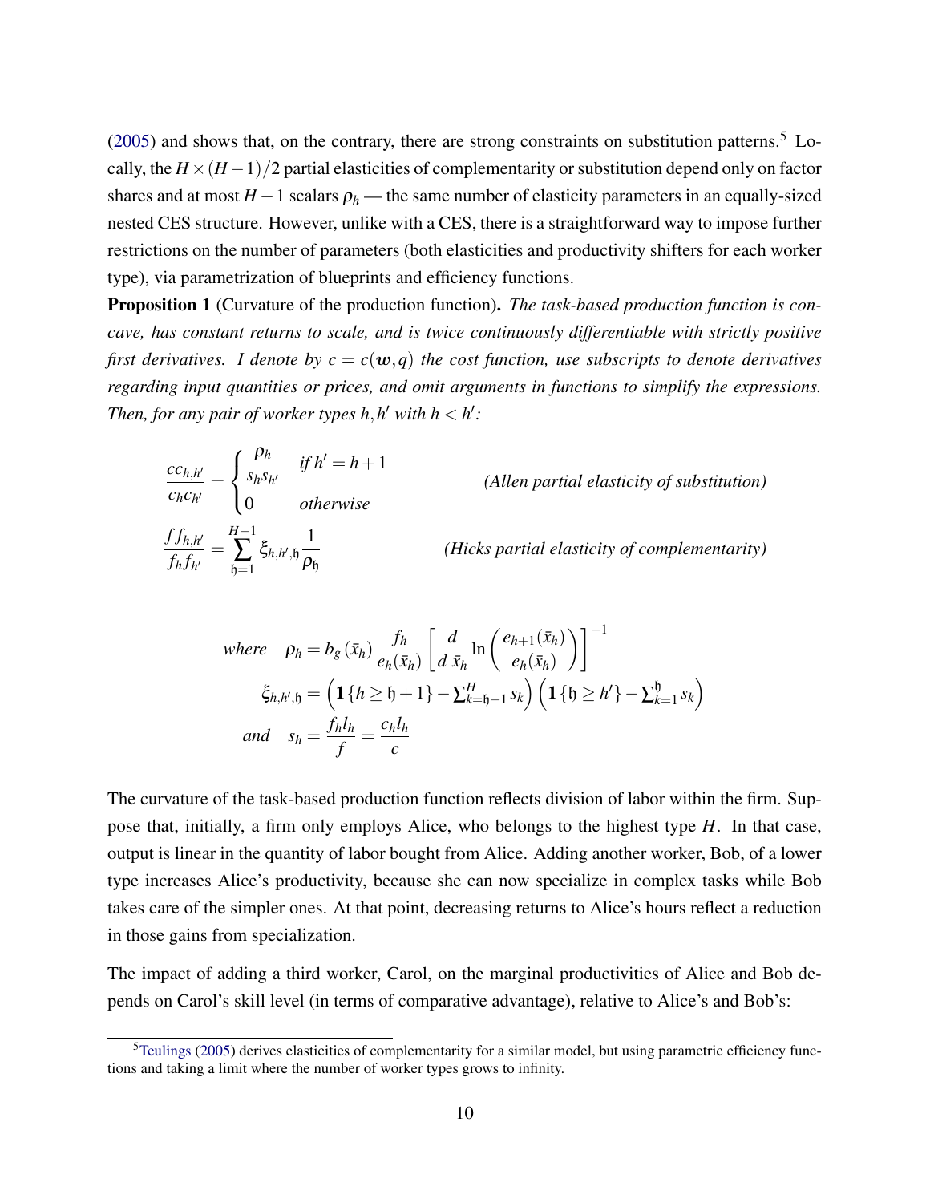(2005) and shows that, on the contrary, there are strong constraints on substitution patterns.[5] Locally, the $H \times (H-1)/2$ partial elasticities of complementarity or substitution depend only on factor shares and at most $H-1$ scalars $\rho_h$ — the same number of elasticity parameters in an equally-sized nested CES structure. However, unlike with a CES, there is a straightforward way to impose further restrictions on the number of parameters (both elasticities and productivity shifters for each worker type), via parametrization of blueprints and efficiency functions.

**Proposition 1** (Curvature of the production function). *The task-based production function is concave, has constant returns to scale, and is twice continuously differentiable with strictly positive first derivatives. I denote by $c = c(\boldsymbol{w}, q)$ the cost function, use subscripts to denote derivatives regarding input quantities or prices, and omit arguments in functions to simplify the expressions. Then, for any pair of worker types $h, h'$ with $h < h'$:*

$$\frac{c c_{h,h'}}{c_h c_{h'}} = \begin{cases} \dfrac{\rho_h}{s_h s_{h'}} & \text{if } h' = h+1 \\ 0 & \text{otherwise} \end{cases} \qquad \textit{(Allen partial elasticity of substitution)}$$

$$\frac{f f_{h,h'}}{f_h f_{h'}} = \sum_{\mathfrak{h}=1}^{H-1} \xi_{h,h',\mathfrak{h}} \frac{1}{\rho_{\mathfrak{h}}} \qquad \textit{(Hicks partial elasticity of complementarity)}$$

$$\text{where} \quad \rho_h = b_g(\bar{x}_h) \frac{f_h}{e_h(\bar{x}_h)} \left[ \frac{d}{d\,\bar{x}_h} \ln\left( \frac{e_{h+1}(\bar{x}_h)}{e_h(\bar{x}_h)} \right) \right]^{-1}$$

$$\xi_{h,h',\mathfrak{h}} = \left( \mathbf{1}\{h \geq \mathfrak{h}+1\} - \textstyle\sum_{k=\mathfrak{h}+1}^{H} s_k \right) \left( \mathbf{1}\{\mathfrak{h} \geq h'\} - \textstyle\sum_{k=1}^{\mathfrak{h}} s_k \right)$$

$$\text{and} \quad s_h = \frac{f_h l_h}{f} = \frac{c_h l_h}{c}$$

The curvature of the task-based production function reflects division of labor within the firm. Suppose that, initially, a firm only employs Alice, who belongs to the highest type $H$. In that case, output is linear in the quantity of labor bought from Alice. Adding another worker, Bob, of a lower type increases Alice's productivity, because she can now specialize in complex tasks while Bob takes care of the simpler ones. At that point, decreasing returns to Alice's hours reflect a reduction in those gains from specialization.

The impact of adding a third worker, Carol, on the marginal productivities of Alice and Bob depends on Carol's skill level (in terms of comparative advantage), relative to Alice's and Bob's:

[5] Teulings (2005) derives elasticities of complementarity for a similar model, but using parametric efficiency functions and taking a limit where the number of worker types grows to infinity.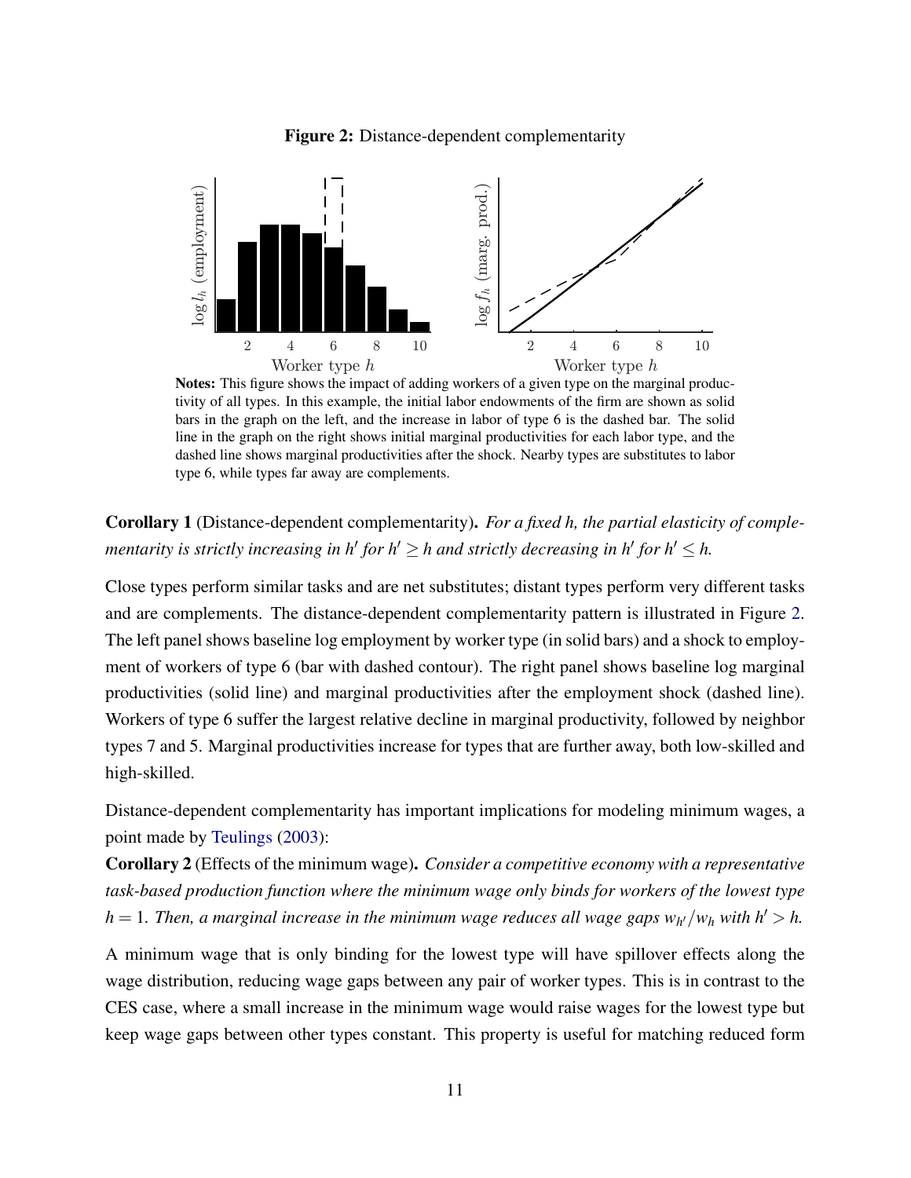**Figure 2:** Distance-dependent complementarity

**Notes:** This figure shows the impact of adding workers of a given type on the marginal productivity of all types. In this example, the initial labor endowments of the firm are shown as solid bars in the graph on the left, and the increase in labor of type 6 is the dashed bar. The solid line in the graph on the right shows initial marginal productivities for each labor type, and the dashed line shows marginal productivities after the shock. Nearby types are substitutes to labor type 6, while types far away are complements.

**Corollary 1** (Distance-dependent complementarity)**.** *For a fixed $h$, the partial elasticity of complementarity is strictly increasing in $h'$ for $h' \geq h$ and strictly decreasing in $h'$ for $h' \leq h$.*

Close types perform similar tasks and are net substitutes; distant types perform very different tasks and are complements. The distance-dependent complementarity pattern is illustrated in Figure 2. The left panel shows baseline log employment by worker type (in solid bars) and a shock to employment of workers of type 6 (bar with dashed contour). The right panel shows baseline log marginal productivities (solid line) and marginal productivities after the employment shock (dashed line). Workers of type 6 suffer the largest relative decline in marginal productivity, followed by neighbor types 7 and 5. Marginal productivities increase for types that are further away, both low-skilled and high-skilled.

Distance-dependent complementarity has important implications for modeling minimum wages, a point made by Teulings (2003):

**Corollary 2** (Effects of the minimum wage)**.** *Consider a competitive economy with a representative task-based production function where the minimum wage only binds for workers of the lowest type $h = 1$. Then, a marginal increase in the minimum wage reduces all wage gaps $w_{h'}/w_h$ with $h' > h$.*

A minimum wage that is only binding for the lowest type will have spillover effects along the wage distribution, reducing wage gaps between any pair of worker types. This is in contrast to the CES case, where a small increase in the minimum wage would raise wages for the lowest type but keep wage gaps between other types constant. This property is useful for matching reduced form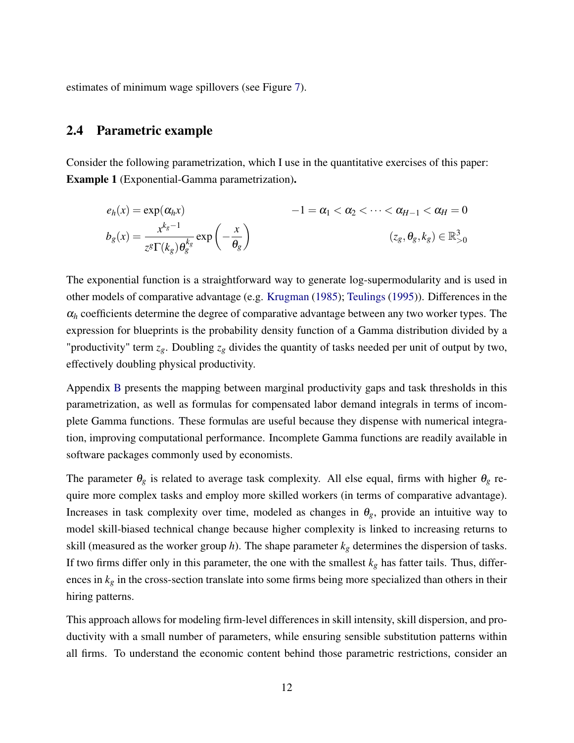estimates of minimum wage spillovers (see Figure 7).

## 2.4 Parametric example

Consider the following parametrization, which I use in the quantitative exercises of this paper:
**Example 1** (Exponential-Gamma parametrization)**.**

$$
\begin{aligned}
e_h(x) &= \exp(\alpha_h x) & \qquad -1 = \alpha_1 < \alpha_2 < \cdots < \alpha_{H-1} < \alpha_H = 0 \\
b_g(x) &= \frac{x^{k_g - 1}}{z^g \Gamma(k_g) \theta_g^{k_g}} \exp\left(-\frac{x}{\theta_g}\right) & \qquad (z_g, \theta_g, k_g) \in \mathbb{R}^3_{>0}
\end{aligned}
$$

The exponential function is a straightforward way to generate log-supermodularity and is used in other models of comparative advantage (e.g. Krugman (1985); Teulings (1995)). Differences in the $\alpha_h$ coefficients determine the degree of comparative advantage between any two worker types. The expression for blueprints is the probability density function of a Gamma distribution divided by a "productivity" term $z_g$. Doubling $z_g$ divides the quantity of tasks needed per unit of output by two, effectively doubling physical productivity.

Appendix B presents the mapping between marginal productivity gaps and task thresholds in this parametrization, as well as formulas for compensated labor demand integrals in terms of incomplete Gamma functions. These formulas are useful because they dispense with numerical integration, improving computational performance. Incomplete Gamma functions are readily available in software packages commonly used by economists.

The parameter $\theta_g$ is related to average task complexity. All else equal, firms with higher $\theta_g$ require more complex tasks and employ more skilled workers (in terms of comparative advantage). Increases in task complexity over time, modeled as changes in $\theta_g$, provide an intuitive way to model skill-biased technical change because higher complexity is linked to increasing returns to skill (measured as the worker group $h$). The shape parameter $k_g$ determines the dispersion of tasks. If two firms differ only in this parameter, the one with the smallest $k_g$ has fatter tails. Thus, differences in $k_g$ in the cross-section translate into some firms being more specialized than others in their hiring patterns.

This approach allows for modeling firm-level differences in skill intensity, skill dispersion, and productivity with a small number of parameters, while ensuring sensible substitution patterns within all firms. To understand the economic content behind those parametric restrictions, consider an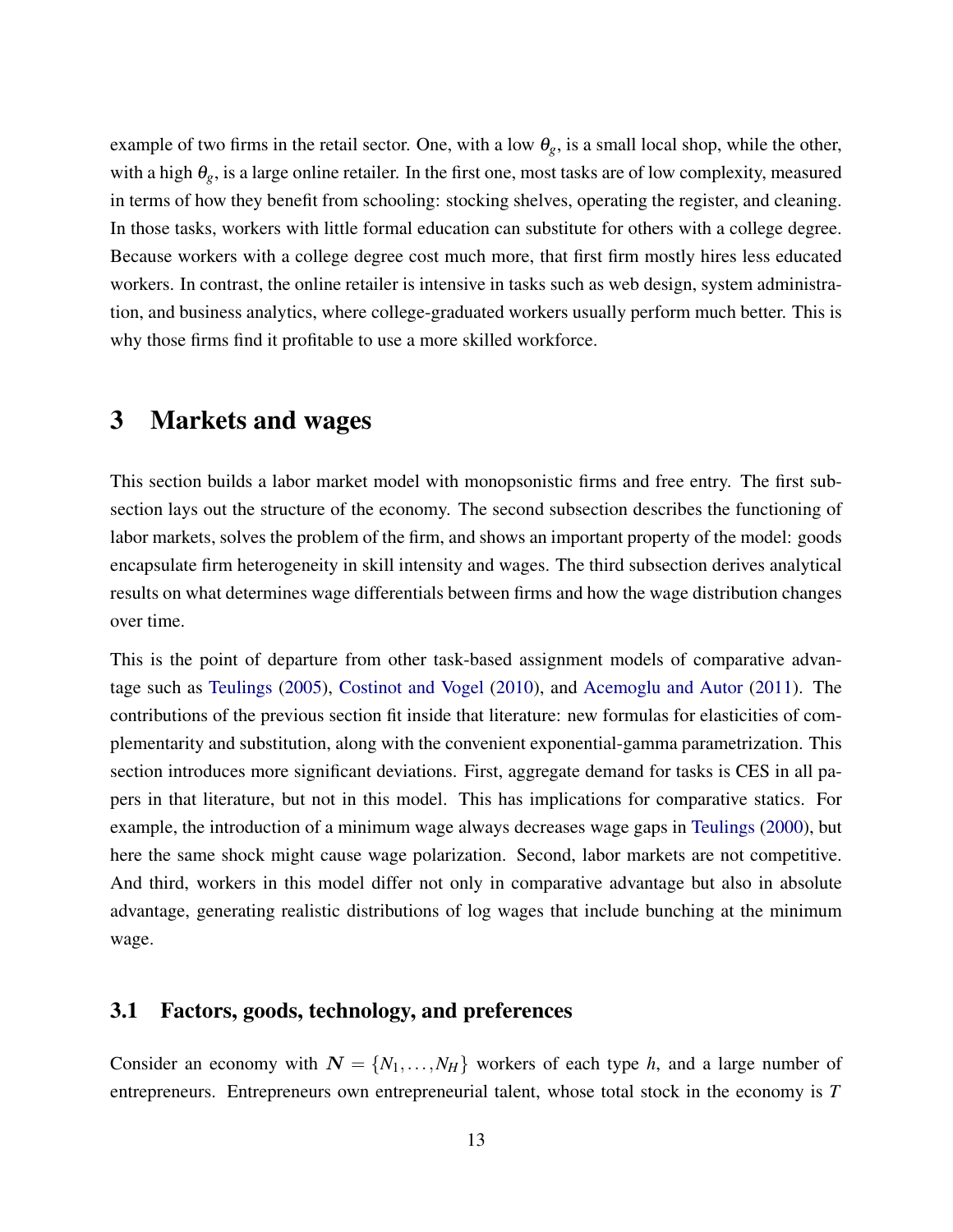example of two firms in the retail sector. One, with a low $\theta_g$, is a small local shop, while the other, with a high $\theta_g$, is a large online retailer. In the first one, most tasks are of low complexity, measured in terms of how they benefit from schooling: stocking shelves, operating the register, and cleaning. In those tasks, workers with little formal education can substitute for others with a college degree. Because workers with a college degree cost much more, that first firm mostly hires less educated workers. In contrast, the online retailer is intensive in tasks such as web design, system administration, and business analytics, where college-graduated workers usually perform much better. This is why those firms find it profitable to use a more skilled workforce.

# 3 Markets and wages

This section builds a labor market model with monopsonistic firms and free entry. The first subsection lays out the structure of the economy. The second subsection describes the functioning of labor markets, solves the problem of the firm, and shows an important property of the model: goods encapsulate firm heterogeneity in skill intensity and wages. The third subsection derives analytical results on what determines wage differentials between firms and how the wage distribution changes over time.

This is the point of departure from other task-based assignment models of comparative advantage such as Teulings (2005), Costinot and Vogel (2010), and Acemoglu and Autor (2011). The contributions of the previous section fit inside that literature: new formulas for elasticities of complementarity and substitution, along with the convenient exponential-gamma parametrization. This section introduces more significant deviations. First, aggregate demand for tasks is CES in all papers in that literature, but not in this model. This has implications for comparative statics. For example, the introduction of a minimum wage always decreases wage gaps in Teulings (2000), but here the same shock might cause wage polarization. Second, labor markets are not competitive. And third, workers in this model differ not only in comparative advantage but also in absolute advantage, generating realistic distributions of log wages that include bunching at the minimum wage.

## 3.1 Factors, goods, technology, and preferences

Consider an economy with $\boldsymbol{N} = \{N_1, \ldots, N_H\}$ workers of each type $h$, and a large number of entrepreneurs. Entrepreneurs own entrepreneurial talent, whose total stock in the economy is $T$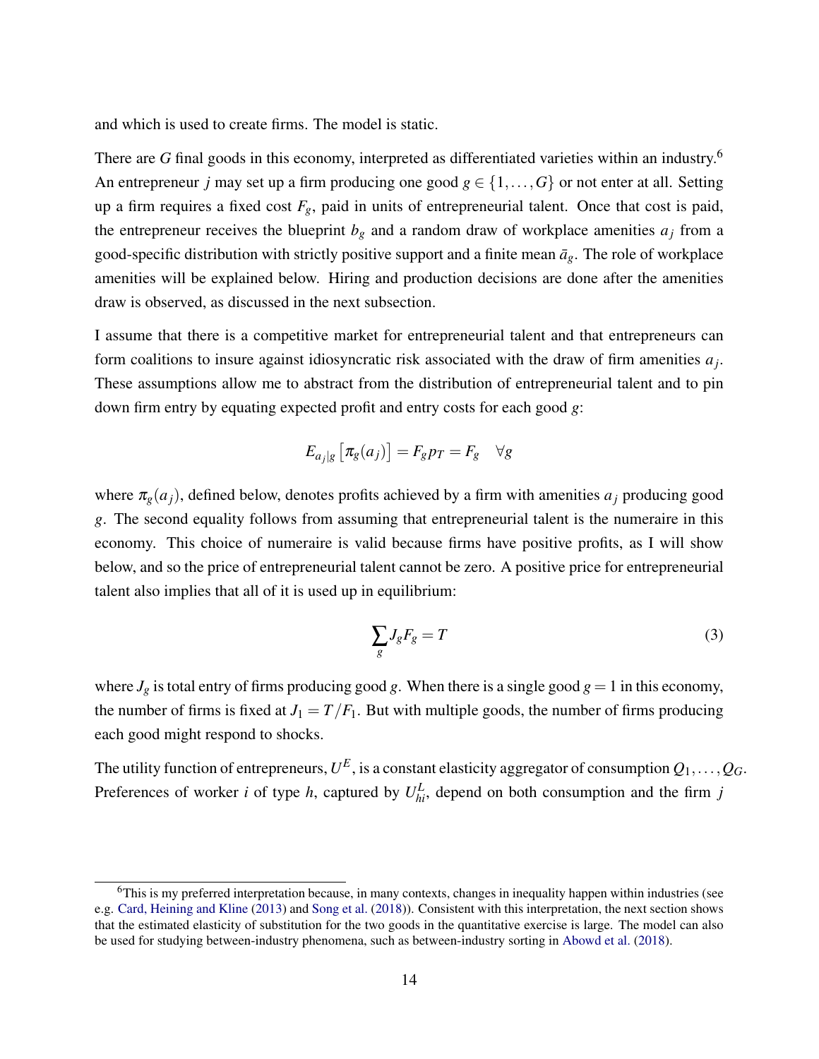and which is used to create firms. The model is static.

There are $G$ final goods in this economy, interpreted as differentiated varieties within an industry.[6] An entrepreneur $j$ may set up a firm producing one good $g \in \{1, \ldots, G\}$ or not enter at all. Setting up a firm requires a fixed cost $F_g$, paid in units of entrepreneurial talent. Once that cost is paid, the entrepreneur receives the blueprint $b_g$ and a random draw of workplace amenities $a_j$ from a good-specific distribution with strictly positive support and a finite mean $\bar{a}_g$. The role of workplace amenities will be explained below. Hiring and production decisions are done after the amenities draw is observed, as discussed in the next subsection.

I assume that there is a competitive market for entrepreneurial talent and that entrepreneurs can form coalitions to insure against idiosyncratic risk associated with the draw of firm amenities $a_j$. These assumptions allow me to abstract from the distribution of entrepreneurial talent and to pin down firm entry by equating expected profit and entry costs for each good $g$:

$$E_{a_j|g}\left[\pi_g(a_j)\right] = F_g p_T = F_g \quad \forall g$$

where $\pi_g(a_j)$, defined below, denotes profits achieved by a firm with amenities $a_j$ producing good $g$. The second equality follows from assuming that entrepreneurial talent is the numeraire in this economy. This choice of numeraire is valid because firms have positive profits, as I will show below, and so the price of entrepreneurial talent cannot be zero. A positive price for entrepreneurial talent also implies that all of it is used up in equilibrium:

$$\sum_g J_g F_g = T \tag{3}$$

where $J_g$ is total entry of firms producing good $g$. When there is a single good $g = 1$ in this economy, the number of firms is fixed at $J_1 = T/F_1$. But with multiple goods, the number of firms producing each good might respond to shocks.

The utility function of entrepreneurs, $U^E$, is a constant elasticity aggregator of consumption $Q_1, \ldots, Q_G$. Preferences of worker $i$ of type $h$, captured by $U^L_{hi}$, depend on both consumption and the firm $j$

[6] This is my preferred interpretation because, in many contexts, changes in inequality happen within industries (see e.g. Card, Heining and Kline (2013) and Song et al. (2018)). Consistent with this interpretation, the next section shows that the estimated elasticity of substitution for the two goods in the quantitative exercise is large. The model can also be used for studying between-industry phenomena, such as between-industry sorting in Abowd et al. (2018).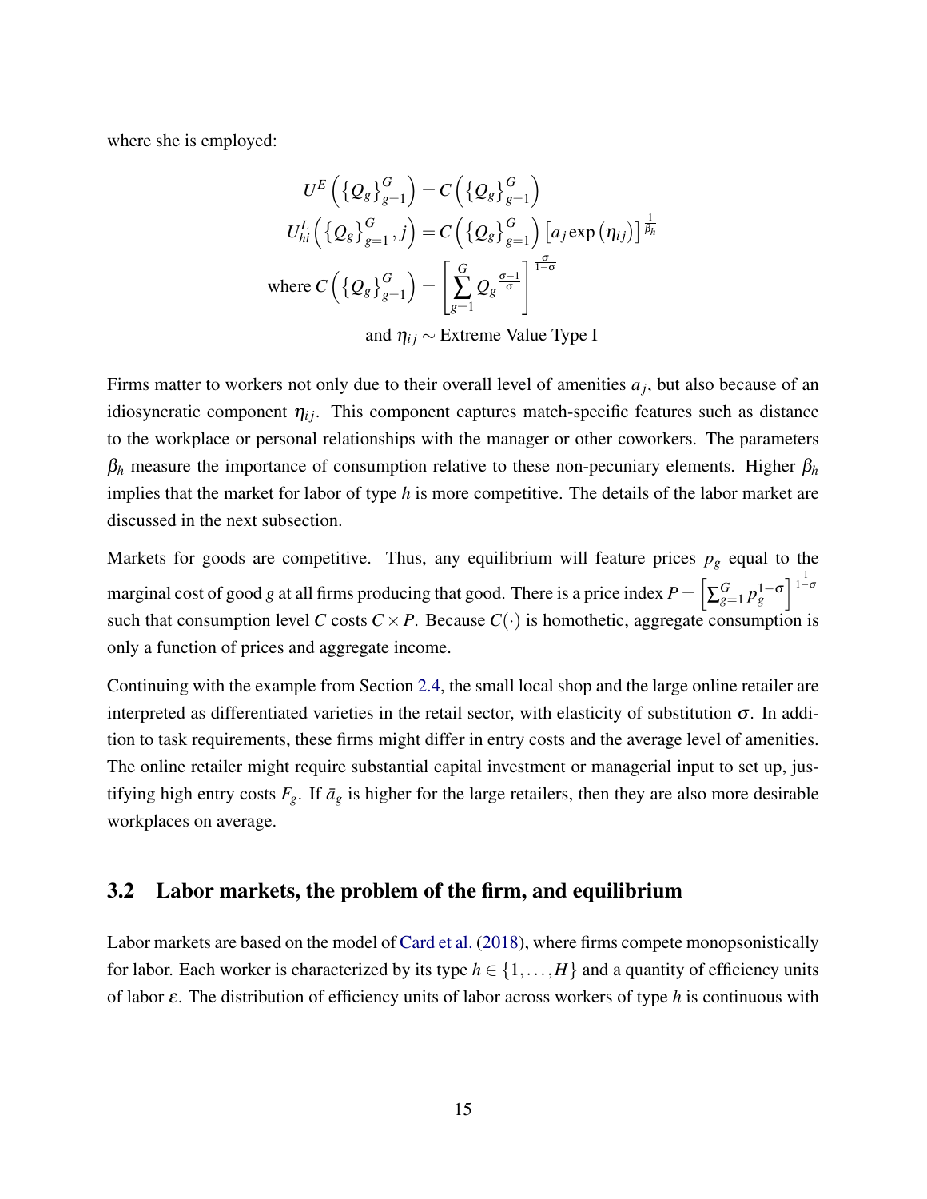where she is employed:

$$U^E\left(\{Q_g\}_{g=1}^G\right) = C\left(\{Q_g\}_{g=1}^G\right)$$

$$U_{hi}^L\left(\{Q_g\}_{g=1}^G, j\right) = C\left(\{Q_g\}_{g=1}^G\right)\left[a_j \exp\left(\eta_{ij}\right)\right]^{\frac{1}{\beta_h}}$$

$$\text{where } C\left(\{Q_g\}_{g=1}^G\right) = \left[\sum_{g=1}^G Q_g^{\frac{\sigma-1}{\sigma}}\right]^{\frac{\sigma}{1-\sigma}}$$

$$\text{and } \eta_{ij} \sim \text{Extreme Value Type I}$$

Firms matter to workers not only due to their overall level of amenities $a_j$, but also because of an idiosyncratic component $\eta_{ij}$. This component captures match-specific features such as distance to the workplace or personal relationships with the manager or other coworkers. The parameters $\beta_h$ measure the importance of consumption relative to these non-pecuniary elements. Higher $\beta_h$ implies that the market for labor of type $h$ is more competitive. The details of the labor market are discussed in the next subsection.

Markets for goods are competitive. Thus, any equilibrium will feature prices $p_g$ equal to the marginal cost of good $g$ at all firms producing that good. There is a price index $P = \left[\sum_{g=1}^G p_g^{1-\sigma}\right]^{\frac{1}{1-\sigma}}$ such that consumption level $C$ costs $C \times P$. Because $C(\cdot)$ is homothetic, aggregate consumption is only a function of prices and aggregate income.

Continuing with the example from Section 2.4, the small local shop and the large online retailer are interpreted as differentiated varieties in the retail sector, with elasticity of substitution $\sigma$. In addition to task requirements, these firms might differ in entry costs and the average level of amenities. The online retailer might require substantial capital investment or managerial input to set up, justifying high entry costs $F_g$. If $\bar{a}_g$ is higher for the large retailers, then they are also more desirable workplaces on average.

## 3.2 Labor markets, the problem of the firm, and equilibrium

Labor markets are based on the model of Card et al. (2018), where firms compete monopsonistically for labor. Each worker is characterized by its type $h \in \{1, \ldots, H\}$ and a quantity of efficiency units of labor $\varepsilon$. The distribution of efficiency units of labor across workers of type $h$ is continuous with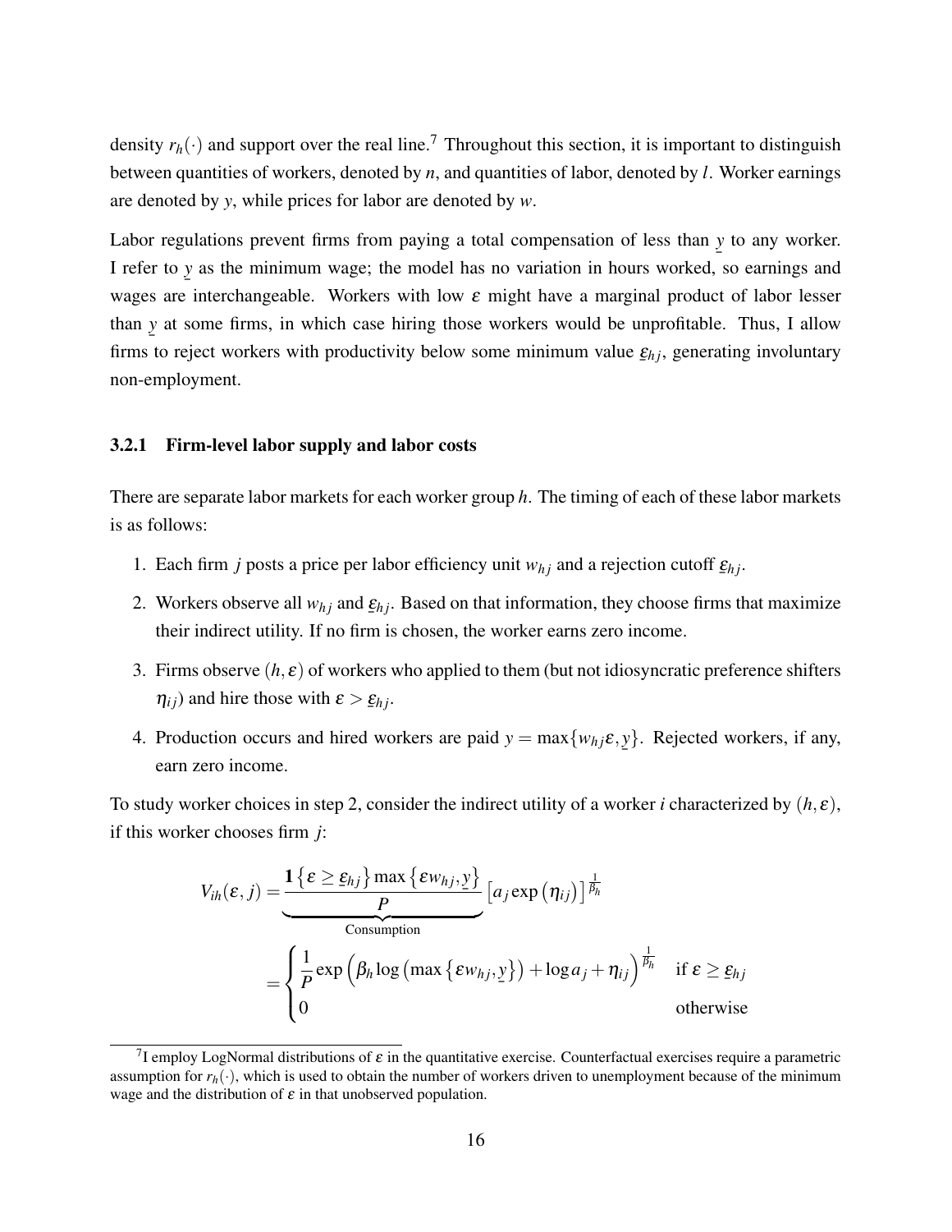density $r_h(\cdot)$ and support over the real line.[7] Throughout this section, it is important to distinguish between quantities of workers, denoted by $n$, and quantities of labor, denoted by $l$. Worker earnings are denoted by $y$, while prices for labor are denoted by $w$.

Labor regulations prevent firms from paying a total compensation of less than $\underline{y}$ to any worker. I refer to $\underline{y}$ as the minimum wage; the model has no variation in hours worked, so earnings and wages are interchangeable. Workers with low $\varepsilon$ might have a marginal product of labor lesser than $\underline{y}$ at some firms, in which case hiring those workers would be unprofitable. Thus, I allow firms to reject workers with productivity below some minimum value $\underline{\varepsilon}_{hj}$, generating involuntary non-employment.

### 3.2.1 Firm-level labor supply and labor costs

There are separate labor markets for each worker group $h$. The timing of each of these labor markets is as follows:

1. Each firm $j$ posts a price per labor efficiency unit $w_{hj}$ and a rejection cutoff $\underline{\varepsilon}_{hj}$.
2. Workers observe all $w_{hj}$ and $\underline{\varepsilon}_{hj}$. Based on that information, they choose firms that maximize their indirect utility. If no firm is chosen, the worker earns zero income.
3. Firms observe $(h, \varepsilon)$ of workers who applied to them (but not idiosyncratic preference shifters $\eta_{ij}$) and hire those with $\varepsilon > \underline{\varepsilon}_{hj}$.
4. Production occurs and hired workers are paid $y = \max\{w_{hj}\varepsilon, \underline{y}\}$. Rejected workers, if any, earn zero income.

To study worker choices in step 2, consider the indirect utility of a worker $i$ characterized by $(h, \varepsilon)$, if this worker chooses firm $j$:

$$
\begin{aligned}
V_{ih}(\varepsilon, j) &= \underbrace{\frac{\mathbf{1}\left\{\varepsilon \geq \underline{\varepsilon}_{hj}\right\} \max\left\{\varepsilon w_{hj}, \underline{y}\right\}}{P}}_{\text{Consumption}} \left[a_j \exp\left(\eta_{ij}\right)\right]^{\frac{1}{\beta_h}} \\
&= \begin{cases} \dfrac{1}{P} \exp\left(\beta_h \log\left(\max\left\{\varepsilon w_{hj}, \underline{y}\right\}\right) + \log a_j + \eta_{ij}\right)^{\frac{1}{\beta_h}} & \text{if } \varepsilon \geq \underline{\varepsilon}_{hj} \\ 0 & \text{otherwise} \end{cases}
\end{aligned}
$$

[7] I employ LogNormal distributions of $\varepsilon$ in the quantitative exercise. Counterfactual exercises require a parametric assumption for $r_h(\cdot)$, which is used to obtain the number of workers driven to unemployment because of the minimum wage and the distribution of $\varepsilon$ in that unobserved population.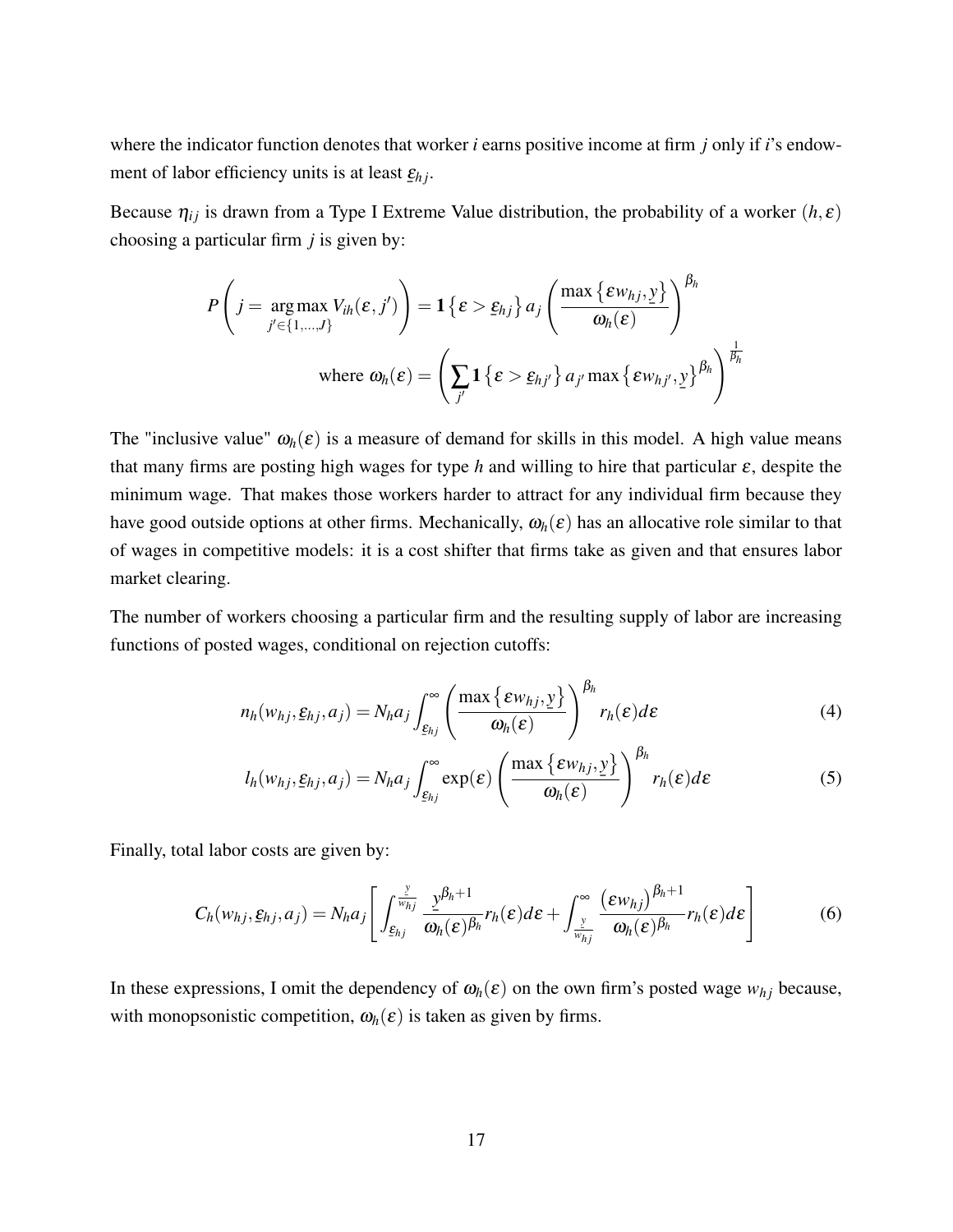where the indicator function denotes that worker $i$ earns positive income at firm $j$ only if $i$'s endowment of labor efficiency units is at least $\underline{\varepsilon}_{hj}$.

Because $\eta_{ij}$ is drawn from a Type I Extreme Value distribution, the probability of a worker $(h, \varepsilon)$ choosing a particular firm $j$ is given by:

$$P\left(j = \underset{j' \in \{1,\ldots,J\}}{\arg\max}\, V_{ih}(\varepsilon, j')\right) = \mathbf{1}\left\{\varepsilon > \underline{\varepsilon}_{hj}\right\} a_j \left(\frac{\max\left\{\varepsilon w_{hj}, \underline{y}\right\}}{\omega_h(\varepsilon)}\right)^{\beta_h}$$

$$\text{where } \omega_h(\varepsilon) = \left(\sum_{j'} \mathbf{1}\left\{\varepsilon > \underline{\varepsilon}_{hj'}\right\} a_{j'} \max\left\{\varepsilon w_{hj'}, \underline{y}\right\}^{\beta_h}\right)^{\frac{1}{\beta_h}}$$

The "inclusive value" $\omega_h(\varepsilon)$ is a measure of demand for skills in this model. A high value means that many firms are posting high wages for type $h$ and willing to hire that particular $\varepsilon$, despite the minimum wage. That makes those workers harder to attract for any individual firm because they have good outside options at other firms. Mechanically, $\omega_h(\varepsilon)$ has an allocative role similar to that of wages in competitive models: it is a cost shifter that firms take as given and that ensures labor market clearing.

The number of workers choosing a particular firm and the resulting supply of labor are increasing functions of posted wages, conditional on rejection cutoffs:

$$n_h(w_{hj}, \underline{\varepsilon}_{hj}, a_j) = N_h a_j \int_{\underline{\varepsilon}_{hj}}^{\infty} \left(\frac{\max\left\{\varepsilon w_{hj}, \underline{y}\right\}}{\omega_h(\varepsilon)}\right)^{\beta_h} r_h(\varepsilon) d\varepsilon \tag{4}$$

$$l_h(w_{hj}, \underline{\varepsilon}_{hj}, a_j) = N_h a_j \int_{\underline{\varepsilon}_{hj}}^{\infty} \exp(\varepsilon) \left(\frac{\max\left\{\varepsilon w_{hj}, \underline{y}\right\}}{\omega_h(\varepsilon)}\right)^{\beta_h} r_h(\varepsilon) d\varepsilon \tag{5}$$

Finally, total labor costs are given by:

$$C_h(w_{hj}, \underline{\varepsilon}_{hj}, a_j) = N_h a_j \left[\int_{\underline{\varepsilon}_{hj}}^{\frac{\underline{y}}{w_{hj}}} \frac{\underline{y}^{\beta_h+1}}{\omega_h(\varepsilon)^{\beta_h}} r_h(\varepsilon) d\varepsilon + \int_{\frac{\underline{y}}{w_{hj}}}^{\infty} \frac{\left(\varepsilon w_{hj}\right)^{\beta_h+1}}{\omega_h(\varepsilon)^{\beta_h}} r_h(\varepsilon) d\varepsilon\right] \tag{6}$$

In these expressions, I omit the dependency of $\omega_h(\varepsilon)$ on the own firm's posted wage $w_{hj}$ because, with monopsonistic competition, $\omega_h(\varepsilon)$ is taken as given by firms.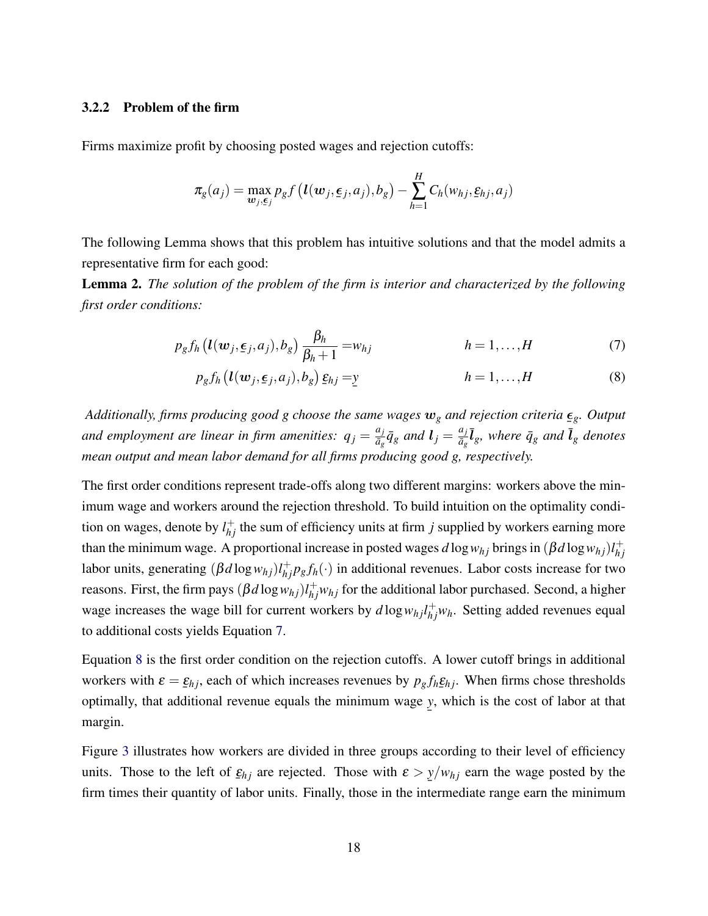### 3.2.2 Problem of the firm

Firms maximize profit by choosing posted wages and rejection cutoffs:

$$\pi_g(a_j) = \max_{\boldsymbol{w}_j, \underline{\boldsymbol{\epsilon}}_j} p_g f\left(\boldsymbol{l}(\boldsymbol{w}_j, \underline{\boldsymbol{\epsilon}}_j, a_j), b_g\right) - \sum_{h=1}^{H} C_h(w_{hj}, \underline{\varepsilon}_{hj}, a_j)$$

The following Lemma shows that this problem has intuitive solutions and that the model admits a representative firm for each good:

**Lemma 2.** *The solution of the problem of the firm is interior and characterized by the following first order conditions:*

$$p_g f_h\left(\boldsymbol{l}(\boldsymbol{w}_j, \underline{\boldsymbol{\epsilon}}_j, a_j), b_g\right) \frac{\beta_h}{\beta_h + 1} = w_{hj} \qquad h = 1, \ldots, H \tag{7}$$

$$p_g f_h\left(\boldsymbol{l}(\boldsymbol{w}_j, \underline{\boldsymbol{\epsilon}}_j, a_j), b_g\right) \underline{\varepsilon}_{hj} = \underline{y} \qquad h = 1, \ldots, H \tag{8}$$

*Additionally, firms producing good $g$ choose the same wages $\boldsymbol{w}_g$ and rejection criteria $\underline{\boldsymbol{\epsilon}}_g$. Output and employment are linear in firm amenities: $q_j = \frac{a_j}{\bar{a}_g}\bar{q}_g$ and $\boldsymbol{l}_j = \frac{a_j}{\bar{a}_g}\bar{\boldsymbol{l}}_g$, where $\bar{q}_g$ and $\bar{\boldsymbol{l}}_g$ denotes mean output and mean labor demand for all firms producing good $g$, respectively.*

The first order conditions represent trade-offs along two different margins: workers above the minimum wage and workers around the rejection threshold. To build intuition on the optimality condition on wages, denote by $l_{hj}^{+}$ the sum of efficiency units at firm $j$ supplied by workers earning more than the minimum wage. A proportional increase in posted wages $d\log w_{hj}$ brings in $(\beta d\log w_{hj})l_{hj}^{+}$ labor units, generating $(\beta d\log w_{hj})l_{hj}^{+}p_g f_h(\cdot)$ in additional revenues. Labor costs increase for two reasons. First, the firm pays $(\beta d\log w_{hj})l_{hj}^{+}w_{hj}$ for the additional labor purchased. Second, a higher wage increases the wage bill for current workers by $d\log w_{hj}l_{hj}^{+}w_h$. Setting added revenues equal to additional costs yields Equation 7.

Equation 8 is the first order condition on the rejection cutoffs. A lower cutoff brings in additional workers with $\varepsilon = \underline{\varepsilon}_{hj}$, each of which increases revenues by $p_g f_h \underline{\varepsilon}_{hj}$. When firms chose thresholds optimally, that additional revenue equals the minimum wage $\underline{y}$, which is the cost of labor at that margin.

Figure 3 illustrates how workers are divided in three groups according to their level of efficiency units. Those to the left of $\underline{\varepsilon}_{hj}$ are rejected. Those with $\varepsilon > \underline{y}/w_{hj}$ earn the wage posted by the firm times their quantity of labor units. Finally, those in the intermediate range earn the minimum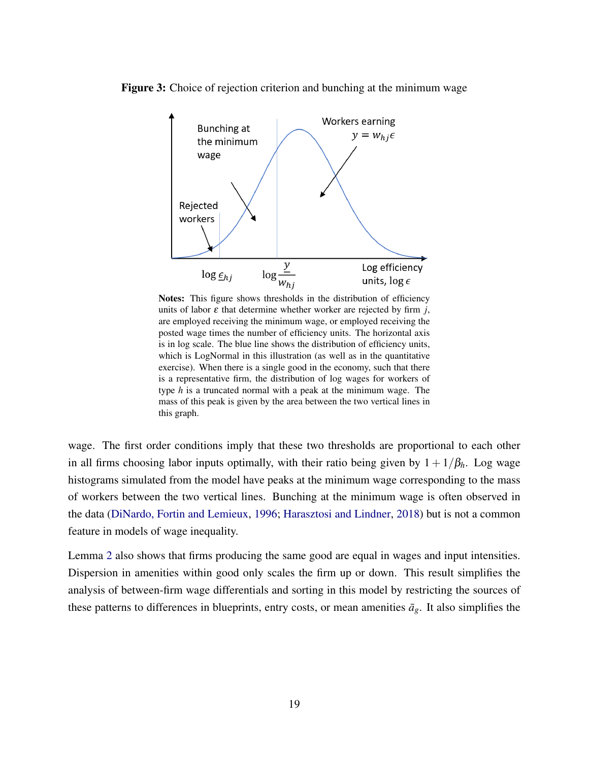**Figure 3:** Choice of rejection criterion and bunching at the minimum wage

**Notes:** This figure shows thresholds in the distribution of efficiency units of labor $\varepsilon$ that determine whether worker are rejected by firm $j$, are employed receiving the minimum wage, or employed receiving the posted wage times the number of efficiency units. The horizontal axis is in log scale. The blue line shows the distribution of efficiency units, which is LogNormal in this illustration (as well as in the quantitative exercise). When there is a single good in the economy, such that there is a representative firm, the distribution of log wages for workers of type $h$ is a truncated normal with a peak at the minimum wage. The mass of this peak is given by the area between the two vertical lines in this graph.

wage. The first order conditions imply that these two thresholds are proportional to each other in all firms choosing labor inputs optimally, with their ratio being given by $1+1/\beta_h$. Log wage histograms simulated from the model have peaks at the minimum wage corresponding to the mass of workers between the two vertical lines. Bunching at the minimum wage is often observed in the data (DiNardo, Fortin and Lemieux, 1996; Harasztosi and Lindner, 2018) but is not a common feature in models of wage inequality.

Lemma 2 also shows that firms producing the same good are equal in wages and input intensities. Dispersion in amenities within good only scales the firm up or down. This result simplifies the analysis of between-firm wage differentials and sorting in this model by restricting the sources of these patterns to differences in blueprints, entry costs, or mean amenities $\bar{a}_g$. It also simplifies the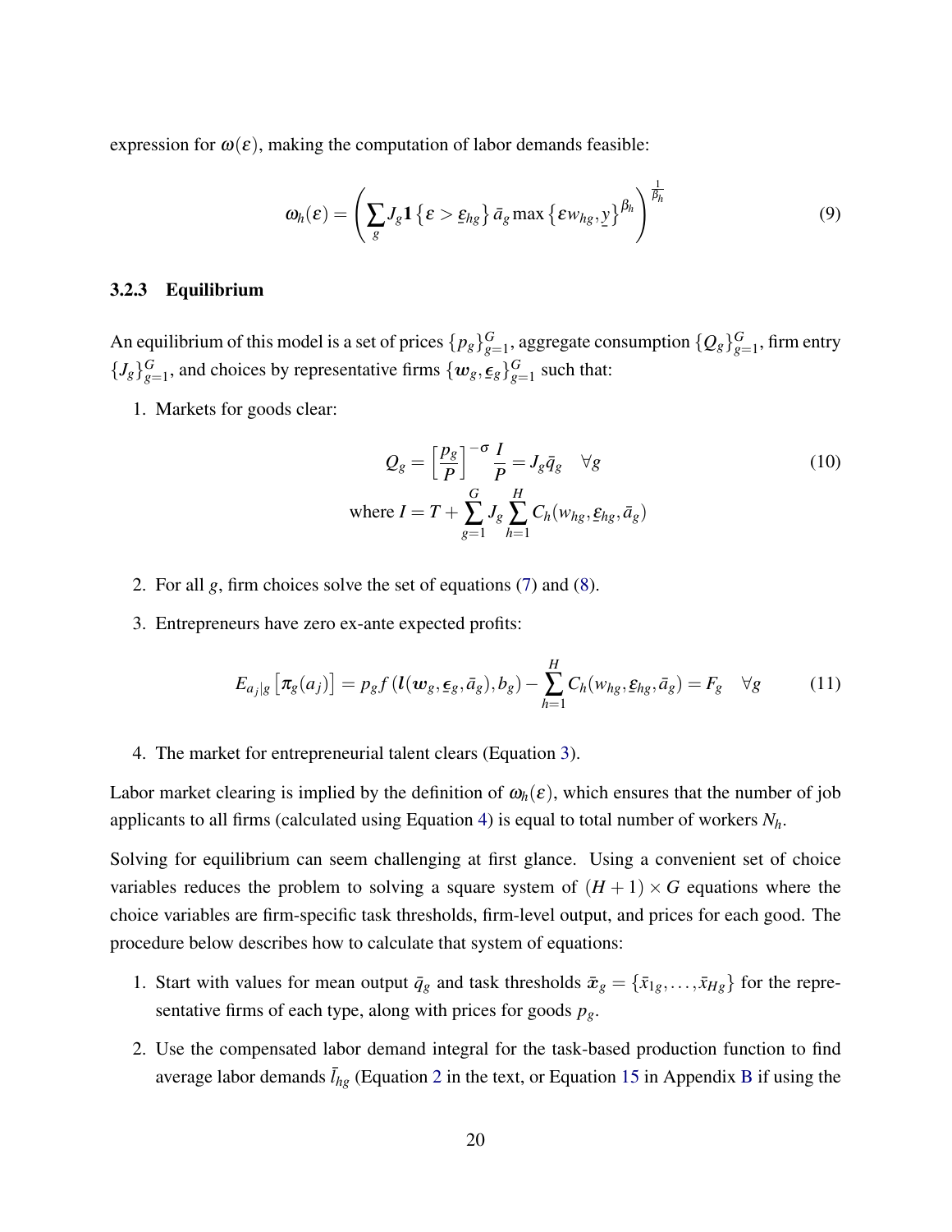expression for $\omega(\varepsilon)$, making the computation of labor demands feasible:

$$\omega_h(\varepsilon) = \left( \sum_g J_g \mathbf{1}\left\{\varepsilon > \underline{\varepsilon}_{hg}\right\} \bar{a}_g \max\left\{\varepsilon w_{hg}, \underline{y}\right\}^{\beta_h} \right)^{\frac{1}{\beta_h}} \tag{9}$$

### 3.2.3 Equilibrium

An equilibrium of this model is a set of prices $\{p_g\}_{g=1}^G$, aggregate consumption $\{Q_g\}_{g=1}^G$, firm entry $\{J_g\}_{g=1}^G$, and choices by representative firms $\{\boldsymbol{w}_g, \underline{\boldsymbol{\epsilon}}_g\}_{g=1}^G$ such that:

1. Markets for goods clear:

$$Q_g = \left[\frac{p_g}{P}\right]^{-\sigma} \frac{I}{P} = J_g \bar{q}_g \quad \forall g \tag{10}$$

$$\text{where } I = T + \sum_{g=1}^{G} J_g \sum_{h=1}^{H} C_h(w_{hg}, \underline{\varepsilon}_{hg}, \bar{a}_g)$$

2. For all $g$, firm choices solve the set of equations (7) and (8).

3. Entrepreneurs have zero ex-ante expected profits:

$$E_{a_j|g}\left[\pi_g(a_j)\right] = p_g f\left(\boldsymbol{l}(\boldsymbol{w}_g, \underline{\boldsymbol{\epsilon}}_g, \bar{a}_g), b_g\right) - \sum_{h=1}^{H} C_h(w_{hg}, \underline{\varepsilon}_{hg}, \bar{a}_g) = F_g \quad \forall g \tag{11}$$

4. The market for entrepreneurial talent clears (Equation 3).

Labor market clearing is implied by the definition of $\omega_h(\varepsilon)$, which ensures that the number of job applicants to all firms (calculated using Equation 4) is equal to total number of workers $N_h$.

Solving for equilibrium can seem challenging at first glance. Using a convenient set of choice variables reduces the problem to solving a square system of $(H+1) \times G$ equations where the choice variables are firm-specific task thresholds, firm-level output, and prices for each good. The procedure below describes how to calculate that system of equations:

1. Start with values for mean output $\bar{q}_g$ and task thresholds $\bar{\boldsymbol{x}}_g = \{\bar{x}_{1g}, \ldots, \bar{x}_{Hg}\}$ for the representative firms of each type, along with prices for goods $p_g$.

2. Use the compensated labor demand integral for the task-based production function to find average labor demands $\bar{l}_{hg}$ (Equation 2 in the text, or Equation 15 in Appendix B if using the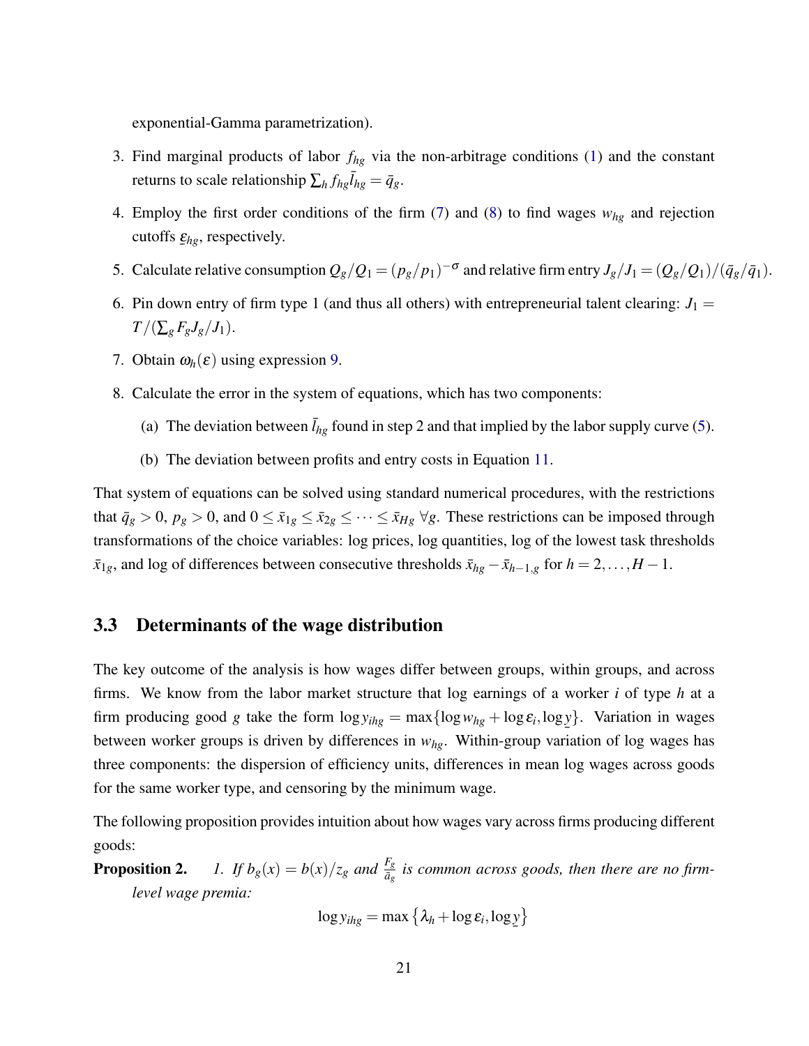exponential-Gamma parametrization).

3. Find marginal products of labor $f_{hg}$ via the non-arbitrage conditions (1) and the constant returns to scale relationship $\sum_h f_{hg} \bar{l}_{hg} = \bar{q}_g$.

4. Employ the first order conditions of the firm (7) and (8) to find wages $w_{hg}$ and rejection cutoffs $\underline{\varepsilon}_{hg}$, respectively.

5. Calculate relative consumption $Q_g/Q_1 = (p_g/p_1)^{-\sigma}$ and relative firm entry $J_g/J_1 = (Q_g/Q_1)/(\bar{q}_g/\bar{q}_1)$.

6. Pin down entry of firm type 1 (and thus all others) with entrepreneurial talent clearing: $J_1 = T/(\sum_g F_g J_g/J_1)$.

7. Obtain $\omega_h(\varepsilon)$ using expression 9.

8. Calculate the error in the system of equations, which has two components:

   (a) The deviation between $\bar{l}_{hg}$ found in step 2 and that implied by the labor supply curve (5).

   (b) The deviation between profits and entry costs in Equation 11.

That system of equations can be solved using standard numerical procedures, with the restrictions that $\bar{q}_g > 0$, $p_g > 0$, and $0 \leq \bar{x}_{1g} \leq \bar{x}_{2g} \leq \cdots \leq \bar{x}_{Hg}$ $\forall g$. These restrictions can be imposed through transformations of the choice variables: log prices, log quantities, log of the lowest task thresholds $\bar{x}_{1g}$, and log of differences between consecutive thresholds $\bar{x}_{hg} - \bar{x}_{h-1,g}$ for $h = 2, \ldots, H-1$.

## 3.3 Determinants of the wage distribution

The key outcome of the analysis is how wages differ between groups, within groups, and across firms. We know from the labor market structure that log earnings of a worker $i$ of type $h$ at a firm producing good $g$ take the form $\log y_{ihg} = \max\{\log w_{hg} + \log \varepsilon_i, \log \underline{y}\}$. Variation in wages between worker groups is driven by differences in $w_{hg}$. Within-group variation of log wages has three components: the dispersion of efficiency units, differences in mean log wages across goods for the same worker type, and censoring by the minimum wage.

The following proposition provides intuition about how wages vary across firms producing different goods:

**Proposition 2.** *1. If $b_g(x) = b(x)/z_g$ and $\frac{F_g}{\bar{a}_g}$ is common across goods, then there are no firm-level wage premia:*

$$\log y_{ihg} = \max\left\{\lambda_h + \log \varepsilon_i, \log \underline{y}\right\}$$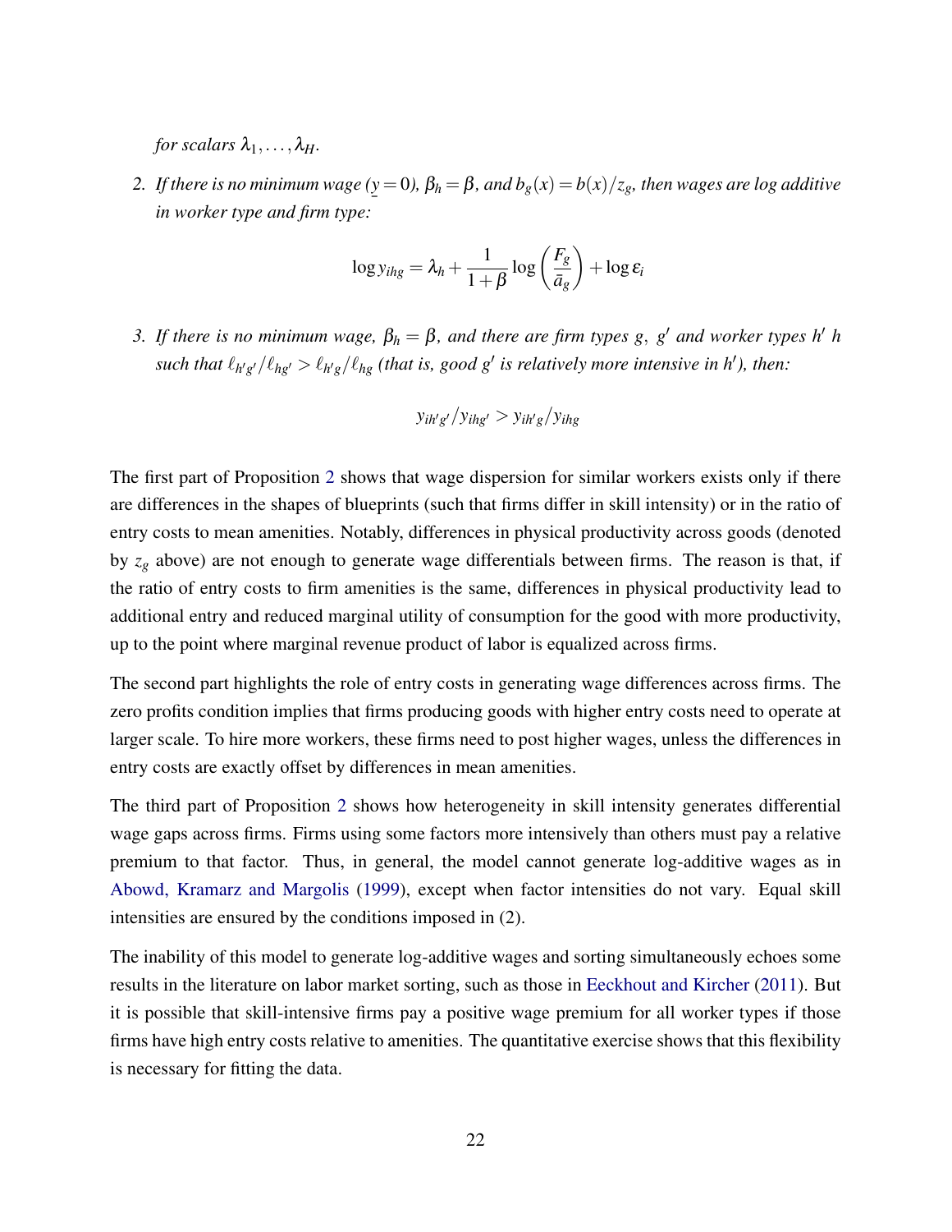*for scalars $\lambda_1, \ldots, \lambda_H$.*

2. *If there is no minimum wage ($\underline{y} = 0$), $\beta_h = \beta$, and $b_g(x) = b(x)/z_g$, then wages are log additive in worker type and firm type:*

$$\log y_{ihg} = \lambda_h + \frac{1}{1+\beta} \log \left( \frac{F_g}{\bar{a}_g} \right) + \log \varepsilon_i$$

3. *If there is no minimum wage, $\beta_h = \beta$, and there are firm types $g$, $g'$ and worker types $h'$ $h$ such that $\ell_{h'g'}/\ell_{hg'} > \ell_{h'g}/\ell_{hg}$ (that is, good $g'$ is relatively more intensive in $h'$), then:*

$$y_{ih'g'}/y_{ihg'} > y_{ih'g}/y_{ihg}$$

The first part of Proposition 2 shows that wage dispersion for similar workers exists only if there are differences in the shapes of blueprints (such that firms differ in skill intensity) or in the ratio of entry costs to mean amenities. Notably, differences in physical productivity across goods (denoted by $z_g$ above) are not enough to generate wage differentials between firms. The reason is that, if the ratio of entry costs to firm amenities is the same, differences in physical productivity lead to additional entry and reduced marginal utility of consumption for the good with more productivity, up to the point where marginal revenue product of labor is equalized across firms.

The second part highlights the role of entry costs in generating wage differences across firms. The zero profits condition implies that firms producing goods with higher entry costs need to operate at larger scale. To hire more workers, these firms need to post higher wages, unless the differences in entry costs are exactly offset by differences in mean amenities.

The third part of Proposition 2 shows how heterogeneity in skill intensity generates differential wage gaps across firms. Firms using some factors more intensively than others must pay a relative premium to that factor. Thus, in general, the model cannot generate log-additive wages as in Abowd, Kramarz and Margolis (1999), except when factor intensities do not vary. Equal skill intensities are ensured by the conditions imposed in (2).

The inability of this model to generate log-additive wages and sorting simultaneously echoes some results in the literature on labor market sorting, such as those in Eeckhout and Kircher (2011). But it is possible that skill-intensive firms pay a positive wage premium for all worker types if those firms have high entry costs relative to amenities. The quantitative exercise shows that this flexibility is necessary for fitting the data.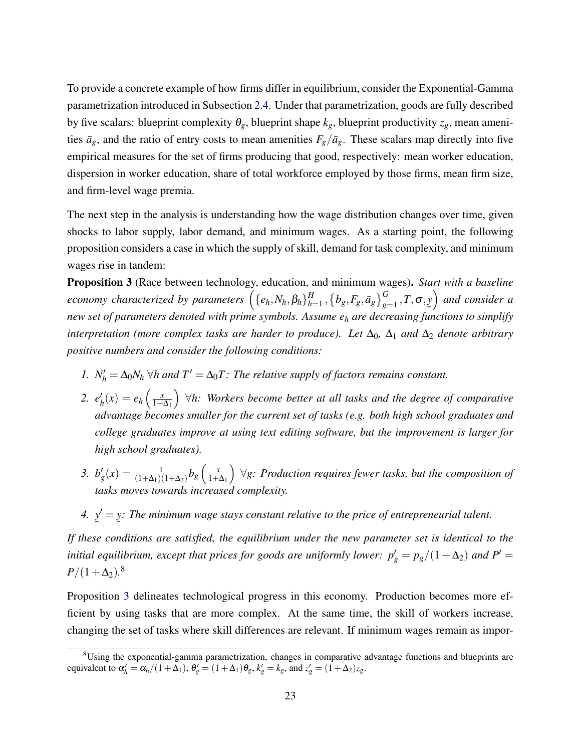To provide a concrete example of how firms differ in equilibrium, consider the Exponential-Gamma parametrization introduced in Subsection 2.4. Under that parametrization, goods are fully described by five scalars: blueprint complexity $\theta_g$, blueprint shape $k_g$, blueprint productivity $z_g$, mean amenities $\bar{a}_g$, and the ratio of entry costs to mean amenities $F_g/\bar{a}_g$. These scalars map directly into five empirical measures for the set of firms producing that good, respectively: mean worker education, dispersion in worker education, share of total workforce employed by those firms, mean firm size, and firm-level wage premia.

The next step in the analysis is understanding how the wage distribution changes over time, given shocks to labor supply, labor demand, and minimum wages. As a starting point, the following proposition considers a case in which the supply of skill, demand for task complexity, and minimum wages rise in tandem:

**Proposition 3** (Race between technology, education, and minimum wages)**.** *Start with a baseline economy characterized by parameters $\left(\{e_h, N_h, \beta_h\}_{h=1}^{H}, \{b_g, F_g, \bar{a}_g\}_{g=1}^{G}, T, \sigma, \underline{y}\right)$ and consider a new set of parameters denoted with prime symbols. Assume $e_h$ are decreasing functions to simplify interpretation (more complex tasks are harder to produce). Let $\Delta_0$, $\Delta_1$ and $\Delta_2$ denote arbitrary positive numbers and consider the following conditions:*

1. *$N'_h = \Delta_0 N_h$ $\forall h$ and $T' = \Delta_0 T$: The relative supply of factors remains constant.*
2. *$e'_h(x) = e_h\left(\frac{x}{1+\Delta_1}\right)$ $\forall h$: Workers become better at all tasks and the degree of comparative advantage becomes smaller for the current set of tasks (e.g. both high school graduates and college graduates improve at using text editing software, but the improvement is larger for high school graduates).*
3. *$b'_g(x) = \frac{1}{(1+\Delta_1)(1+\Delta_2)} b_g\left(\frac{x}{1+\Delta_1}\right)$ $\forall g$: Production requires fewer tasks, but the composition of tasks moves towards increased complexity.*
4. *$\underline{y}' = \underline{y}$: The minimum wage stays constant relative to the price of entrepreneurial talent.*

*If these conditions are satisfied, the equilibrium under the new parameter set is identical to the initial equilibrium, except that prices for goods are uniformly lower: $p'_g = p_g/(1+\Delta_2)$ and $P' = P/(1+\Delta_2)$.*[8]

Proposition 3 delineates technological progress in this economy. Production becomes more efficient by using tasks that are more complex. At the same time, the skill of workers increase, changing the set of tasks where skill differences are relevant. If minimum wages remain as impor-

[8] Using the exponential-gamma parametrization, changes in comparative advantage functions and blueprints are equivalent to $\alpha'_h = \alpha_h/(1+\Delta_1)$, $\theta'_g = (1+\Delta_1)\theta_g$, $k'_g = k_g$, and $z'_g = (1+\Delta_2)z_g$.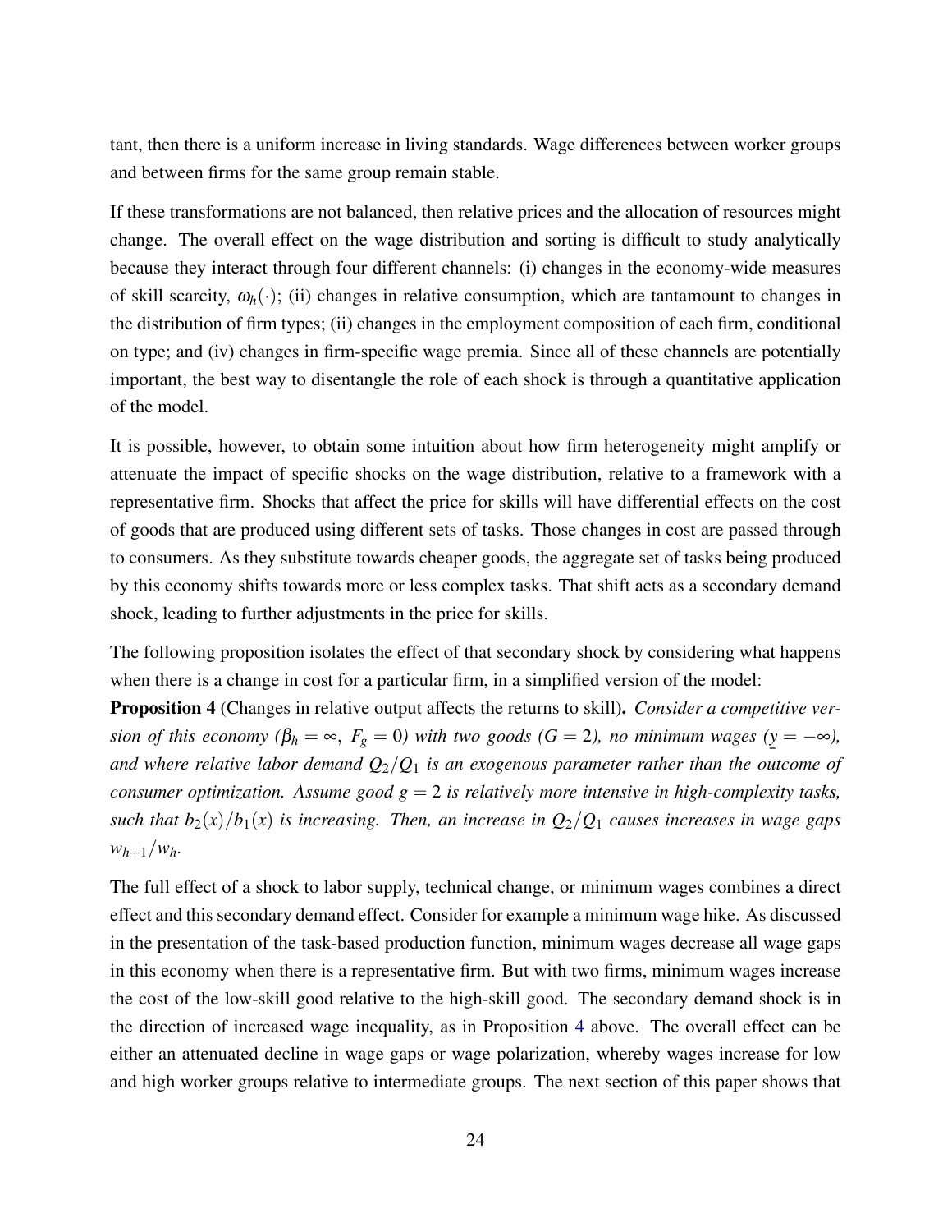tant, then there is a uniform increase in living standards. Wage differences between worker groups and between firms for the same group remain stable.

If these transformations are not balanced, then relative prices and the allocation of resources might change. The overall effect on the wage distribution and sorting is difficult to study analytically because they interact through four different channels: (i) changes in the economy-wide measures of skill scarcity, $\omega_h(\cdot)$; (ii) changes in relative consumption, which are tantamount to changes in the distribution of firm types; (ii) changes in the employment composition of each firm, conditional on type; and (iv) changes in firm-specific wage premia. Since all of these channels are potentially important, the best way to disentangle the role of each shock is through a quantitative application of the model.

It is possible, however, to obtain some intuition about how firm heterogeneity might amplify or attenuate the impact of specific shocks on the wage distribution, relative to a framework with a representative firm. Shocks that affect the price for skills will have differential effects on the cost of goods that are produced using different sets of tasks. Those changes in cost are passed through to consumers. As they substitute towards cheaper goods, the aggregate set of tasks being produced by this economy shifts towards more or less complex tasks. That shift acts as a secondary demand shock, leading to further adjustments in the price for skills.

The following proposition isolates the effect of that secondary shock by considering what happens when there is a change in cost for a particular firm, in a simplified version of the model:

**Proposition 4** (Changes in relative output affects the returns to skill)**.** *Consider a competitive version of this economy ($\beta_h = \infty,\ F_g = 0$) with two goods ($G = 2$), no minimum wages ($\underline{y} = -\infty$), and where relative labor demand $Q_2/Q_1$ is an exogenous parameter rather than the outcome of consumer optimization. Assume good $g = 2$ is relatively more intensive in high-complexity tasks, such that $b_2(x)/b_1(x)$ is increasing. Then, an increase in $Q_2/Q_1$ causes increases in wage gaps $w_{h+1}/w_h$.*

The full effect of a shock to labor supply, technical change, or minimum wages combines a direct effect and this secondary demand effect. Consider for example a minimum wage hike. As discussed in the presentation of the task-based production function, minimum wages decrease all wage gaps in this economy when there is a representative firm. But with two firms, minimum wages increase the cost of the low-skill good relative to the high-skill good. The secondary demand shock is in the direction of increased wage inequality, as in Proposition 4 above. The overall effect can be either an attenuated decline in wage gaps or wage polarization, whereby wages increase for low and high worker groups relative to intermediate groups. The next section of this paper shows that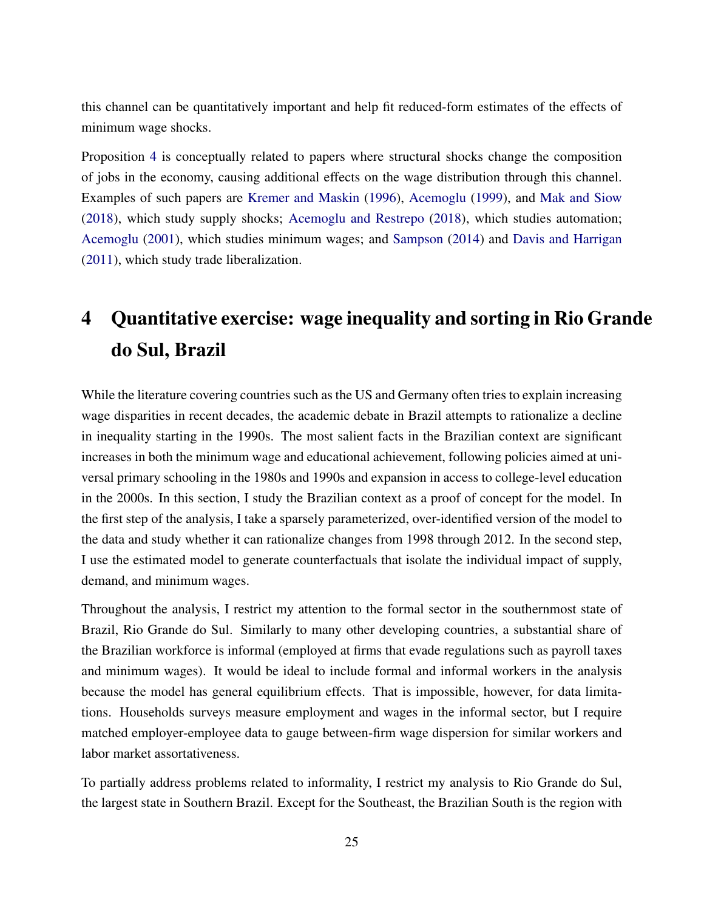this channel can be quantitatively important and help fit reduced-form estimates of the effects of minimum wage shocks.

Proposition 4 is conceptually related to papers where structural shocks change the composition of jobs in the economy, causing additional effects on the wage distribution through this channel. Examples of such papers are Kremer and Maskin (1996), Acemoglu (1999), and Mak and Siow (2018), which study supply shocks; Acemoglu and Restrepo (2018), which studies automation; Acemoglu (2001), which studies minimum wages; and Sampson (2014) and Davis and Harrigan (2011), which study trade liberalization.

# 4 Quantitative exercise: wage inequality and sorting in Rio Grande do Sul, Brazil

While the literature covering countries such as the US and Germany often tries to explain increasing wage disparities in recent decades, the academic debate in Brazil attempts to rationalize a decline in inequality starting in the 1990s. The most salient facts in the Brazilian context are significant increases in both the minimum wage and educational achievement, following policies aimed at universal primary schooling in the 1980s and 1990s and expansion in access to college-level education in the 2000s. In this section, I study the Brazilian context as a proof of concept for the model. In the first step of the analysis, I take a sparsely parameterized, over-identified version of the model to the data and study whether it can rationalize changes from 1998 through 2012. In the second step, I use the estimated model to generate counterfactuals that isolate the individual impact of supply, demand, and minimum wages.

Throughout the analysis, I restrict my attention to the formal sector in the southernmost state of Brazil, Rio Grande do Sul. Similarly to many other developing countries, a substantial share of the Brazilian workforce is informal (employed at firms that evade regulations such as payroll taxes and minimum wages). It would be ideal to include formal and informal workers in the analysis because the model has general equilibrium effects. That is impossible, however, for data limitations. Households surveys measure employment and wages in the informal sector, but I require matched employer-employee data to gauge between-firm wage dispersion for similar workers and labor market assortativeness.

To partially address problems related to informality, I restrict my analysis to Rio Grande do Sul, the largest state in Southern Brazil. Except for the Southeast, the Brazilian South is the region with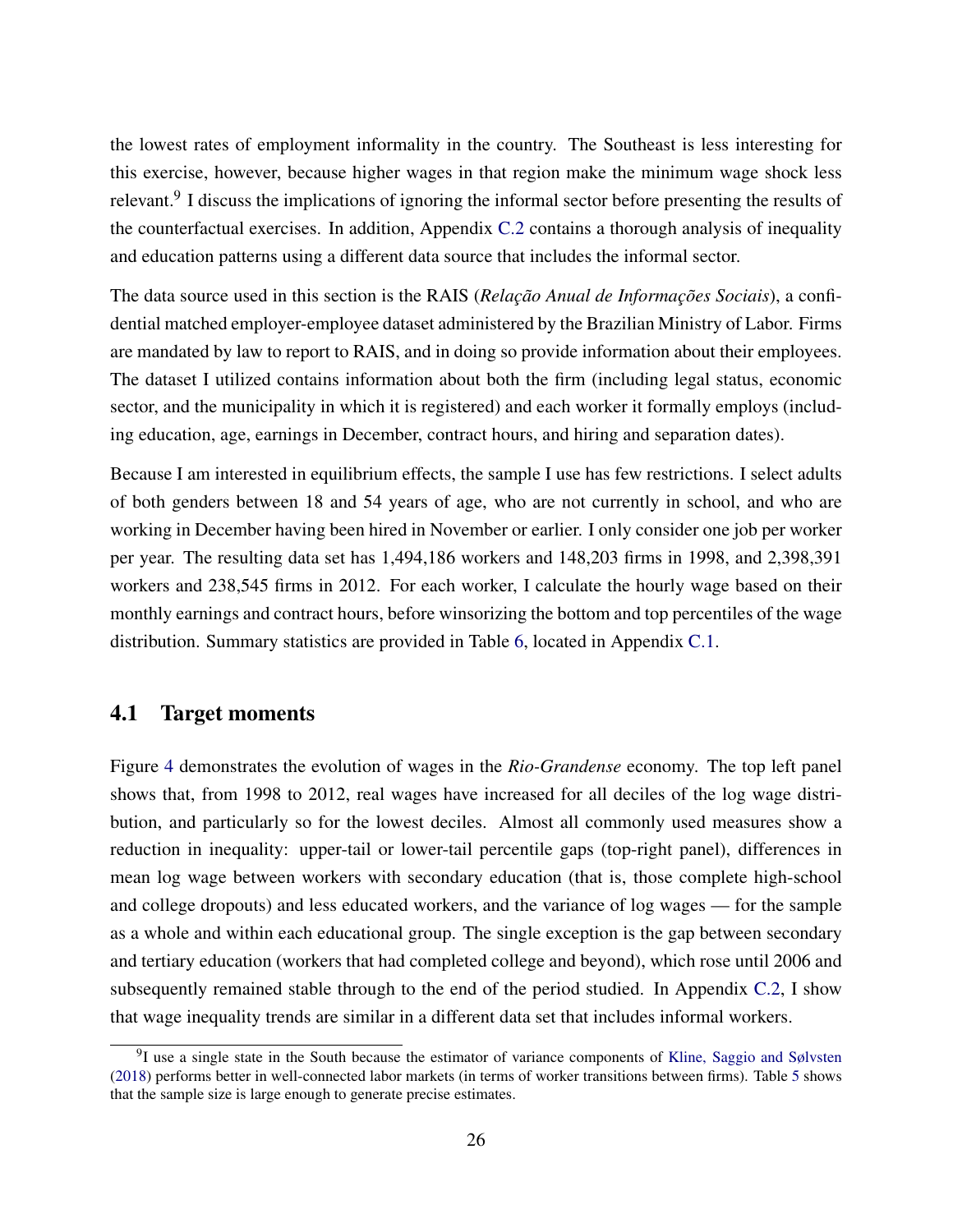the lowest rates of employment informality in the country. The Southeast is less interesting for this exercise, however, because higher wages in that region make the minimum wage shock less relevant.[9] I discuss the implications of ignoring the informal sector before presenting the results of the counterfactual exercises. In addition, Appendix C.2 contains a thorough analysis of inequality and education patterns using a different data source that includes the informal sector.

The data source used in this section is the RAIS (*Relação Anual de Informações Sociais*), a confidential matched employer-employee dataset administered by the Brazilian Ministry of Labor. Firms are mandated by law to report to RAIS, and in doing so provide information about their employees. The dataset I utilized contains information about both the firm (including legal status, economic sector, and the municipality in which it is registered) and each worker it formally employs (including education, age, earnings in December, contract hours, and hiring and separation dates).

Because I am interested in equilibrium effects, the sample I use has few restrictions. I select adults of both genders between 18 and 54 years of age, who are not currently in school, and who are working in December having been hired in November or earlier. I only consider one job per worker per year. The resulting data set has 1,494,186 workers and 148,203 firms in 1998, and 2,398,391 workers and 238,545 firms in 2012. For each worker, I calculate the hourly wage based on their monthly earnings and contract hours, before winsorizing the bottom and top percentiles of the wage distribution. Summary statistics are provided in Table 6, located in Appendix C.1.

## 4.1 Target moments

Figure 4 demonstrates the evolution of wages in the *Rio-Grandense* economy. The top left panel shows that, from 1998 to 2012, real wages have increased for all deciles of the log wage distribution, and particularly so for the lowest deciles. Almost all commonly used measures show a reduction in inequality: upper-tail or lower-tail percentile gaps (top-right panel), differences in mean log wage between workers with secondary education (that is, those complete high-school and college dropouts) and less educated workers, and the variance of log wages — for the sample as a whole and within each educational group. The single exception is the gap between secondary and tertiary education (workers that had completed college and beyond), which rose until 2006 and subsequently remained stable through to the end of the period studied. In Appendix C.2, I show that wage inequality trends are similar in a different data set that includes informal workers.

[9] I use a single state in the South because the estimator of variance components of Kline, Saggio and Sølvsten (2018) performs better in well-connected labor markets (in terms of worker transitions between firms). Table 5 shows that the sample size is large enough to generate precise estimates.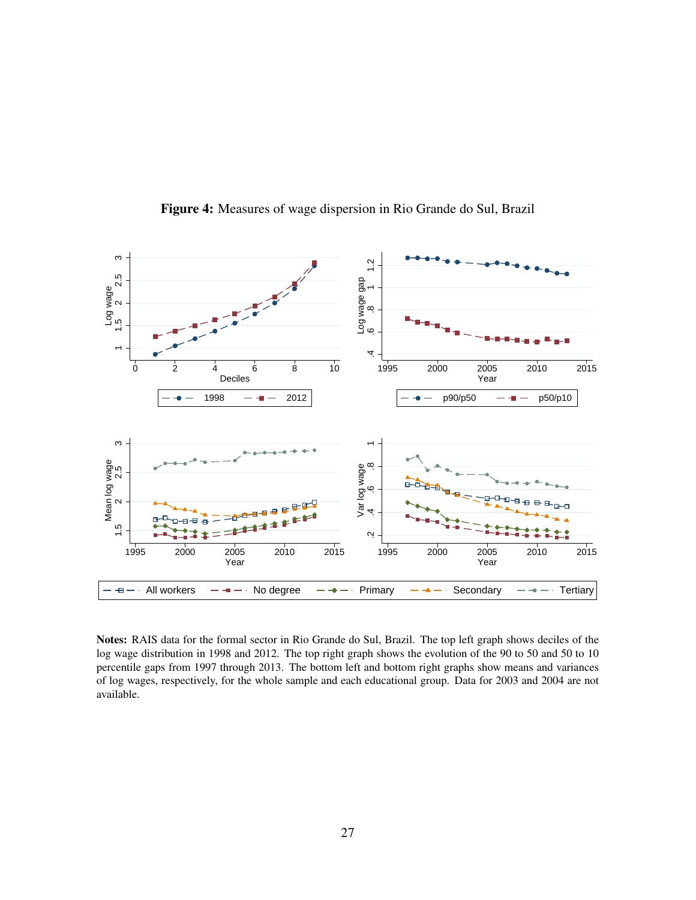**Figure 4:** Measures of wage dispersion in Rio Grande do Sul, Brazil

**Notes:** RAIS data for the formal sector in Rio Grande do Sul, Brazil. The top left graph shows deciles of the log wage distribution in 1998 and 2012. The top right graph shows the evolution of the 90 to 50 and 50 to 10 percentile gaps from 1997 through 2013. The bottom left and bottom right graphs show means and variances of log wages, respectively, for the whole sample and each educational group. Data for 2003 and 2004 are not available.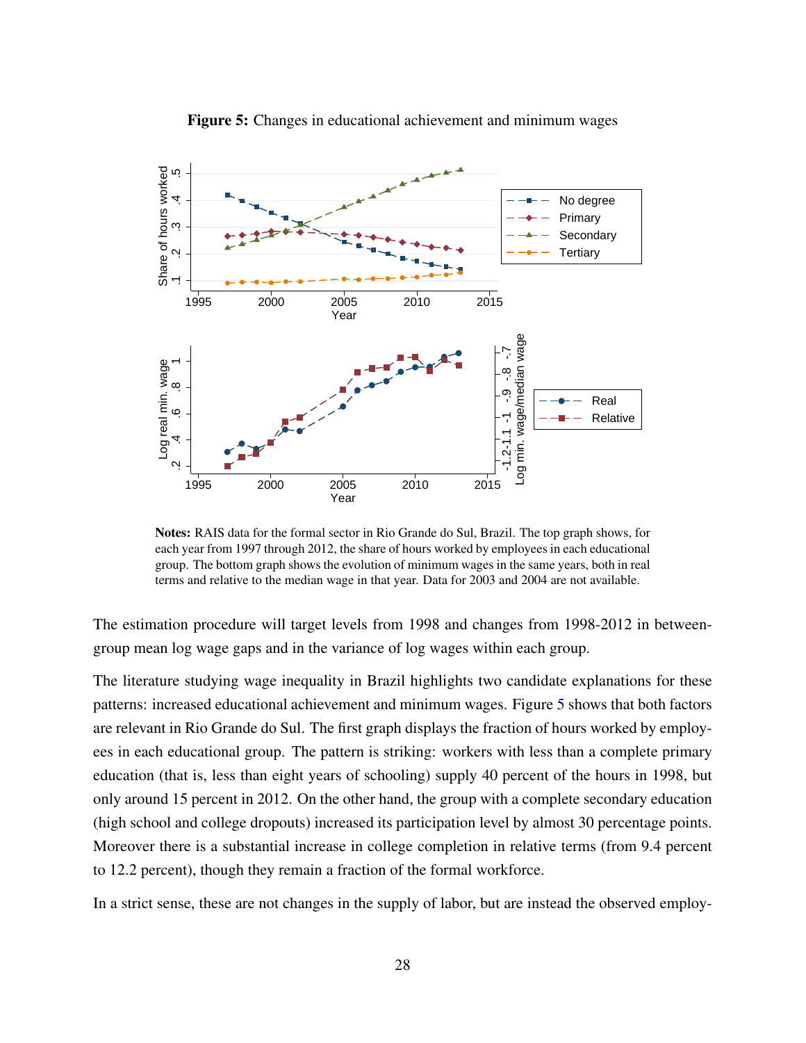**Figure 5:** Changes in educational achievement and minimum wages

**Notes:** RAIS data for the formal sector in Rio Grande do Sul, Brazil. The top graph shows, for each year from 1997 through 2012, the share of hours worked by employees in each educational group. The bottom graph shows the evolution of minimum wages in the same years, both in real terms and relative to the median wage in that year. Data for 2003 and 2004 are not available.

The estimation procedure will target levels from 1998 and changes from 1998-2012 in between-group mean log wage gaps and in the variance of log wages within each group.

The literature studying wage inequality in Brazil highlights two candidate explanations for these patterns: increased educational achievement and minimum wages. Figure 5 shows that both factors are relevant in Rio Grande do Sul. The first graph displays the fraction of hours worked by employees in each educational group. The pattern is striking: workers with less than a complete primary education (that is, less than eight years of schooling) supply 40 percent of the hours in 1998, but only around 15 percent in 2012. On the other hand, the group with a complete secondary education (high school and college dropouts) increased its participation level by almost 30 percentage points. Moreover there is a substantial increase in college completion in relative terms (from 9.4 percent to 12.2 percent), though they remain a fraction of the formal workforce.

In a strict sense, these are not changes in the supply of labor, but are instead the observed employ-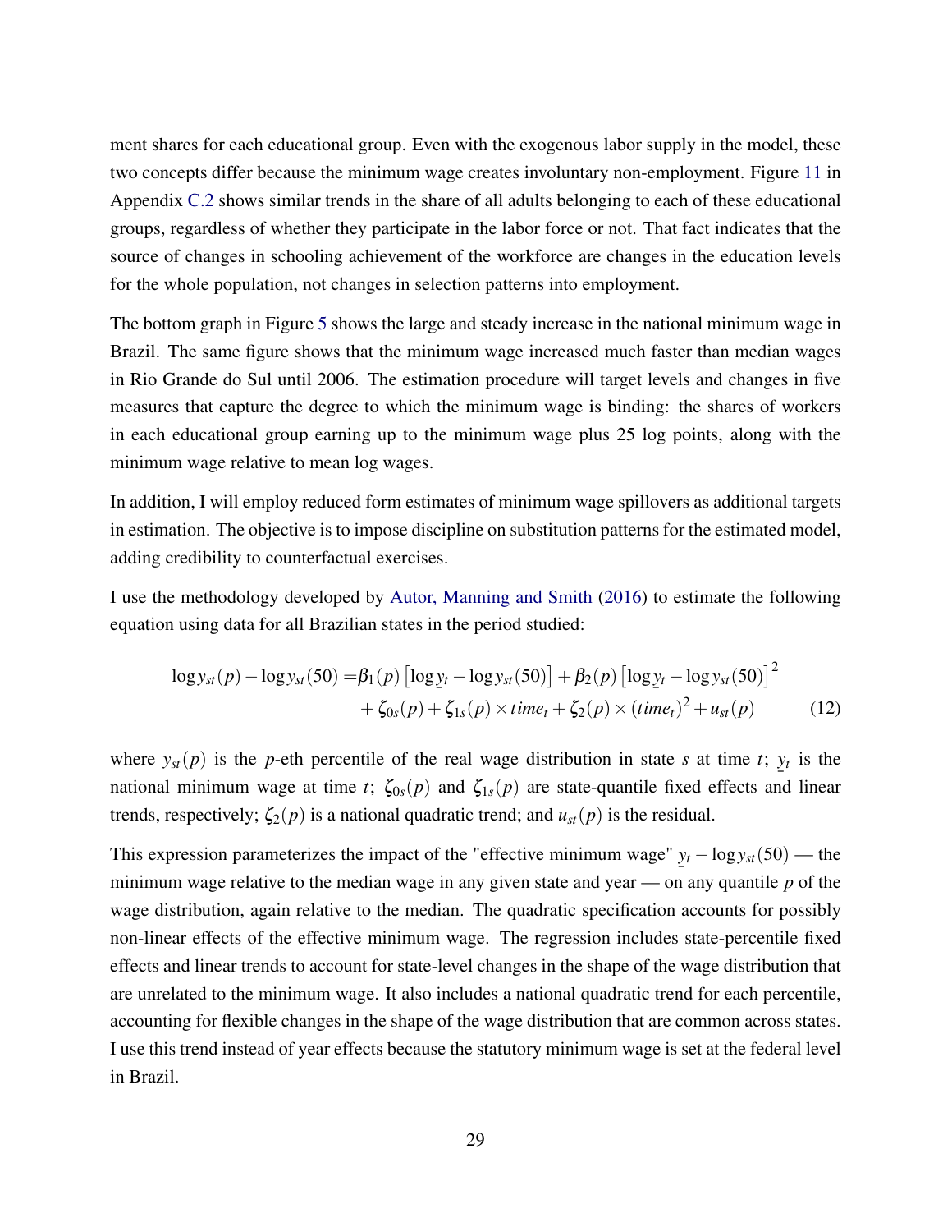ment shares for each educational group. Even with the exogenous labor supply in the model, these two concepts differ because the minimum wage creates involuntary non-employment. Figure 11 in Appendix C.2 shows similar trends in the share of all adults belonging to each of these educational groups, regardless of whether they participate in the labor force or not. That fact indicates that the source of changes in schooling achievement of the workforce are changes in the education levels for the whole population, not changes in selection patterns into employment.

The bottom graph in Figure 5 shows the large and steady increase in the national minimum wage in Brazil. The same figure shows that the minimum wage increased much faster than median wages in Rio Grande do Sul until 2006. The estimation procedure will target levels and changes in five measures that capture the degree to which the minimum wage is binding: the shares of workers in each educational group earning up to the minimum wage plus 25 log points, along with the minimum wage relative to mean log wages.

In addition, I will employ reduced form estimates of minimum wage spillovers as additional targets in estimation. The objective is to impose discipline on substitution patterns for the estimated model, adding credibility to counterfactual exercises.

I use the methodology developed by Autor, Manning and Smith (2016) to estimate the following equation using data for all Brazilian states in the period studied:

$$
\begin{aligned}
\log y_{st}(p) - \log y_{st}(50) = & \beta_1(p)\left[\log \underline{y}_t - \log y_{st}(50)\right] + \beta_2(p)\left[\log \underline{y}_t - \log y_{st}(50)\right]^2 \\
& + \zeta_{0s}(p) + \zeta_{1s}(p) \times time_t + \zeta_2(p) \times (time_t)^2 + u_{st}(p)
\end{aligned} \tag{12}
$$

where $y_{st}(p)$ is the $p$-eth percentile of the real wage distribution in state $s$ at time $t$; $\underline{y}_t$ is the national minimum wage at time $t$; $\zeta_{0s}(p)$ and $\zeta_{1s}(p)$ are state-quantile fixed effects and linear trends, respectively; $\zeta_2(p)$ is a national quadratic trend; and $u_{st}(p)$ is the residual.

This expression parameterizes the impact of the "effective minimum wage" $\underline{y}_t - \log y_{st}(50)$ — the minimum wage relative to the median wage in any given state and year — on any quantile $p$ of the wage distribution, again relative to the median. The quadratic specification accounts for possibly non-linear effects of the effective minimum wage. The regression includes state-percentile fixed effects and linear trends to account for state-level changes in the shape of the wage distribution that are unrelated to the minimum wage. It also includes a national quadratic trend for each percentile, accounting for flexible changes in the shape of the wage distribution that are common across states. I use this trend instead of year effects because the statutory minimum wage is set at the federal level in Brazil.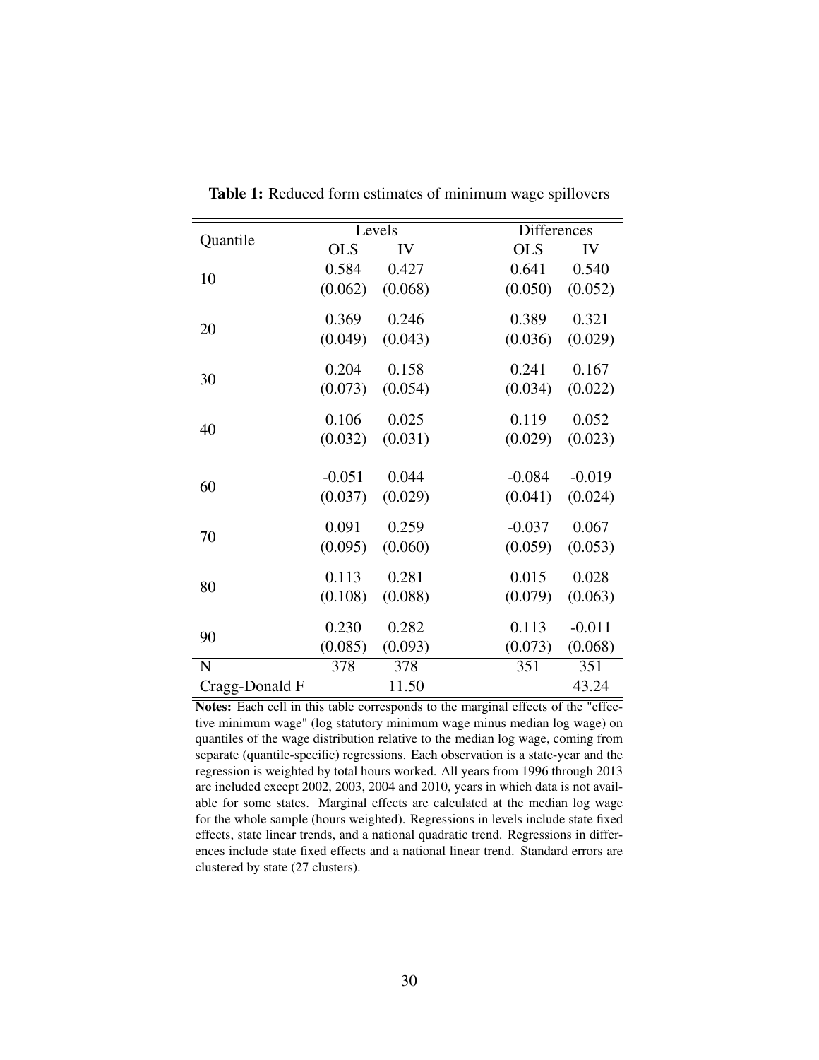**Table 1:** Reduced form estimates of minimum wage spillovers

| Quantile | Levels | | Differences | |
|---|---|---|---|---|
| | OLS | IV | OLS | IV |
| 10 | 0.584 | 0.427 | 0.641 | 0.540 |
| | (0.062) | (0.068) | (0.050) | (0.052) |
| 20 | 0.369 | 0.246 | 0.389 | 0.321 |
| | (0.049) | (0.043) | (0.036) | (0.029) |
| 30 | 0.204 | 0.158 | 0.241 | 0.167 |
| | (0.073) | (0.054) | (0.034) | (0.022) |
| 40 | 0.106 | 0.025 | 0.119 | 0.052 |
| | (0.032) | (0.031) | (0.029) | (0.023) |
| 60 | -0.051 | 0.044 | -0.084 | -0.019 |
| | (0.037) | (0.029) | (0.041) | (0.024) |
| 70 | 0.091 | 0.259 | -0.037 | 0.067 |
| | (0.095) | (0.060) | (0.059) | (0.053) |
| 80 | 0.113 | 0.281 | 0.015 | 0.028 |
| | (0.108) | (0.088) | (0.079) | (0.063) |
| 90 | 0.230 | 0.282 | 0.113 | -0.011 |
| | (0.085) | (0.093) | (0.073) | (0.068) |
| N | 378 | 378 | 351 | 351 |
| Cragg-Donald F | | 11.50 | | 43.24 |

**Notes:** Each cell in this table corresponds to the marginal effects of the "effective minimum wage" (log statutory minimum wage minus median log wage) on quantiles of the wage distribution relative to the median log wage, coming from separate (quantile-specific) regressions. Each observation is a state-year and the regression is weighted by total hours worked. All years from 1996 through 2013 are included except 2002, 2003, 2004 and 2010, years in which data is not available for some states. Marginal effects are calculated at the median log wage for the whole sample (hours weighted). Regressions in levels include state fixed effects, state linear trends, and a national quadratic trend. Regressions in differences include state fixed effects and a national linear trend. Standard errors are clustered by state (27 clusters).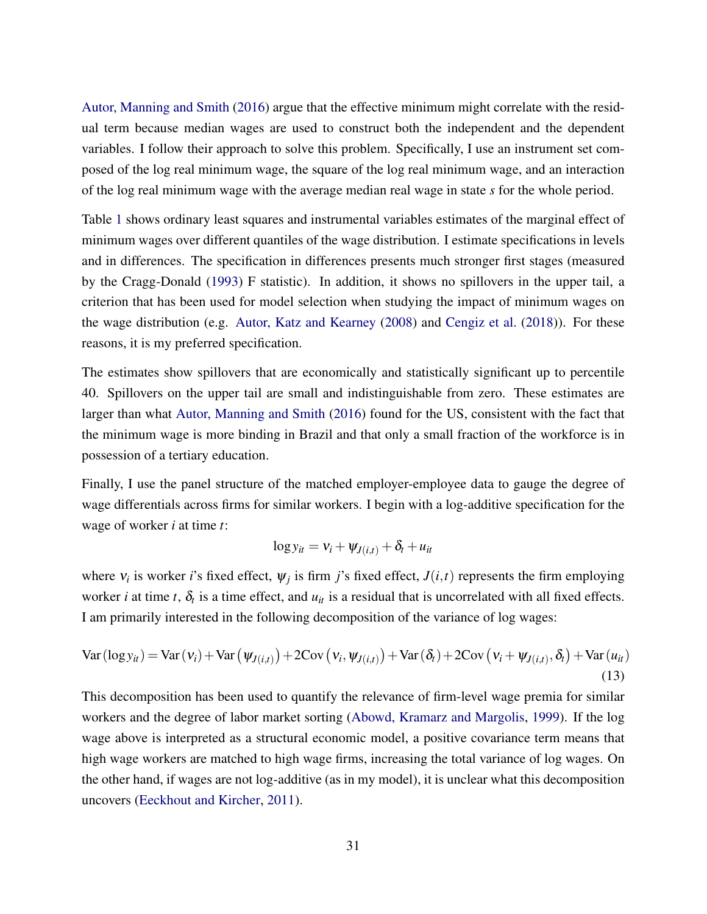Autor, Manning and Smith (2016) argue that the effective minimum might correlate with the residual term because median wages are used to construct both the independent and the dependent variables. I follow their approach to solve this problem. Specifically, I use an instrument set composed of the log real minimum wage, the square of the log real minimum wage, and an interaction of the log real minimum wage with the average median real wage in state $s$ for the whole period.

Table 1 shows ordinary least squares and instrumental variables estimates of the marginal effect of minimum wages over different quantiles of the wage distribution. I estimate specifications in levels and in differences. The specification in differences presents much stronger first stages (measured by the Cragg-Donald (1993) F statistic). In addition, it shows no spillovers in the upper tail, a criterion that has been used for model selection when studying the impact of minimum wages on the wage distribution (e.g. Autor, Katz and Kearney (2008) and Cengiz et al. (2018)). For these reasons, it is my preferred specification.

The estimates show spillovers that are economically and statistically significant up to percentile 40. Spillovers on the upper tail are small and indistinguishable from zero. These estimates are larger than what Autor, Manning and Smith (2016) found for the US, consistent with the fact that the minimum wage is more binding in Brazil and that only a small fraction of the workforce is in possession of a tertiary education.

Finally, I use the panel structure of the matched employer-employee data to gauge the degree of wage differentials across firms for similar workers. I begin with a log-additive specification for the wage of worker $i$ at time $t$:

$$\log y_{it} = \nu_i + \psi_{J(i,t)} + \delta_t + u_{it}$$

where $\nu_i$ is worker $i$'s fixed effect, $\psi_j$ is firm $j$'s fixed effect, $J(i,t)$ represents the firm employing worker $i$ at time $t$, $\delta_t$ is a time effect, and $u_{it}$ is a residual that is uncorrelated with all fixed effects. I am primarily interested in the following decomposition of the variance of log wages:

$$\text{Var}\left(\log y_{it}\right) = \text{Var}\left(\nu_i\right) + \text{Var}\left(\psi_{J(i,t)}\right) + 2\text{Cov}\left(\nu_i, \psi_{J(i,t)}\right) + \text{Var}\left(\delta_t\right) + 2\text{Cov}\left(\nu_i + \psi_{J(i,t)}, \delta_t\right) + \text{Var}\left(u_{it}\right) \tag{13}$$

This decomposition has been used to quantify the relevance of firm-level wage premia for similar workers and the degree of labor market sorting (Abowd, Kramarz and Margolis, 1999). If the log wage above is interpreted as a structural economic model, a positive covariance term means that high wage workers are matched to high wage firms, increasing the total variance of log wages. On the other hand, if wages are not log-additive (as in my model), it is unclear what this decomposition uncovers (Eeckhout and Kircher, 2011).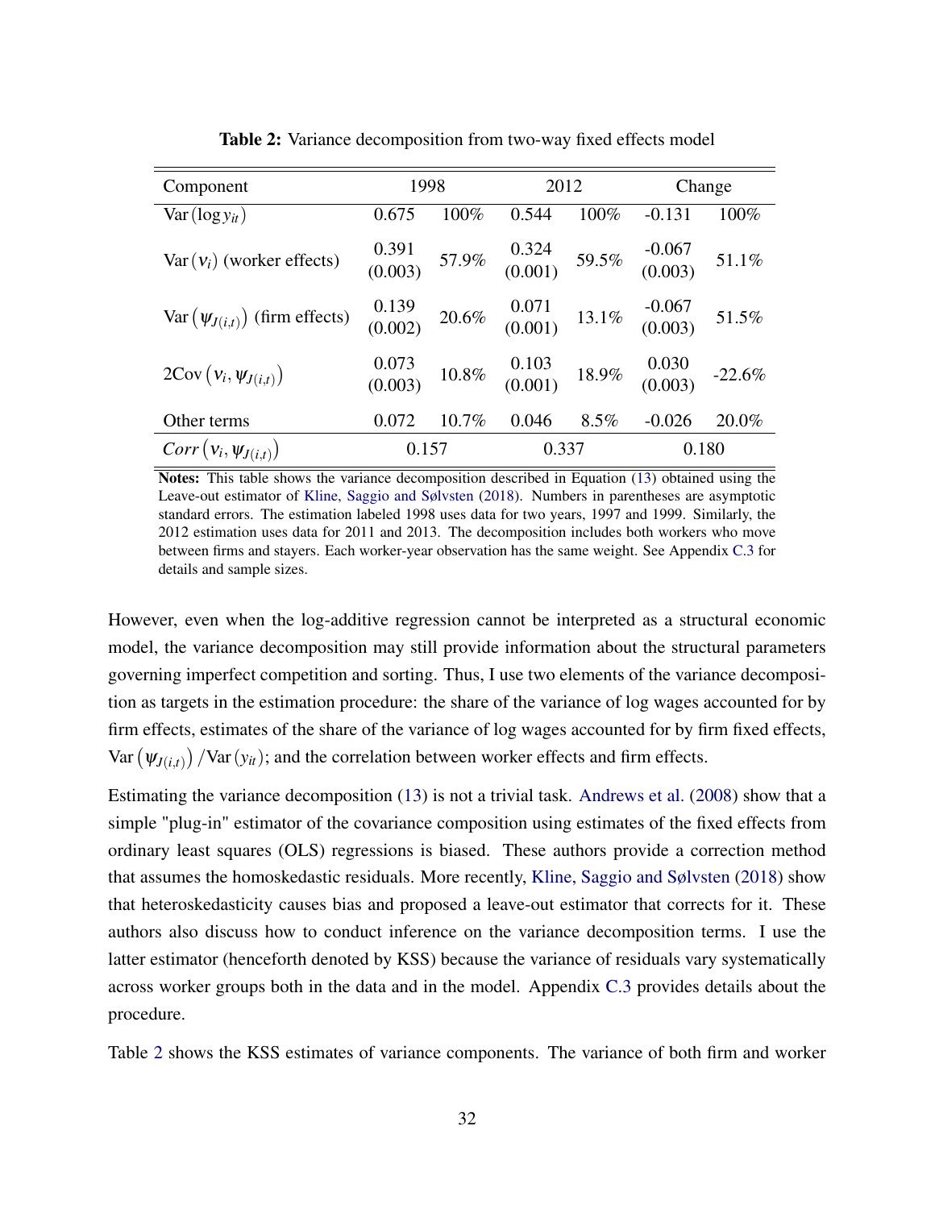**Table 2:** Variance decomposition from two-way fixed effects model

| Component | 1998 | | 2012 | | Change | |
|---|---|---|---|---|---|---|
| $\text{Var}(\log y_{it})$ | 0.675 | 100% | 0.544 | 100% | -0.131 | 100% |
| $\text{Var}(\nu_i)$ (worker effects) | 0.391 (0.003) | 57.9% | 0.324 (0.001) | 59.5% | -0.067 (0.003) | 51.1% |
| $\text{Var}\left(\psi_{J(i,t)}\right)$ (firm effects) | 0.139 (0.002) | 20.6% | 0.071 (0.001) | 13.1% | -0.067 (0.003) | 51.5% |
| $2\text{Cov}\left(\nu_i, \psi_{J(i,t)}\right)$ | 0.073 (0.003) | 10.8% | 0.103 (0.001) | 18.9% | 0.030 (0.003) | -22.6% |
| Other terms | 0.072 | 10.7% | 0.046 | 8.5% | -0.026 | 20.0% |
| $Corr\left(\nu_i, \psi_{J(i,t)}\right)$ | 0.157 | | 0.337 | | 0.180 | |

**Notes:** This table shows the variance decomposition described in Equation (13) obtained using the Leave-out estimator of Kline, Saggio and Sølvsten (2018). Numbers in parentheses are asymptotic standard errors. The estimation labeled 1998 uses data for two years, 1997 and 1999. Similarly, the 2012 estimation uses data for 2011 and 2013. The decomposition includes both workers who move between firms and stayers. Each worker-year observation has the same weight. See Appendix C.3 for details and sample sizes.

However, even when the log-additive regression cannot be interpreted as a structural economic model, the variance decomposition may still provide information about the structural parameters governing imperfect competition and sorting. Thus, I use two elements of the variance decomposition as targets in the estimation procedure: the share of the variance of log wages accounted for by firm effects, estimates of the share of the variance of log wages accounted for by firm fixed effects, $\text{Var}\left(\psi_{J(i,t)}\right)/\text{Var}(y_{it})$; and the correlation between worker effects and firm effects.

Estimating the variance decomposition (13) is not a trivial task. Andrews et al. (2008) show that a simple "plug-in" estimator of the covariance composition using estimates of the fixed effects from ordinary least squares (OLS) regressions is biased. These authors provide a correction method that assumes the homoskedastic residuals. More recently, Kline, Saggio and Sølvsten (2018) show that heteroskedasticity causes bias and proposed a leave-out estimator that corrects for it. These authors also discuss how to conduct inference on the variance decomposition terms. I use the latter estimator (henceforth denoted by KSS) because the variance of residuals vary systematically across worker groups both in the data and in the model. Appendix C.3 provides details about the procedure.

Table 2 shows the KSS estimates of variance components. The variance of both firm and worker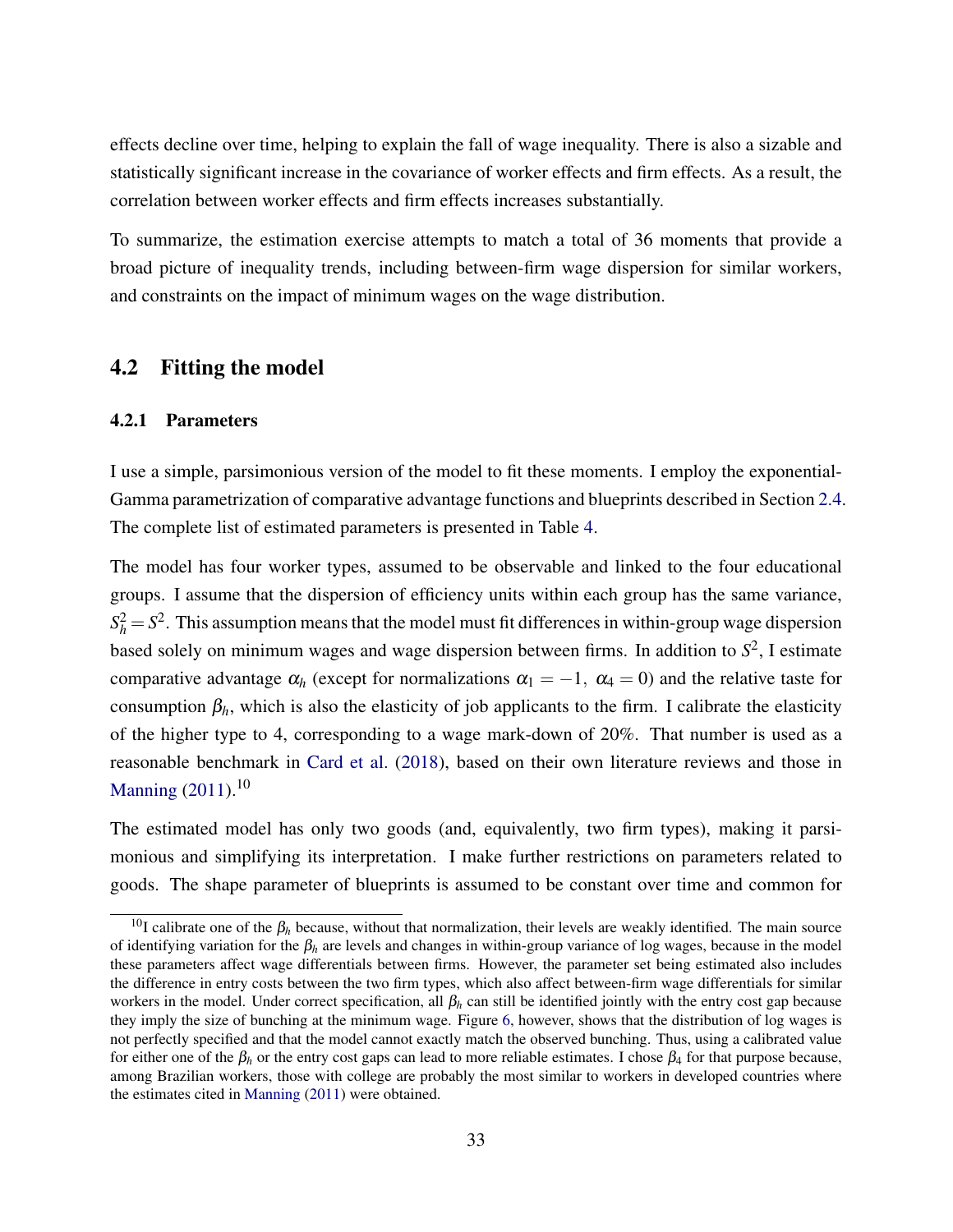effects decline over time, helping to explain the fall of wage inequality. There is also a sizable and statistically significant increase in the covariance of worker effects and firm effects. As a result, the correlation between worker effects and firm effects increases substantially.

To summarize, the estimation exercise attempts to match a total of 36 moments that provide a broad picture of inequality trends, including between-firm wage dispersion for similar workers, and constraints on the impact of minimum wages on the wage distribution.

## 4.2 Fitting the model

### 4.2.1 Parameters

I use a simple, parsimonious version of the model to fit these moments. I employ the exponential-Gamma parametrization of comparative advantage functions and blueprints described in Section 2.4. The complete list of estimated parameters is presented in Table 4.

The model has four worker types, assumed to be observable and linked to the four educational groups. I assume that the dispersion of efficiency units within each group has the same variance, $S_h^2 = S^2$. This assumption means that the model must fit differences in within-group wage dispersion based solely on minimum wages and wage dispersion between firms. In addition to $S^2$, I estimate comparative advantage $\alpha_h$ (except for normalizations $\alpha_1 = -1,\ \alpha_4 = 0$) and the relative taste for consumption $\beta_h$, which is also the elasticity of job applicants to the firm. I calibrate the elasticity of the higher type to 4, corresponding to a wage mark-down of 20%. That number is used as a reasonable benchmark in Card et al. (2018), based on their own literature reviews and those in Manning (2011).[10]

The estimated model has only two goods (and, equivalently, two firm types), making it parsimonious and simplifying its interpretation. I make further restrictions on parameters related to goods. The shape parameter of blueprints is assumed to be constant over time and common for

[10] I calibrate one of the $\beta_h$ because, without that normalization, their levels are weakly identified. The main source of identifying variation for the $\beta_h$ are levels and changes in within-group variance of log wages, because in the model these parameters affect wage differentials between firms. However, the parameter set being estimated also includes the difference in entry costs between the two firm types, which also affect between-firm wage differentials for similar workers in the model. Under correct specification, all $\beta_h$ can still be identified jointly with the entry cost gap because they imply the size of bunching at the minimum wage. Figure 6, however, shows that the distribution of log wages is not perfectly specified and that the model cannot exactly match the observed bunching. Thus, using a calibrated value for either one of the $\beta_h$ or the entry cost gaps can lead to more reliable estimates. I chose $\beta_4$ for that purpose because, among Brazilian workers, those with college are probably the most similar to workers in developed countries where the estimates cited in Manning (2011) were obtained.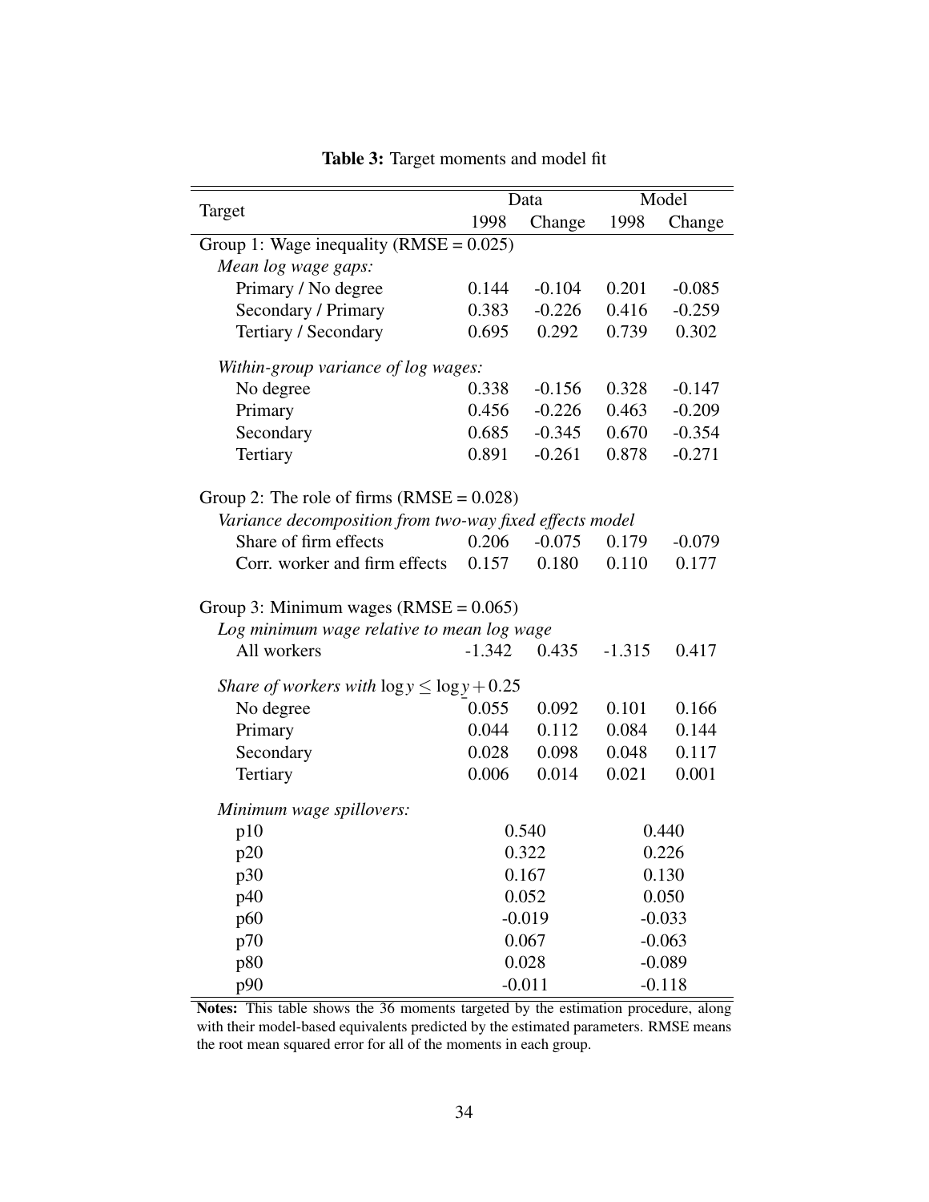**Table 3:** Target moments and model fit

| Target | Data | | Model | |
|---|---|---|---|---|
| | 1998 | Change | 1998 | Change |
| Group 1: Wage inequality (RMSE = 0.025) | | | | |
| *Mean log wage gaps:* | | | | |
| Primary / No degree | 0.144 | -0.104 | 0.201 | -0.085 |
| Secondary / Primary | 0.383 | -0.226 | 0.416 | -0.259 |
| Tertiary / Secondary | 0.695 | 0.292 | 0.739 | 0.302 |
| *Within-group variance of log wages:* | | | | |
| No degree | 0.338 | -0.156 | 0.328 | -0.147 |
| Primary | 0.456 | -0.226 | 0.463 | -0.209 |
| Secondary | 0.685 | -0.345 | 0.670 | -0.354 |
| Tertiary | 0.891 | -0.261 | 0.878 | -0.271 |
| Group 2: The role of firms (RMSE = 0.028) | | | | |
| *Variance decomposition from two-way fixed effects model* | | | | |
| Share of firm effects | 0.206 | -0.075 | 0.179 | -0.079 |
| Corr. worker and firm effects | 0.157 | 0.180 | 0.110 | 0.177 |
| Group 3: Minimum wages (RMSE = 0.065) | | | | |
| *Log minimum wage relative to mean log wage* | | | | |
| All workers | -1.342 | 0.435 | -1.315 | 0.417 |
| *Share of workers with* $\log y \leq \log \underline{y} + 0.25$ | | | | |
| No degree | 0.055 | 0.092 | 0.101 | 0.166 |
| Primary | 0.044 | 0.112 | 0.084 | 0.144 |
| Secondary | 0.028 | 0.098 | 0.048 | 0.117 |
| Tertiary | 0.006 | 0.014 | 0.021 | 0.001 |
| *Minimum wage spillovers:* | | | | |
| p10 | 0.540 | | 0.440 | |
| p20 | 0.322 | | 0.226 | |
| p30 | 0.167 | | 0.130 | |
| p40 | 0.052 | | 0.050 | |
| p60 | -0.019 | | -0.033 | |
| p70 | 0.067 | | -0.063 | |
| p80 | 0.028 | | -0.089 | |
| p90 | -0.011 | | -0.118 | |

**Notes:** This table shows the 36 moments targeted by the estimation procedure, along with their model-based equivalents predicted by the estimated parameters. RMSE means the root mean squared error for all of the moments in each group.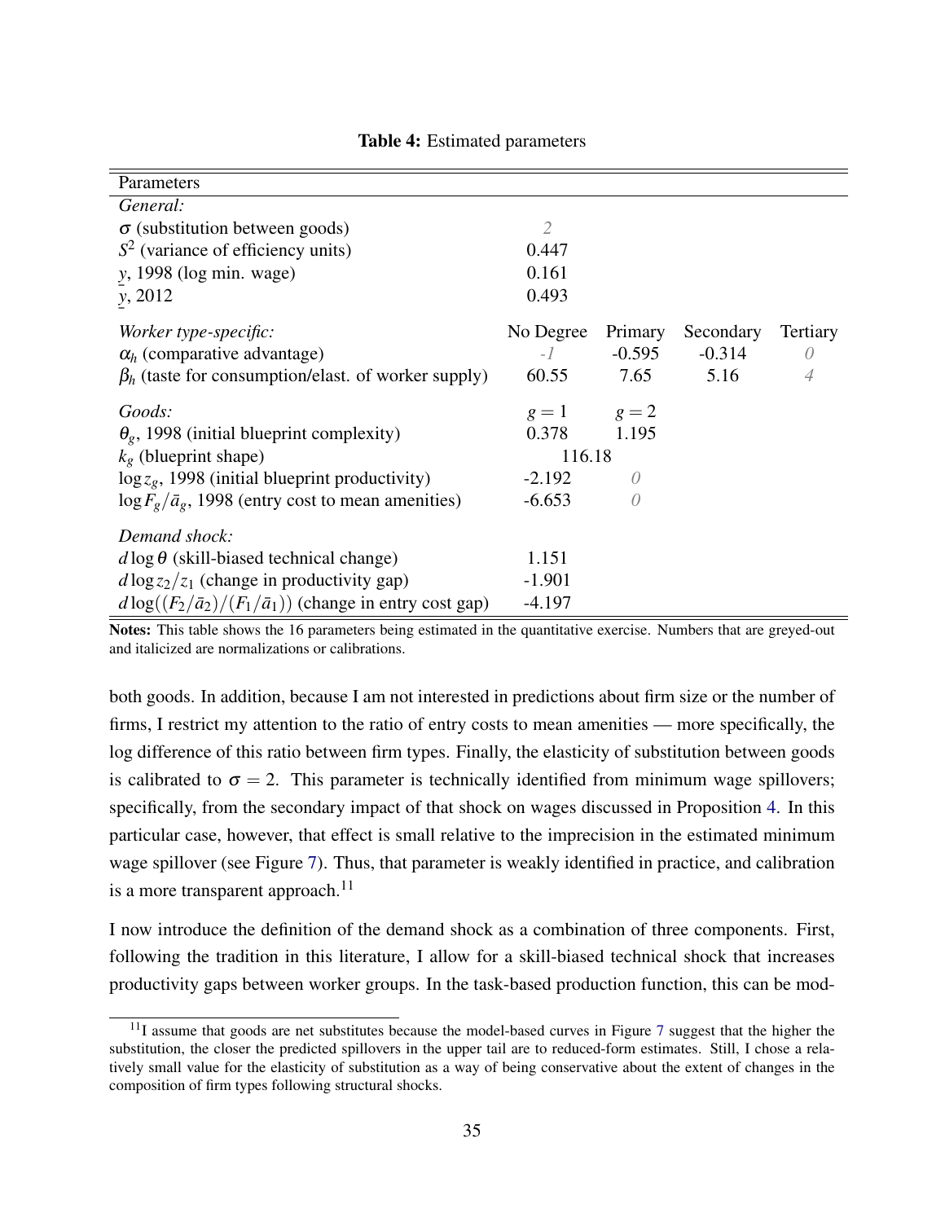**Table 4:** Estimated parameters

| Parameters | | | | |
|---|---|---|---|---|
| *General:* | | | | |
| $\sigma$ (substitution between goods) | *2* | | | |
| $S^2$ (variance of efficiency units) | 0.447 | | | |
| $\underline{y}$, 1998 (log min. wage) | 0.161 | | | |
| $\underline{y}$, 2012 | 0.493 | | | |
| *Worker type-specific:* | No Degree | Primary | Secondary | Tertiary |
| $\alpha_h$ (comparative advantage) | *-1* | -0.595 | -0.314 | *0* |
| $\beta_h$ (taste for consumption/elast. of worker supply) | 60.55 | 7.65 | 5.16 | *4* |
| *Goods:* | $g = 1$ | $g = 2$ | | |
| $\theta_g$, 1998 (initial blueprint complexity) | 0.378 | 1.195 | | |
| $k_g$ (blueprint shape) | 116.18 | | | |
| $\log z_g$, 1998 (initial blueprint productivity) | -2.192 | *0* | | |
| $\log F_g/\bar{a}_g$, 1998 (entry cost to mean amenities) | -6.653 | *0* | | |
| *Demand shock:* | | | | |
| $d\log\theta$ (skill-biased technical change) | 1.151 | | | |
| $d\log z_2/z_1$ (change in productivity gap) | -1.901 | | | |
| $d\log((F_2/\bar{a}_2)/(F_1/\bar{a}_1))$ (change in entry cost gap) | -4.197 | | | |

**Notes:** This table shows the 16 parameters being estimated in the quantitative exercise. Numbers that are greyed-out and italicized are normalizations or calibrations.

both goods. In addition, because I am not interested in predictions about firm size or the number of firms, I restrict my attention to the ratio of entry costs to mean amenities — more specifically, the log difference of this ratio between firm types. Finally, the elasticity of substitution between goods is calibrated to $\sigma = 2$. This parameter is technically identified from minimum wage spillovers; specifically, from the secondary impact of that shock on wages discussed in Proposition 4. In this particular case, however, that effect is small relative to the imprecision in the estimated minimum wage spillover (see Figure 7). Thus, that parameter is weakly identified in practice, and calibration is a more transparent approach.[11]

I now introduce the definition of the demand shock as a combination of three components. First, following the tradition in this literature, I allow for a skill-biased technical shock that increases productivity gaps between worker groups. In the task-based production function, this can be mod-

[11] I assume that goods are net substitutes because the model-based curves in Figure 7 suggest that the higher the substitution, the closer the predicted spillovers in the upper tail are to reduced-form estimates. Still, I chose a relatively small value for the elasticity of substitution as a way of being conservative about the extent of changes in the composition of firm types following structural shocks.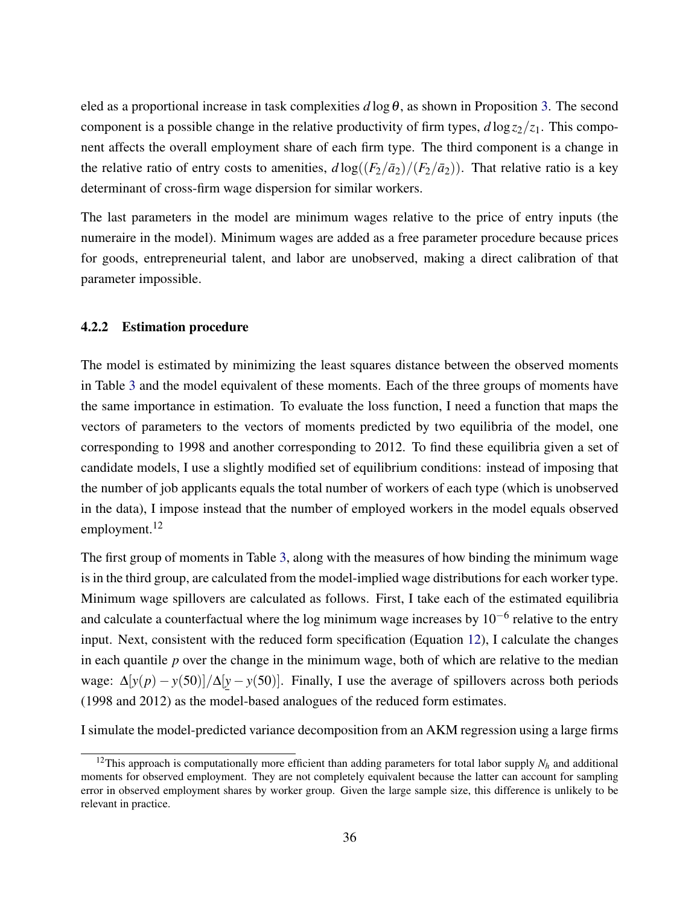eled as a proportional increase in task complexities $d \log \theta$, as shown in Proposition 3. The second component is a possible change in the relative productivity of firm types, $d \log z_2/z_1$. This component affects the overall employment share of each firm type. The third component is a change in the relative ratio of entry costs to amenities, $d \log((F_2/\bar{a}_2)/(F_2/\bar{a}_2))$. That relative ratio is a key determinant of cross-firm wage dispersion for similar workers.

The last parameters in the model are minimum wages relative to the price of entry inputs (the numeraire in the model). Minimum wages are added as a free parameter procedure because prices for goods, entrepreneurial talent, and labor are unobserved, making a direct calibration of that parameter impossible.

### 4.2.2 Estimation procedure

The model is estimated by minimizing the least squares distance between the observed moments in Table 3 and the model equivalent of these moments. Each of the three groups of moments have the same importance in estimation. To evaluate the loss function, I need a function that maps the vectors of parameters to the vectors of moments predicted by two equilibria of the model, one corresponding to 1998 and another corresponding to 2012. To find these equilibria given a set of candidate models, I use a slightly modified set of equilibrium conditions: instead of imposing that the number of job applicants equals the total number of workers of each type (which is unobserved in the data), I impose instead that the number of employed workers in the model equals observed employment.[12]

The first group of moments in Table 3, along with the measures of how binding the minimum wage is in the third group, are calculated from the model-implied wage distributions for each worker type. Minimum wage spillovers are calculated as follows. First, I take each of the estimated equilibria and calculate a counterfactual where the log minimum wage increases by $10^{-6}$ relative to the entry input. Next, consistent with the reduced form specification (Equation 12), I calculate the changes in each quantile $p$ over the change in the minimum wage, both of which are relative to the median wage: $\Delta[y(p) - y(50)]/\Delta[\underline{y} - y(50)]$. Finally, I use the average of spillovers across both periods (1998 and 2012) as the model-based analogues of the reduced form estimates.

I simulate the model-predicted variance decomposition from an AKM regression using a large firms

[12]This approach is computationally more efficient than adding parameters for total labor supply $N_h$ and additional moments for observed employment. They are not completely equivalent because the latter can account for sampling error in observed employment shares by worker group. Given the large sample size, this difference is unlikely to be relevant in practice.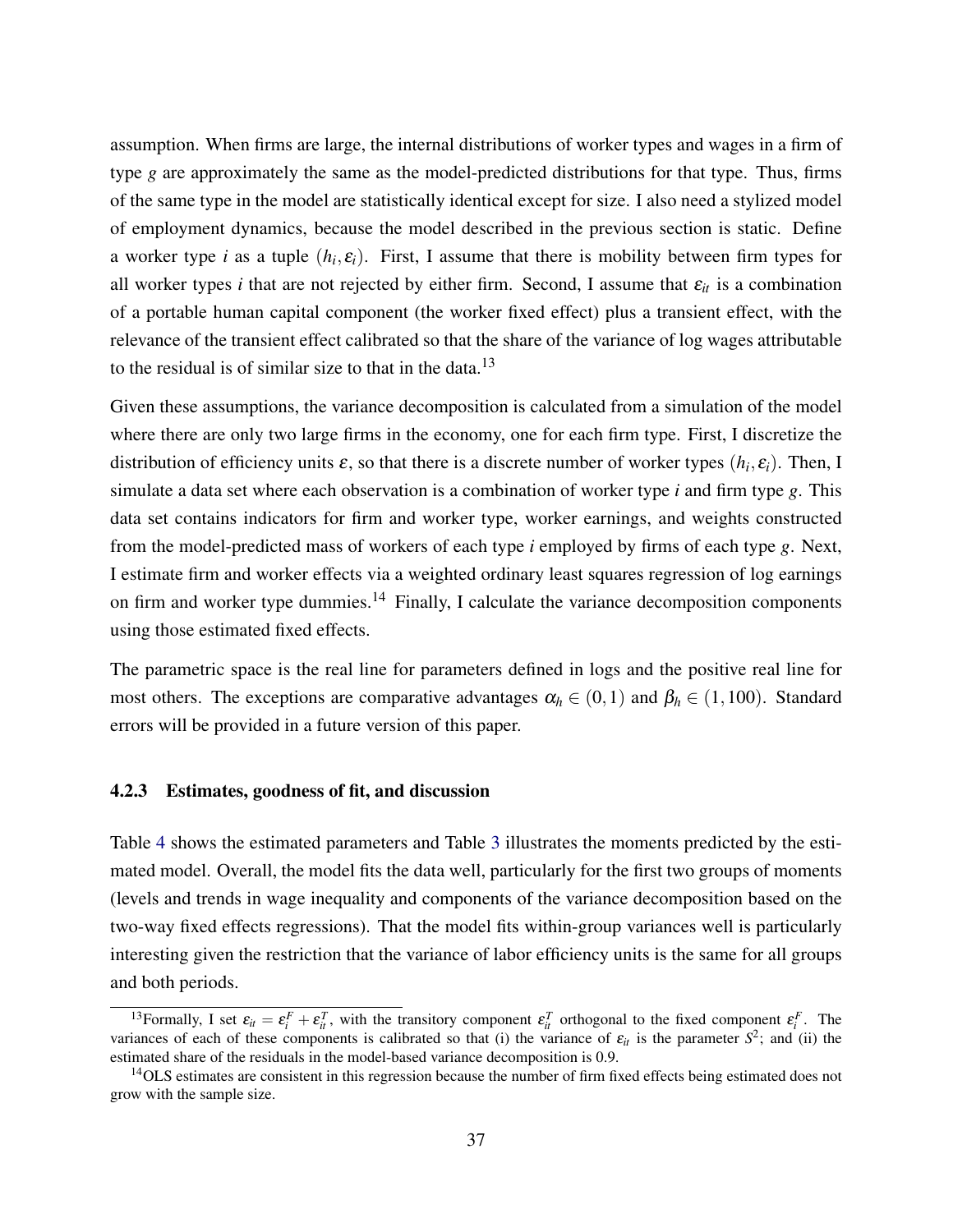assumption. When firms are large, the internal distributions of worker types and wages in a firm of type $g$ are approximately the same as the model-predicted distributions for that type. Thus, firms of the same type in the model are statistically identical except for size. I also need a stylized model of employment dynamics, because the model described in the previous section is static. Define a worker type $i$ as a tuple $(h_i, \varepsilon_i)$. First, I assume that there is mobility between firm types for all worker types $i$ that are not rejected by either firm. Second, I assume that $\varepsilon_{it}$ is a combination of a portable human capital component (the worker fixed effect) plus a transient effect, with the relevance of the transient effect calibrated so that the share of the variance of log wages attributable to the residual is of similar size to that in the data.[13]

Given these assumptions, the variance decomposition is calculated from a simulation of the model where there are only two large firms in the economy, one for each firm type. First, I discretize the distribution of efficiency units $\varepsilon$, so that there is a discrete number of worker types $(h_i, \varepsilon_i)$. Then, I simulate a data set where each observation is a combination of worker type $i$ and firm type $g$. This data set contains indicators for firm and worker type, worker earnings, and weights constructed from the model-predicted mass of workers of each type $i$ employed by firms of each type $g$. Next, I estimate firm and worker effects via a weighted ordinary least squares regression of log earnings on firm and worker type dummies.[14] Finally, I calculate the variance decomposition components using those estimated fixed effects.

The parametric space is the real line for parameters defined in logs and the positive real line for most others. The exceptions are comparative advantages $\alpha_h \in (0,1)$ and $\beta_h \in (1,100)$. Standard errors will be provided in a future version of this paper.

### 4.2.3 Estimates, goodness of fit, and discussion

Table 4 shows the estimated parameters and Table 3 illustrates the moments predicted by the estimated model. Overall, the model fits the data well, particularly for the first two groups of moments (levels and trends in wage inequality and components of the variance decomposition based on the two-way fixed effects regressions). That the model fits within-group variances well is particularly interesting given the restriction that the variance of labor efficiency units is the same for all groups and both periods.

[13] Formally, I set $\varepsilon_{it} = \varepsilon_i^F + \varepsilon_{it}^T$, with the transitory component $\varepsilon_{it}^T$ orthogonal to the fixed component $\varepsilon_i^F$. The variances of each of these components is calibrated so that (i) the variance of $\varepsilon_{it}$ is the parameter $S^2$; and (ii) the estimated share of the residuals in the model-based variance decomposition is 0.9.

[14] OLS estimates are consistent in this regression because the number of firm fixed effects being estimated does not grow with the sample size.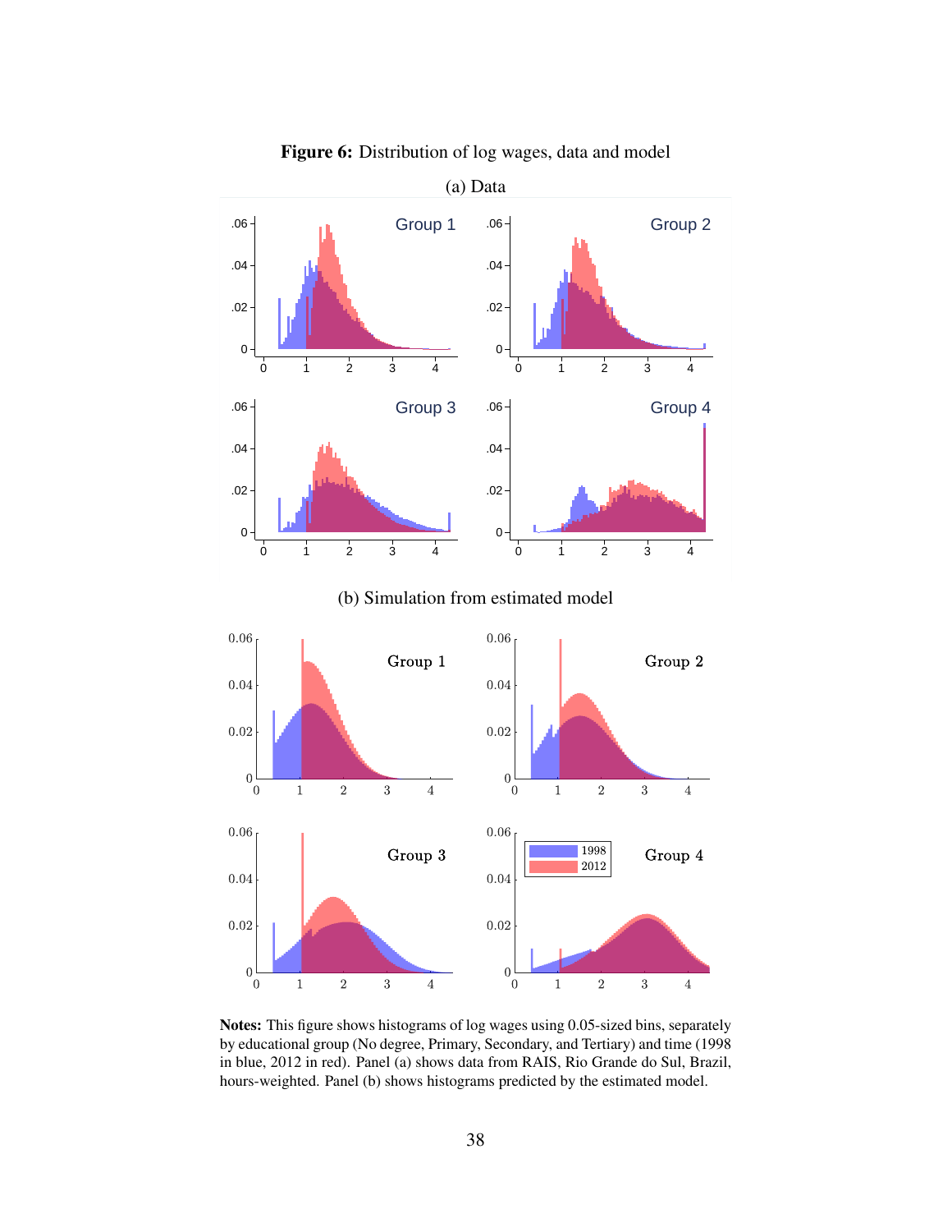**Figure 6:** Distribution of log wages, data and model

(a) Data

(b) Simulation from estimated model

**Notes:** This figure shows histograms of log wages using 0.05-sized bins, separately by educational group (No degree, Primary, Secondary, and Tertiary) and time (1998 in blue, 2012 in red). Panel (a) shows data from RAIS, Rio Grande do Sul, Brazil, hours-weighted. Panel (b) shows histograms predicted by the estimated model.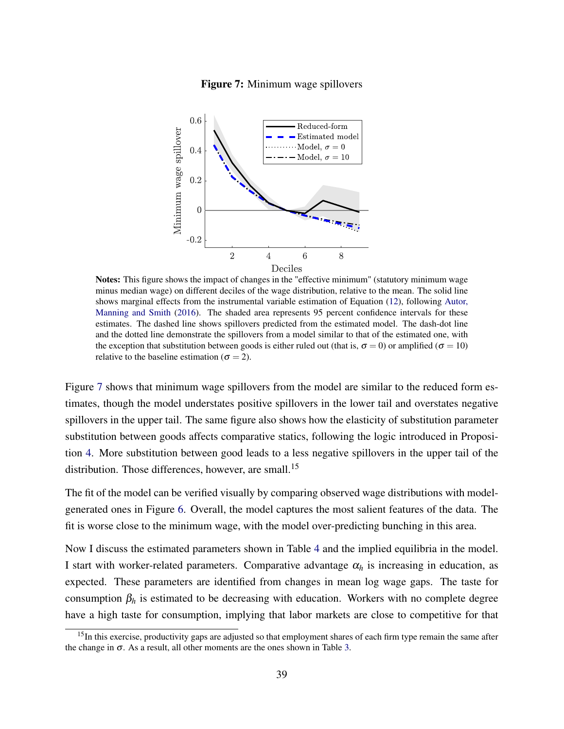**Figure 7:** Minimum wage spillovers

**Notes:** This figure shows the impact of changes in the "effective minimum" (statutory minimum wage minus median wage) on different deciles of the wage distribution, relative to the mean. The solid line shows marginal effects from the instrumental variable estimation of Equation (12), following Autor, Manning and Smith (2016). The shaded area represents 95 percent confidence intervals for these estimates. The dashed line shows spillovers predicted from the estimated model. The dash-dot line and the dotted line demonstrate the spillovers from a model similar to that of the estimated one, with the exception that substitution between goods is either ruled out (that is, $\sigma = 0$) or amplified ($\sigma = 10$) relative to the baseline estimation ($\sigma = 2$).

Figure 7 shows that minimum wage spillovers from the model are similar to the reduced form estimates, though the model understates positive spillovers in the lower tail and overstates negative spillovers in the upper tail. The same figure also shows how the elasticity of substitution parameter substitution between goods affects comparative statics, following the logic introduced in Proposition 4. More substitution between good leads to a less negative spillovers in the upper tail of the distribution. Those differences, however, are small.[15]

The fit of the model can be verified visually by comparing observed wage distributions with model-generated ones in Figure 6. Overall, the model captures the most salient features of the data. The fit is worse close to the minimum wage, with the model over-predicting bunching in this area.

Now I discuss the estimated parameters shown in Table 4 and the implied equilibria in the model. I start with worker-related parameters. Comparative advantage $\alpha_h$ is increasing in education, as expected. These parameters are identified from changes in mean log wage gaps. The taste for consumption $\beta_h$ is estimated to be decreasing with education. Workers with no complete degree have a high taste for consumption, implying that labor markets are close to competitive for that

[15] In this exercise, productivity gaps are adjusted so that employment shares of each firm type remain the same after the change in $\sigma$. As a result, all other moments are the ones shown in Table 3.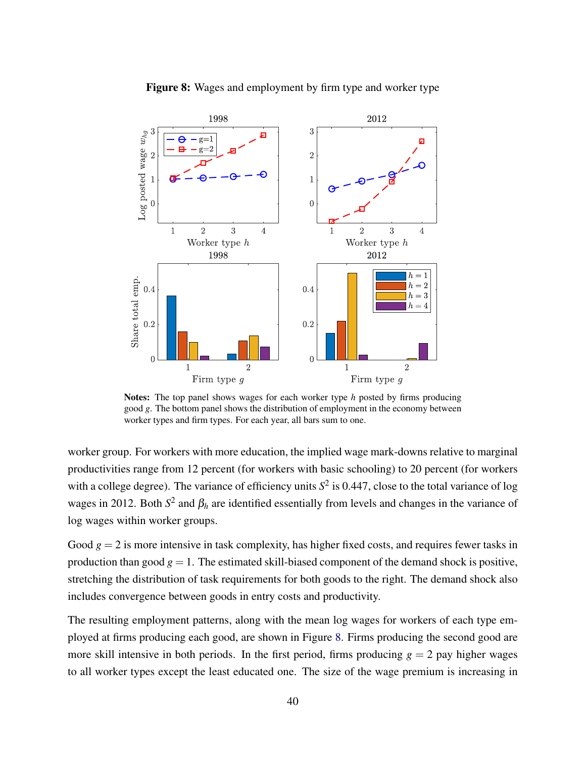**Figure 8:** Wages and employment by firm type and worker type

**Notes:** The top panel shows wages for each worker type $h$ posted by firms producing good $g$. The bottom panel shows the distribution of employment in the economy between worker types and firm types. For each year, all bars sum to one.

worker group. For workers with more education, the implied wage mark-downs relative to marginal productivities range from 12 percent (for workers with basic schooling) to 20 percent (for workers with a college degree). The variance of efficiency units $S^2$ is 0.447, close to the total variance of log wages in 2012. Both $S^2$ and $\beta_h$ are identified essentially from levels and changes in the variance of log wages within worker groups.

Good $g = 2$ is more intensive in task complexity, has higher fixed costs, and requires fewer tasks in production than good $g = 1$. The estimated skill-biased component of the demand shock is positive, stretching the distribution of task requirements for both goods to the right. The demand shock also includes convergence between goods in entry costs and productivity.

The resulting employment patterns, along with the mean log wages for workers of each type employed at firms producing each good, are shown in Figure 8. Firms producing the second good are more skill intensive in both periods. In the first period, firms producing $g = 2$ pay higher wages to all worker types except the least educated one. The size of the wage premium is increasing in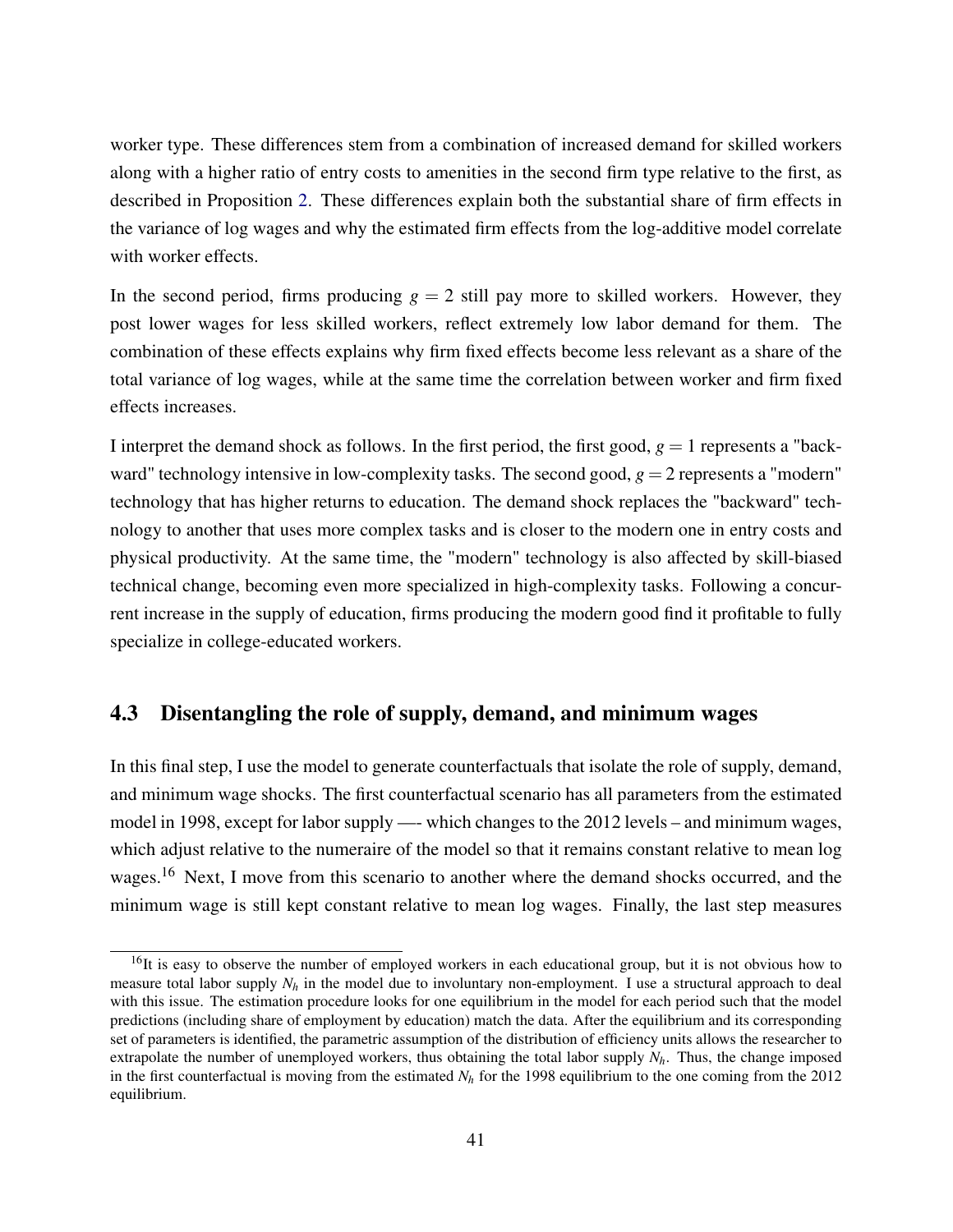worker type. These differences stem from a combination of increased demand for skilled workers along with a higher ratio of entry costs to amenities in the second firm type relative to the first, as described in Proposition 2. These differences explain both the substantial share of firm effects in the variance of log wages and why the estimated firm effects from the log-additive model correlate with worker effects.

In the second period, firms producing $g = 2$ still pay more to skilled workers. However, they post lower wages for less skilled workers, reflect extremely low labor demand for them. The combination of these effects explains why firm fixed effects become less relevant as a share of the total variance of log wages, while at the same time the correlation between worker and firm fixed effects increases.

I interpret the demand shock as follows. In the first period, the first good, $g = 1$ represents a "backward" technology intensive in low-complexity tasks. The second good, $g = 2$ represents a "modern" technology that has higher returns to education. The demand shock replaces the "backward" technology to another that uses more complex tasks and is closer to the modern one in entry costs and physical productivity. At the same time, the "modern" technology is also affected by skill-biased technical change, becoming even more specialized in high-complexity tasks. Following a concurrent increase in the supply of education, firms producing the modern good find it profitable to fully specialize in college-educated workers.

## 4.3 Disentangling the role of supply, demand, and minimum wages

In this final step, I use the model to generate counterfactuals that isolate the role of supply, demand, and minimum wage shocks. The first counterfactual scenario has all parameters from the estimated model in 1998, except for labor supply —- which changes to the 2012 levels – and minimum wages, which adjust relative to the numeraire of the model so that it remains constant relative to mean log wages.[16] Next, I move from this scenario to another where the demand shocks occurred, and the minimum wage is still kept constant relative to mean log wages. Finally, the last step measures

[16] It is easy to observe the number of employed workers in each educational group, but it is not obvious how to measure total labor supply $N_h$ in the model due to involuntary non-employment. I use a structural approach to deal with this issue. The estimation procedure looks for one equilibrium in the model for each period such that the model predictions (including share of employment by education) match the data. After the equilibrium and its corresponding set of parameters is identified, the parametric assumption of the distribution of efficiency units allows the researcher to extrapolate the number of unemployed workers, thus obtaining the total labor supply $N_h$. Thus, the change imposed in the first counterfactual is moving from the estimated $N_h$ for the 1998 equilibrium to the one coming from the 2012 equilibrium.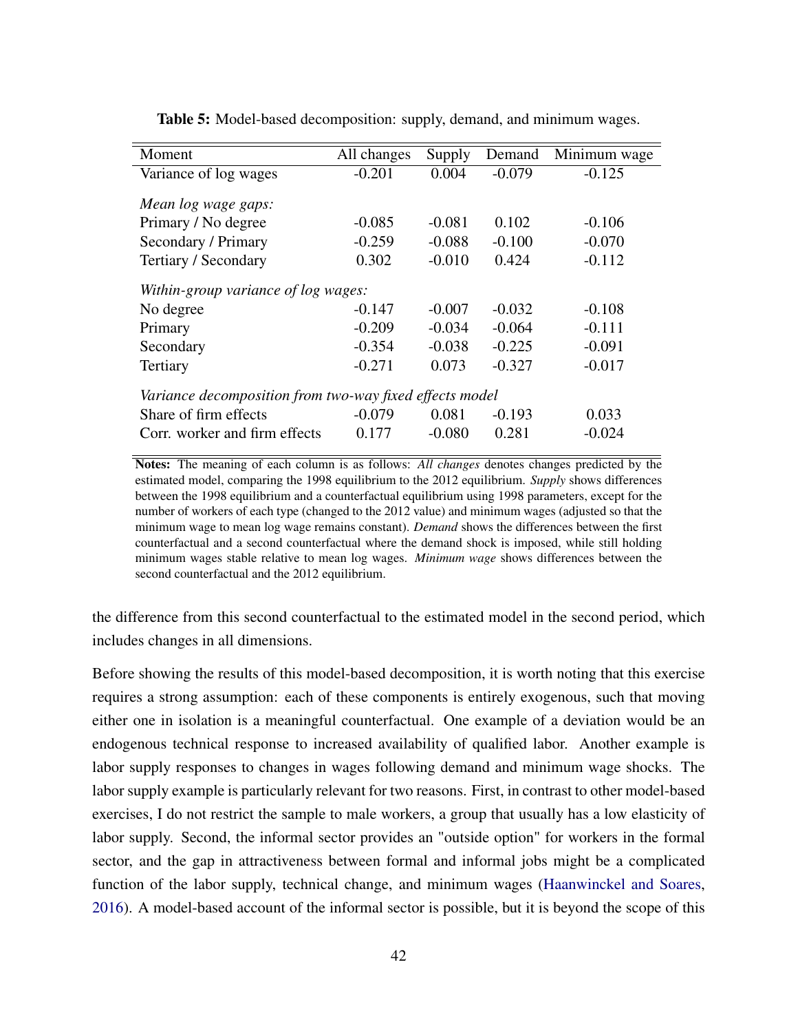**Table 5:** Model-based decomposition: supply, demand, and minimum wages.

| Moment | All changes | Supply | Demand | Minimum wage |
|---|---|---|---|---|
| Variance of log wages | -0.201 | 0.004 | -0.079 | -0.125 |
| *Mean log wage gaps:* | | | | |
| Primary / No degree | -0.085 | -0.081 | 0.102 | -0.106 |
| Secondary / Primary | -0.259 | -0.088 | -0.100 | -0.070 |
| Tertiary / Secondary | 0.302 | -0.010 | 0.424 | -0.112 |
| *Within-group variance of log wages:* | | | | |
| No degree | -0.147 | -0.007 | -0.032 | -0.108 |
| Primary | -0.209 | -0.034 | -0.064 | -0.111 |
| Secondary | -0.354 | -0.038 | -0.225 | -0.091 |
| Tertiary | -0.271 | 0.073 | -0.327 | -0.017 |
| *Variance decomposition from two-way fixed effects model* | | | | |
| Share of firm effects | -0.079 | 0.081 | -0.193 | 0.033 |
| Corr. worker and firm effects | 0.177 | -0.080 | 0.281 | -0.024 |

**Notes:** The meaning of each column is as follows: *All changes* denotes changes predicted by the estimated model, comparing the 1998 equilibrium to the 2012 equilibrium. *Supply* shows differences between the 1998 equilibrium and a counterfactual equilibrium using 1998 parameters, except for the number of workers of each type (changed to the 2012 value) and minimum wages (adjusted so that the minimum wage to mean log wage remains constant). *Demand* shows the differences between the first counterfactual and a second counterfactual where the demand shock is imposed, while still holding minimum wages stable relative to mean log wages. *Minimum wage* shows differences between the second counterfactual and the 2012 equilibrium.

the difference from this second counterfactual to the estimated model in the second period, which includes changes in all dimensions.

Before showing the results of this model-based decomposition, it is worth noting that this exercise requires a strong assumption: each of these components is entirely exogenous, such that moving either one in isolation is a meaningful counterfactual. One example of a deviation would be an endogenous technical response to increased availability of qualified labor. Another example is labor supply responses to changes in wages following demand and minimum wage shocks. The labor supply example is particularly relevant for two reasons. First, in contrast to other model-based exercises, I do not restrict the sample to male workers, a group that usually has a low elasticity of labor supply. Second, the informal sector provides an "outside option" for workers in the formal sector, and the gap in attractiveness between formal and informal jobs might be a complicated function of the labor supply, technical change, and minimum wages (Haanwinckel and Soares, 2016). A model-based account of the informal sector is possible, but it is beyond the scope of this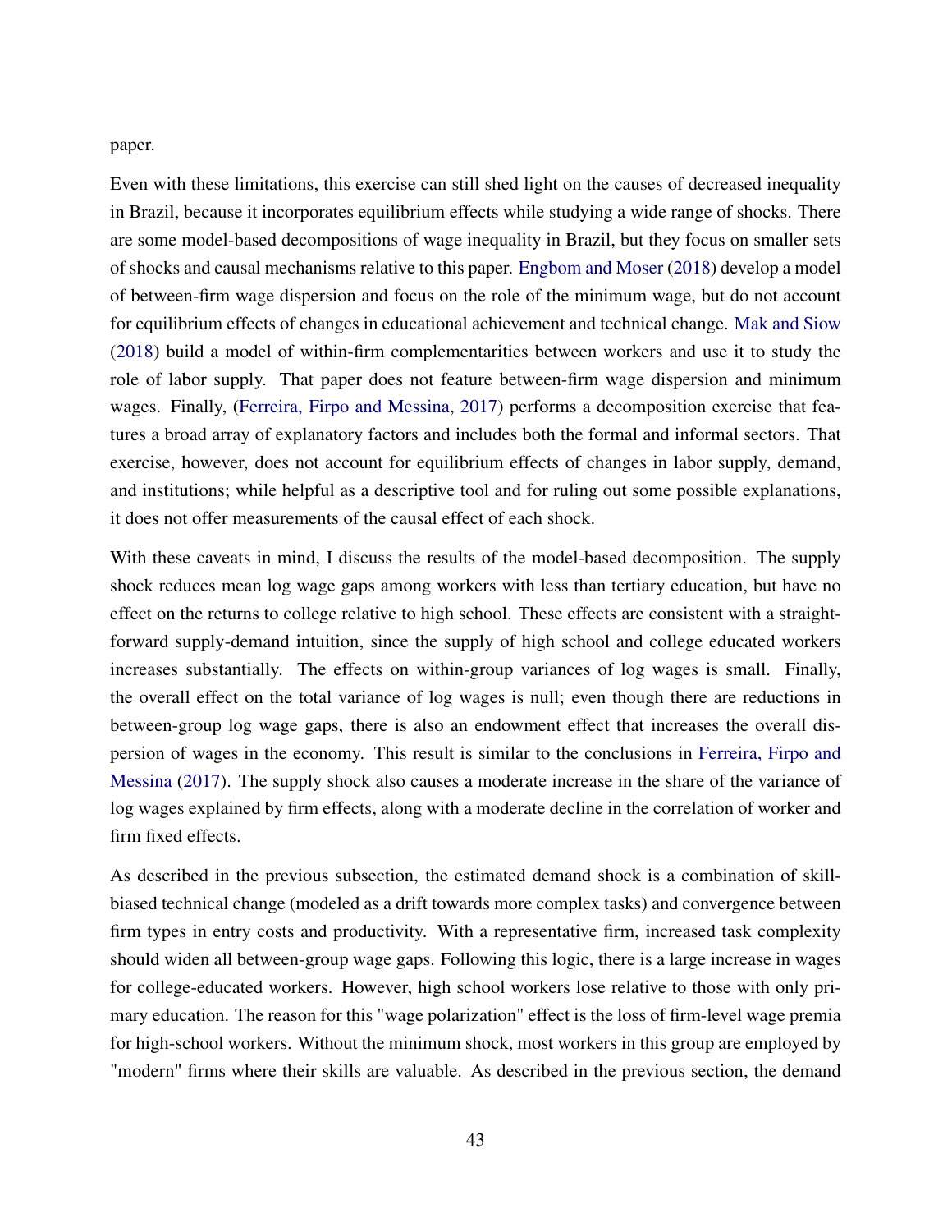paper.

Even with these limitations, this exercise can still shed light on the causes of decreased inequality in Brazil, because it incorporates equilibrium effects while studying a wide range of shocks. There are some model-based decompositions of wage inequality in Brazil, but they focus on smaller sets of shocks and causal mechanisms relative to this paper. Engbom and Moser (2018) develop a model of between-firm wage dispersion and focus on the role of the minimum wage, but do not account for equilibrium effects of changes in educational achievement and technical change. Mak and Siow (2018) build a model of within-firm complementarities between workers and use it to study the role of labor supply. That paper does not feature between-firm wage dispersion and minimum wages. Finally, (Ferreira, Firpo and Messina, 2017) performs a decomposition exercise that features a broad array of explanatory factors and includes both the formal and informal sectors. That exercise, however, does not account for equilibrium effects of changes in labor supply, demand, and institutions; while helpful as a descriptive tool and for ruling out some possible explanations, it does not offer measurements of the causal effect of each shock.

With these caveats in mind, I discuss the results of the model-based decomposition. The supply shock reduces mean log wage gaps among workers with less than tertiary education, but have no effect on the returns to college relative to high school. These effects are consistent with a straightforward supply-demand intuition, since the supply of high school and college educated workers increases substantially. The effects on within-group variances of log wages is small. Finally, the overall effect on the total variance of log wages is null; even though there are reductions in between-group log wage gaps, there is also an endowment effect that increases the overall dispersion of wages in the economy. This result is similar to the conclusions in Ferreira, Firpo and Messina (2017). The supply shock also causes a moderate increase in the share of the variance of log wages explained by firm effects, along with a moderate decline in the correlation of worker and firm fixed effects.

As described in the previous subsection, the estimated demand shock is a combination of skill-biased technical change (modeled as a drift towards more complex tasks) and convergence between firm types in entry costs and productivity. With a representative firm, increased task complexity should widen all between-group wage gaps. Following this logic, there is a large increase in wages for college-educated workers. However, high school workers lose relative to those with only primary education. The reason for this "wage polarization" effect is the loss of firm-level wage premia for high-school workers. Without the minimum shock, most workers in this group are employed by "modern" firms where their skills are valuable. As described in the previous section, the demand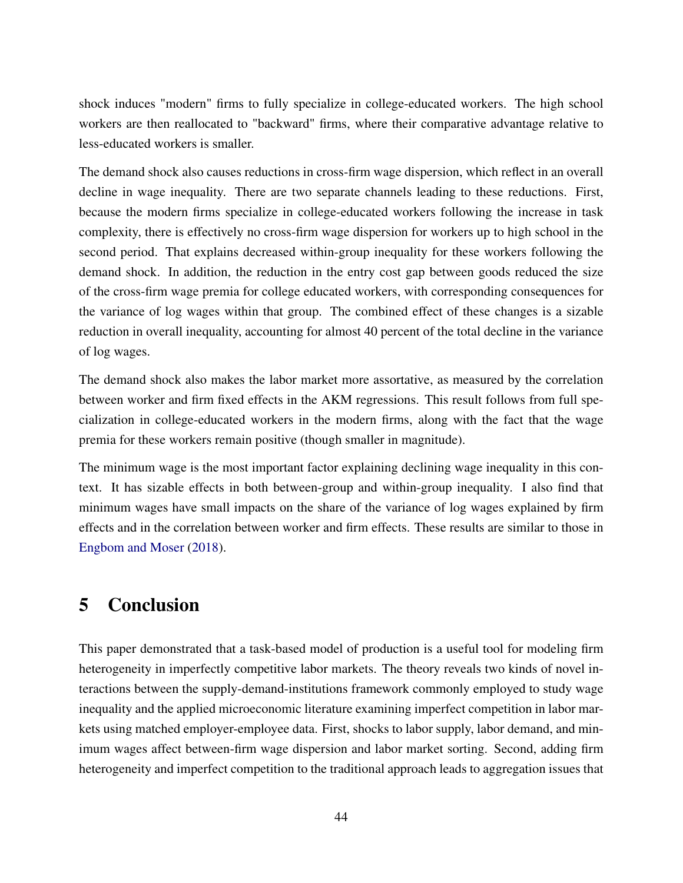shock induces "modern" firms to fully specialize in college-educated workers. The high school workers are then reallocated to "backward" firms, where their comparative advantage relative to less-educated workers is smaller.

The demand shock also causes reductions in cross-firm wage dispersion, which reflect in an overall decline in wage inequality. There are two separate channels leading to these reductions. First, because the modern firms specialize in college-educated workers following the increase in task complexity, there is effectively no cross-firm wage dispersion for workers up to high school in the second period. That explains decreased within-group inequality for these workers following the demand shock. In addition, the reduction in the entry cost gap between goods reduced the size of the cross-firm wage premia for college educated workers, with corresponding consequences for the variance of log wages within that group. The combined effect of these changes is a sizable reduction in overall inequality, accounting for almost 40 percent of the total decline in the variance of log wages.

The demand shock also makes the labor market more assortative, as measured by the correlation between worker and firm fixed effects in the AKM regressions. This result follows from full specialization in college-educated workers in the modern firms, along with the fact that the wage premia for these workers remain positive (though smaller in magnitude).

The minimum wage is the most important factor explaining declining wage inequality in this context. It has sizable effects in both between-group and within-group inequality. I also find that minimum wages have small impacts on the share of the variance of log wages explained by firm effects and in the correlation between worker and firm effects. These results are similar to those in Engbom and Moser (2018).

# 5 Conclusion

This paper demonstrated that a task-based model of production is a useful tool for modeling firm heterogeneity in imperfectly competitive labor markets. The theory reveals two kinds of novel interactions between the supply-demand-institutions framework commonly employed to study wage inequality and the applied microeconomic literature examining imperfect competition in labor markets using matched employer-employee data. First, shocks to labor supply, labor demand, and minimum wages affect between-firm wage dispersion and labor market sorting. Second, adding firm heterogeneity and imperfect competition to the traditional approach leads to aggregation issues that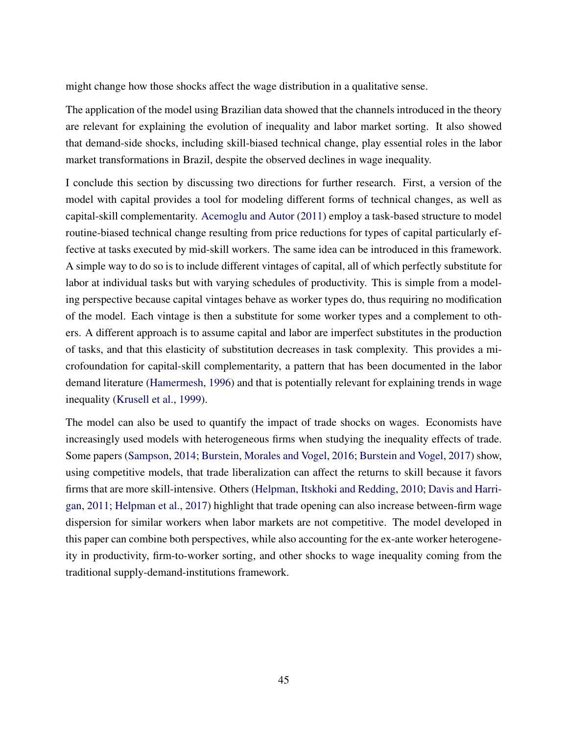might change how those shocks affect the wage distribution in a qualitative sense.

The application of the model using Brazilian data showed that the channels introduced in the theory are relevant for explaining the evolution of inequality and labor market sorting. It also showed that demand-side shocks, including skill-biased technical change, play essential roles in the labor market transformations in Brazil, despite the observed declines in wage inequality.

I conclude this section by discussing two directions for further research. First, a version of the model with capital provides a tool for modeling different forms of technical changes, as well as capital-skill complementarity. Acemoglu and Autor (2011) employ a task-based structure to model routine-biased technical change resulting from price reductions for types of capital particularly effective at tasks executed by mid-skill workers. The same idea can be introduced in this framework. A simple way to do so is to include different vintages of capital, all of which perfectly substitute for labor at individual tasks but with varying schedules of productivity. This is simple from a modeling perspective because capital vintages behave as worker types do, thus requiring no modification of the model. Each vintage is then a substitute for some worker types and a complement to others. A different approach is to assume capital and labor are imperfect substitutes in the production of tasks, and that this elasticity of substitution decreases in task complexity. This provides a microfoundation for capital-skill complementarity, a pattern that has been documented in the labor demand literature (Hamermesh, 1996) and that is potentially relevant for explaining trends in wage inequality (Krusell et al., 1999).

The model can also be used to quantify the impact of trade shocks on wages. Economists have increasingly used models with heterogeneous firms when studying the inequality effects of trade. Some papers (Sampson, 2014; Burstein, Morales and Vogel, 2016; Burstein and Vogel, 2017) show, using competitive models, that trade liberalization can affect the returns to skill because it favors firms that are more skill-intensive. Others (Helpman, Itskhoki and Redding, 2010; Davis and Harrigan, 2011; Helpman et al., 2017) highlight that trade opening can also increase between-firm wage dispersion for similar workers when labor markets are not competitive. The model developed in this paper can combine both perspectives, while also accounting for the ex-ante worker heterogeneity in productivity, firm-to-worker sorting, and other shocks to wage inequality coming from the traditional supply-demand-institutions framework.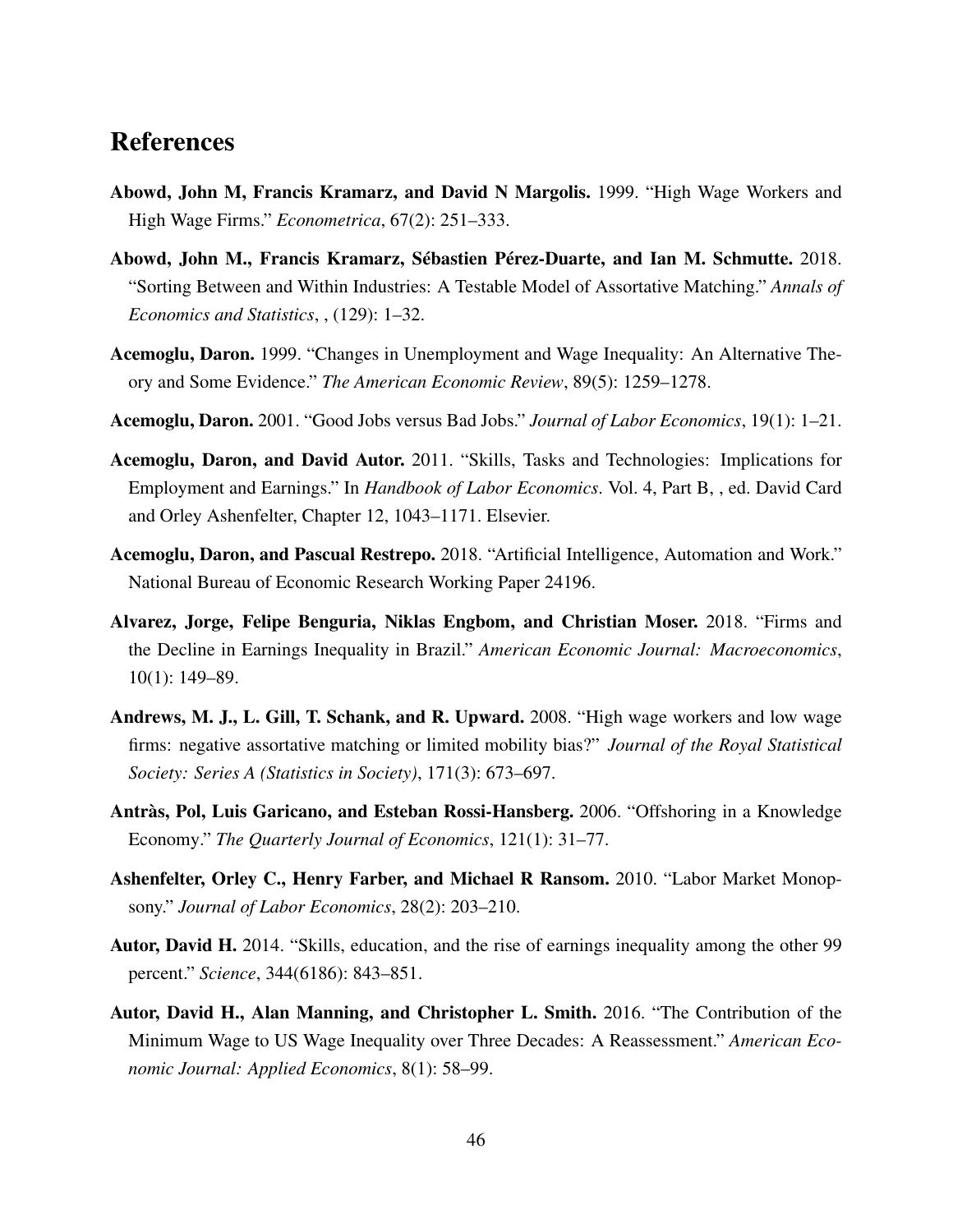# References

**Abowd, John M, Francis Kramarz, and David N Margolis.** 1999. "High Wage Workers and High Wage Firms." *Econometrica*, 67(2): 251–333.

**Abowd, John M., Francis Kramarz, Sébastien Pérez-Duarte, and Ian M. Schmutte.** 2018. "Sorting Between and Within Industries: A Testable Model of Assortative Matching." *Annals of Economics and Statistics*, , (129): 1–32.

**Acemoglu, Daron.** 1999. "Changes in Unemployment and Wage Inequality: An Alternative Theory and Some Evidence." *The American Economic Review*, 89(5): 1259–1278.

**Acemoglu, Daron.** 2001. "Good Jobs versus Bad Jobs." *Journal of Labor Economics*, 19(1): 1–21.

**Acemoglu, Daron, and David Autor.** 2011. "Skills, Tasks and Technologies: Implications for Employment and Earnings." In *Handbook of Labor Economics*. Vol. 4, Part B, , ed. David Card and Orley Ashenfelter, Chapter 12, 1043–1171. Elsevier.

**Acemoglu, Daron, and Pascual Restrepo.** 2018. "Artificial Intelligence, Automation and Work." National Bureau of Economic Research Working Paper 24196.

**Alvarez, Jorge, Felipe Benguria, Niklas Engbom, and Christian Moser.** 2018. "Firms and the Decline in Earnings Inequality in Brazil." *American Economic Journal: Macroeconomics*, 10(1): 149–89.

**Andrews, M. J., L. Gill, T. Schank, and R. Upward.** 2008. "High wage workers and low wage firms: negative assortative matching or limited mobility bias?" *Journal of the Royal Statistical Society: Series A (Statistics in Society)*, 171(3): 673–697.

**Antràs, Pol, Luis Garicano, and Esteban Rossi-Hansberg.** 2006. "Offshoring in a Knowledge Economy." *The Quarterly Journal of Economics*, 121(1): 31–77.

**Ashenfelter, Orley C., Henry Farber, and Michael R Ransom.** 2010. "Labor Market Monopsony." *Journal of Labor Economics*, 28(2): 203–210.

**Autor, David H.** 2014. "Skills, education, and the rise of earnings inequality among the other 99 percent." *Science*, 344(6186): 843–851.

**Autor, David H., Alan Manning, and Christopher L. Smith.** 2016. "The Contribution of the Minimum Wage to US Wage Inequality over Three Decades: A Reassessment." *American Economic Journal: Applied Economics*, 8(1): 58–99.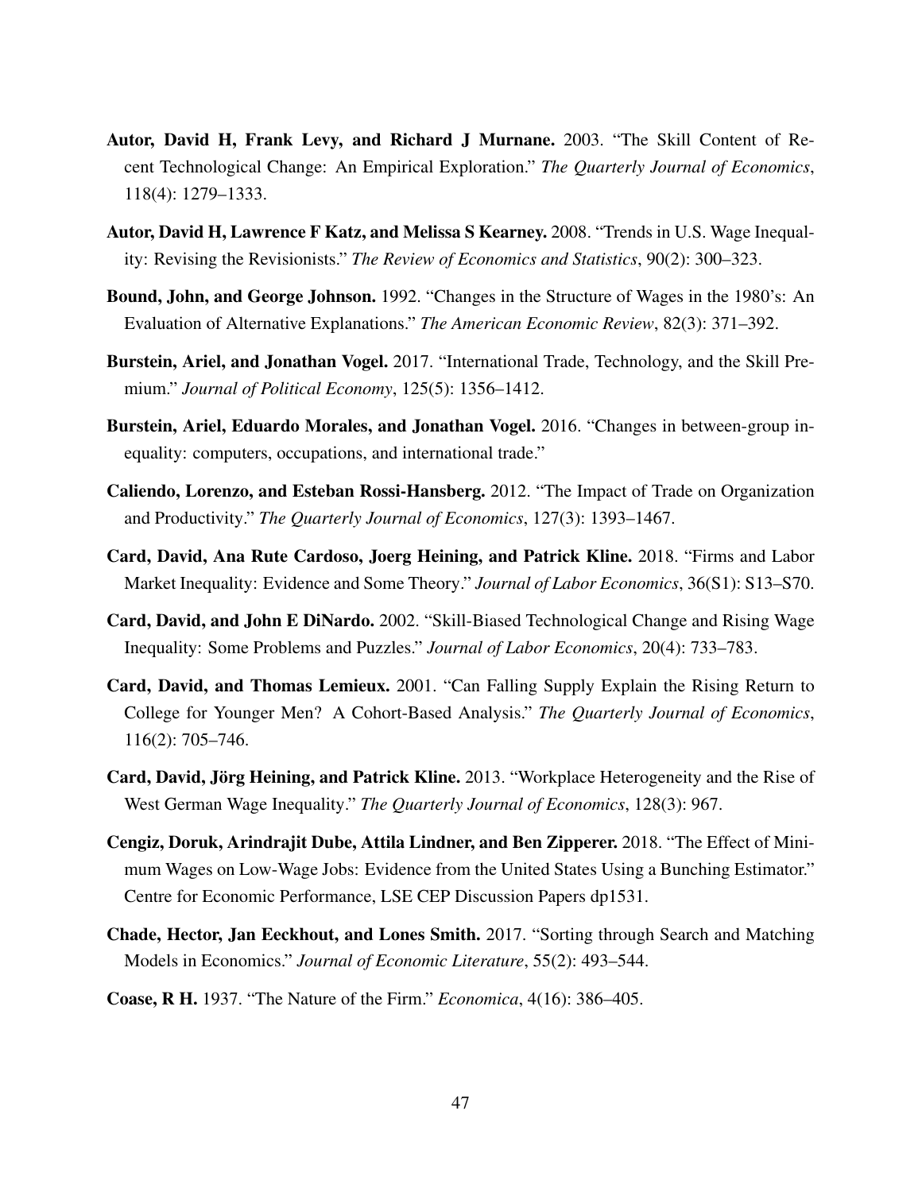**Autor, David H, Frank Levy, and Richard J Murnane.** 2003. "The Skill Content of Recent Technological Change: An Empirical Exploration." *The Quarterly Journal of Economics*, 118(4): 1279–1333.

**Autor, David H, Lawrence F Katz, and Melissa S Kearney.** 2008. "Trends in U.S. Wage Inequality: Revising the Revisionists." *The Review of Economics and Statistics*, 90(2): 300–323.

**Bound, John, and George Johnson.** 1992. "Changes in the Structure of Wages in the 1980's: An Evaluation of Alternative Explanations." *The American Economic Review*, 82(3): 371–392.

**Burstein, Ariel, and Jonathan Vogel.** 2017. "International Trade, Technology, and the Skill Premium." *Journal of Political Economy*, 125(5): 1356–1412.

**Burstein, Ariel, Eduardo Morales, and Jonathan Vogel.** 2016. "Changes in between-group inequality: computers, occupations, and international trade."

**Caliendo, Lorenzo, and Esteban Rossi-Hansberg.** 2012. "The Impact of Trade on Organization and Productivity." *The Quarterly Journal of Economics*, 127(3): 1393–1467.

**Card, David, Ana Rute Cardoso, Joerg Heining, and Patrick Kline.** 2018. "Firms and Labor Market Inequality: Evidence and Some Theory." *Journal of Labor Economics*, 36(S1): S13–S70.

**Card, David, and John E DiNardo.** 2002. "Skill-Biased Technological Change and Rising Wage Inequality: Some Problems and Puzzles." *Journal of Labor Economics*, 20(4): 733–783.

**Card, David, and Thomas Lemieux.** 2001. "Can Falling Supply Explain the Rising Return to College for Younger Men? A Cohort-Based Analysis." *The Quarterly Journal of Economics*, 116(2): 705–746.

**Card, David, Jörg Heining, and Patrick Kline.** 2013. "Workplace Heterogeneity and the Rise of West German Wage Inequality." *The Quarterly Journal of Economics*, 128(3): 967.

**Cengiz, Doruk, Arindrajit Dube, Attila Lindner, and Ben Zipperer.** 2018. "The Effect of Minimum Wages on Low-Wage Jobs: Evidence from the United States Using a Bunching Estimator." Centre for Economic Performance, LSE CEP Discussion Papers dp1531.

**Chade, Hector, Jan Eeckhout, and Lones Smith.** 2017. "Sorting through Search and Matching Models in Economics." *Journal of Economic Literature*, 55(2): 493–544.

**Coase, R H.** 1937. "The Nature of the Firm." *Economica*, 4(16): 386–405.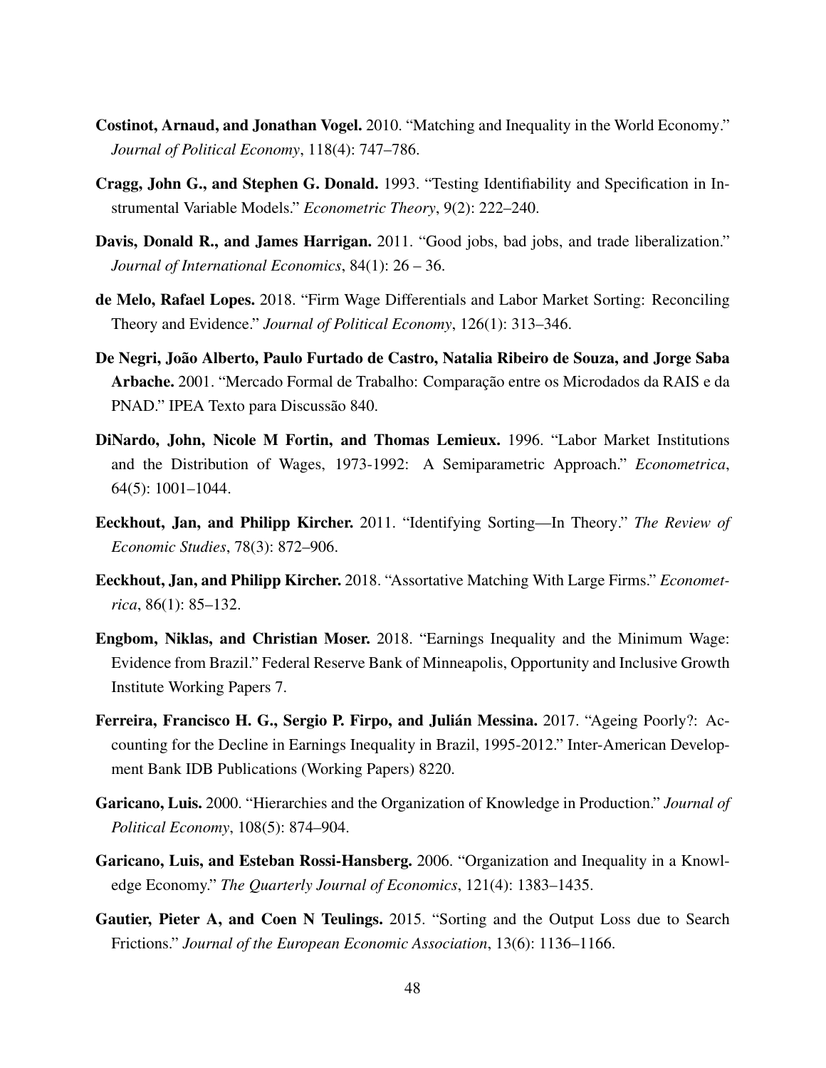**Costinot, Arnaud, and Jonathan Vogel.** 2010. "Matching and Inequality in the World Economy." *Journal of Political Economy*, 118(4): 747–786.

**Cragg, John G., and Stephen G. Donald.** 1993. "Testing Identifiability and Specification in Instrumental Variable Models." *Econometric Theory*, 9(2): 222–240.

**Davis, Donald R., and James Harrigan.** 2011. "Good jobs, bad jobs, and trade liberalization." *Journal of International Economics*, 84(1): 26 – 36.

**de Melo, Rafael Lopes.** 2018. "Firm Wage Differentials and Labor Market Sorting: Reconciling Theory and Evidence." *Journal of Political Economy*, 126(1): 313–346.

**De Negri, João Alberto, Paulo Furtado de Castro, Natalia Ribeiro de Souza, and Jorge Saba Arbache.** 2001. "Mercado Formal de Trabalho: Comparação entre os Microdados da RAIS e da PNAD." IPEA Texto para Discussão 840.

**DiNardo, John, Nicole M Fortin, and Thomas Lemieux.** 1996. "Labor Market Institutions and the Distribution of Wages, 1973-1992: A Semiparametric Approach." *Econometrica*, 64(5): 1001–1044.

**Eeckhout, Jan, and Philipp Kircher.** 2011. "Identifying Sorting—In Theory." *The Review of Economic Studies*, 78(3): 872–906.

**Eeckhout, Jan, and Philipp Kircher.** 2018. "Assortative Matching With Large Firms." *Econometrica*, 86(1): 85–132.

**Engbom, Niklas, and Christian Moser.** 2018. "Earnings Inequality and the Minimum Wage: Evidence from Brazil." Federal Reserve Bank of Minneapolis, Opportunity and Inclusive Growth Institute Working Papers 7.

**Ferreira, Francisco H. G., Sergio P. Firpo, and Julián Messina.** 2017. "Ageing Poorly?: Accounting for the Decline in Earnings Inequality in Brazil, 1995-2012." Inter-American Development Bank IDB Publications (Working Papers) 8220.

**Garicano, Luis.** 2000. "Hierarchies and the Organization of Knowledge in Production." *Journal of Political Economy*, 108(5): 874–904.

**Garicano, Luis, and Esteban Rossi-Hansberg.** 2006. "Organization and Inequality in a Knowledge Economy." *The Quarterly Journal of Economics*, 121(4): 1383–1435.

**Gautier, Pieter A, and Coen N Teulings.** 2015. "Sorting and the Output Loss due to Search Frictions." *Journal of the European Economic Association*, 13(6): 1136–1166.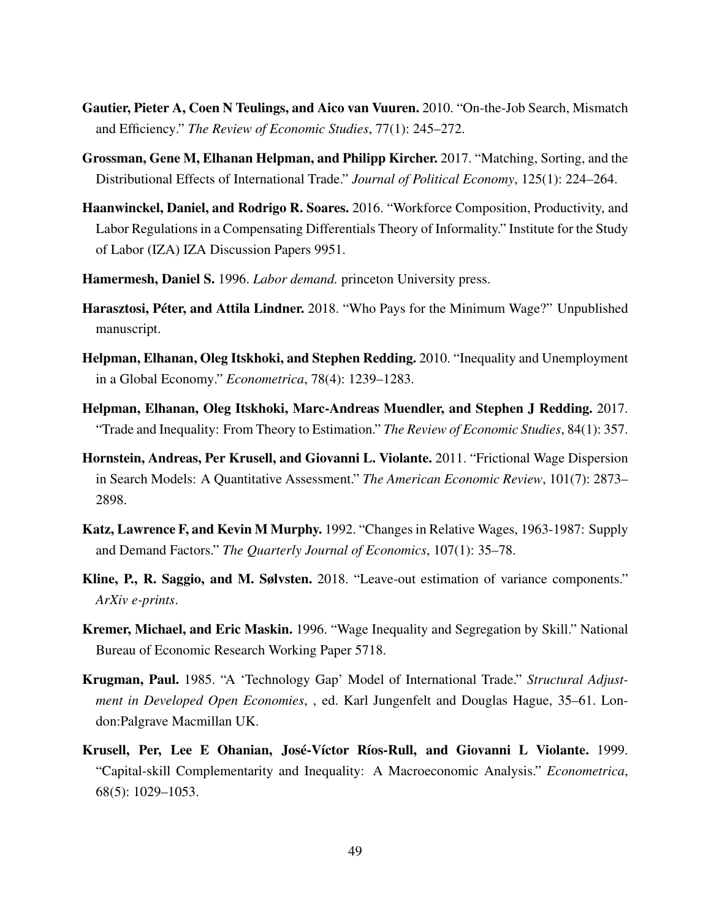**Gautier, Pieter A, Coen N Teulings, and Aico van Vuuren.** 2010. "On-the-Job Search, Mismatch and Efficiency." *The Review of Economic Studies*, 77(1): 245–272.

**Grossman, Gene M, Elhanan Helpman, and Philipp Kircher.** 2017. "Matching, Sorting, and the Distributional Effects of International Trade." *Journal of Political Economy*, 125(1): 224–264.

**Haanwinckel, Daniel, and Rodrigo R. Soares.** 2016. "Workforce Composition, Productivity, and Labor Regulations in a Compensating Differentials Theory of Informality." Institute for the Study of Labor (IZA) IZA Discussion Papers 9951.

**Hamermesh, Daniel S.** 1996. *Labor demand.* princeton University press.

**Harasztosi, Péter, and Attila Lindner.** 2018. "Who Pays for the Minimum Wage?" Unpublished manuscript.

**Helpman, Elhanan, Oleg Itskhoki, and Stephen Redding.** 2010. "Inequality and Unemployment in a Global Economy." *Econometrica*, 78(4): 1239–1283.

**Helpman, Elhanan, Oleg Itskhoki, Marc-Andreas Muendler, and Stephen J Redding.** 2017. "Trade and Inequality: From Theory to Estimation." *The Review of Economic Studies*, 84(1): 357.

**Hornstein, Andreas, Per Krusell, and Giovanni L. Violante.** 2011. "Frictional Wage Dispersion in Search Models: A Quantitative Assessment." *The American Economic Review*, 101(7): 2873–2898.

**Katz, Lawrence F, and Kevin M Murphy.** 1992. "Changes in Relative Wages, 1963-1987: Supply and Demand Factors." *The Quarterly Journal of Economics*, 107(1): 35–78.

**Kline, P., R. Saggio, and M. Sølvsten.** 2018. "Leave-out estimation of variance components." *ArXiv e-prints*.

**Kremer, Michael, and Eric Maskin.** 1996. "Wage Inequality and Segregation by Skill." National Bureau of Economic Research Working Paper 5718.

**Krugman, Paul.** 1985. "A 'Technology Gap' Model of International Trade." *Structural Adjustment in Developed Open Economies*, , ed. Karl Jungenfelt and Douglas Hague, 35–61. London:Palgrave Macmillan UK.

**Krusell, Per, Lee E Ohanian, José-Víctor Ríos-Rull, and Giovanni L Violante.** 1999. "Capital-skill Complementarity and Inequality: A Macroeconomic Analysis." *Econometrica*, 68(5): 1029–1053.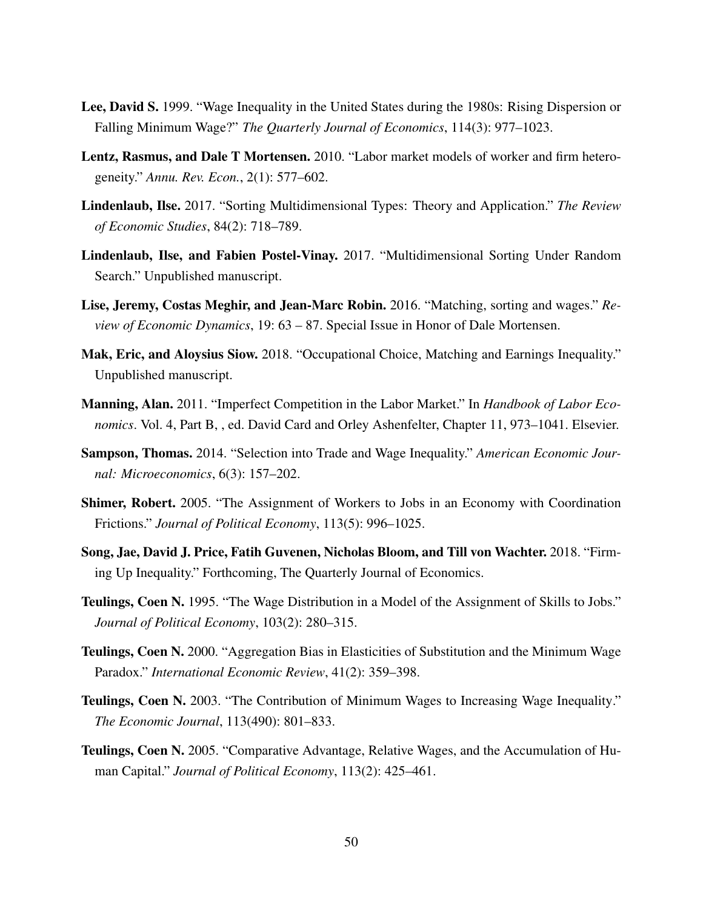**Lee, David S.** 1999. "Wage Inequality in the United States during the 1980s: Rising Dispersion or Falling Minimum Wage?" *The Quarterly Journal of Economics*, 114(3): 977–1023.

**Lentz, Rasmus, and Dale T Mortensen.** 2010. "Labor market models of worker and firm heterogeneity." *Annu. Rev. Econ.*, 2(1): 577–602.

**Lindenlaub, Ilse.** 2017. "Sorting Multidimensional Types: Theory and Application." *The Review of Economic Studies*, 84(2): 718–789.

**Lindenlaub, Ilse, and Fabien Postel-Vinay.** 2017. "Multidimensional Sorting Under Random Search." Unpublished manuscript.

**Lise, Jeremy, Costas Meghir, and Jean-Marc Robin.** 2016. "Matching, sorting and wages." *Review of Economic Dynamics*, 19: 63 – 87. Special Issue in Honor of Dale Mortensen.

**Mak, Eric, and Aloysius Siow.** 2018. "Occupational Choice, Matching and Earnings Inequality." Unpublished manuscript.

**Manning, Alan.** 2011. "Imperfect Competition in the Labor Market." In *Handbook of Labor Economics*. Vol. 4, Part B, , ed. David Card and Orley Ashenfelter, Chapter 11, 973–1041. Elsevier.

**Sampson, Thomas.** 2014. "Selection into Trade and Wage Inequality." *American Economic Journal: Microeconomics*, 6(3): 157–202.

**Shimer, Robert.** 2005. "The Assignment of Workers to Jobs in an Economy with Coordination Frictions." *Journal of Political Economy*, 113(5): 996–1025.

**Song, Jae, David J. Price, Fatih Guvenen, Nicholas Bloom, and Till von Wachter.** 2018. "Firming Up Inequality." Forthcoming, The Quarterly Journal of Economics.

**Teulings, Coen N.** 1995. "The Wage Distribution in a Model of the Assignment of Skills to Jobs." *Journal of Political Economy*, 103(2): 280–315.

**Teulings, Coen N.** 2000. "Aggregation Bias in Elasticities of Substitution and the Minimum Wage Paradox." *International Economic Review*, 41(2): 359–398.

**Teulings, Coen N.** 2003. "The Contribution of Minimum Wages to Increasing Wage Inequality." *The Economic Journal*, 113(490): 801–833.

**Teulings, Coen N.** 2005. "Comparative Advantage, Relative Wages, and the Accumulation of Human Capital." *Journal of Political Economy*, 113(2): 425–461.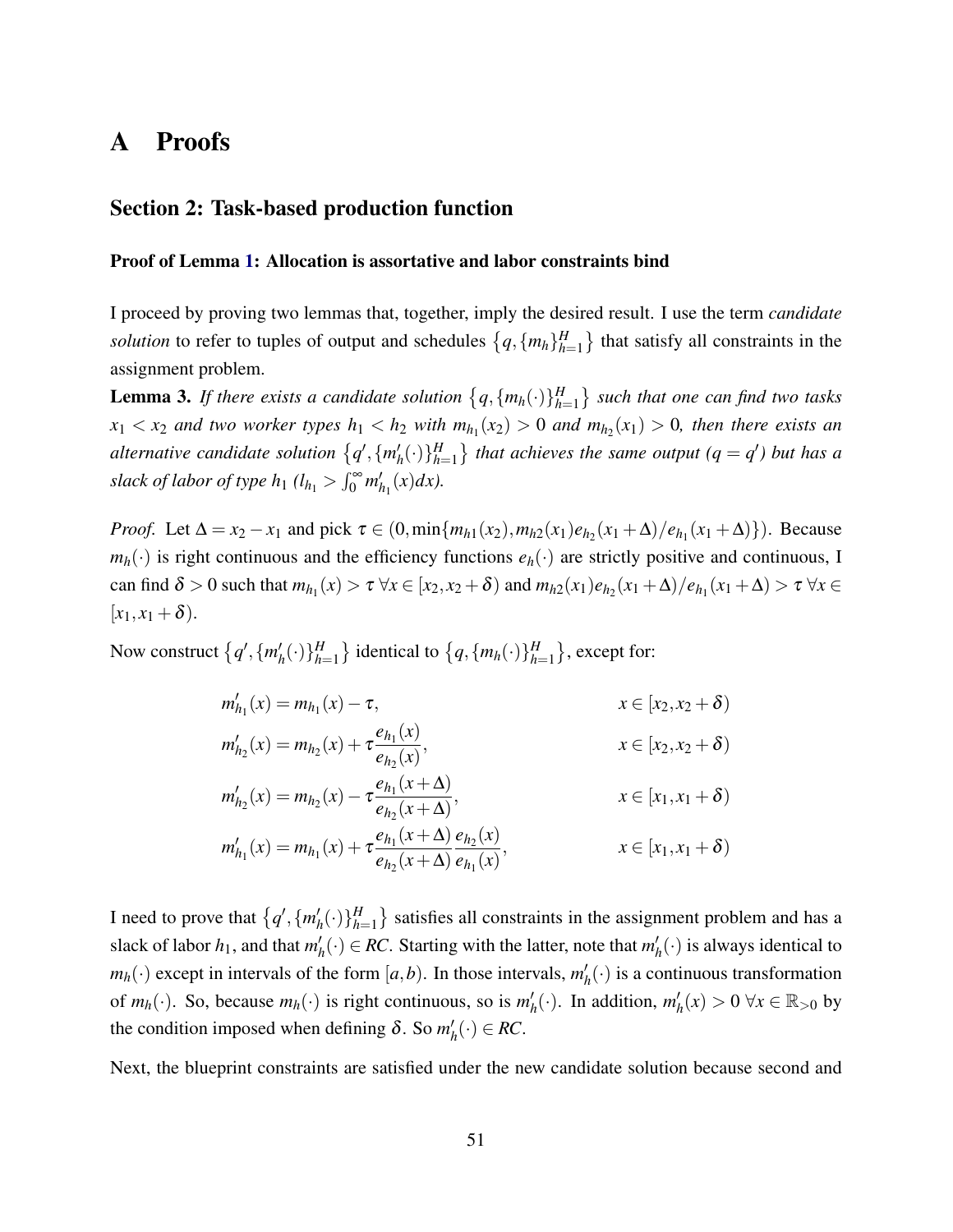# A Proofs

## Section 2: Task-based production function

### Proof of Lemma 1: Allocation is assortative and labor constraints bind

I proceed by proving two lemmas that, together, imply the desired result. I use the term *candidate solution* to refer to tuples of output and schedules $\{q, \{m_h\}_{h=1}^H\}$ that satisfy all constraints in the assignment problem.

**Lemma 3.** *If there exists a candidate solution $\{q, \{m_h(\cdot)\}_{h=1}^H\}$ such that one can find two tasks $x_1 < x_2$ and two worker types $h_1 < h_2$ with $m_{h_1}(x_2) > 0$ and $m_{h_2}(x_1) > 0$, then there exists an alternative candidate solution $\{q', \{m'_h(\cdot)\}_{h=1}^H\}$ that achieves the same output ($q = q'$) but has a slack of labor of type $h_1$ ($l_{h_1} > \int_0^\infty m'_{h_1}(x)dx$).*

*Proof.* Let $\Delta = x_2 - x_1$ and pick $\tau \in (0, \min\{m_{h1}(x_2), m_{h2}(x_1)e_{h_2}(x_1+\Delta)/e_{h_1}(x_1+\Delta)\})$. Because $m_h(\cdot)$ is right continuous and the efficiency functions $e_h(\cdot)$ are strictly positive and continuous, I can find $\delta > 0$ such that $m_{h_1}(x) > \tau \; \forall x \in [x_2, x_2+\delta)$ and $m_{h2}(x_1)e_{h_2}(x_1+\Delta)/e_{h_1}(x_1+\Delta) > \tau \; \forall x \in [x_1, x_1+\delta)$.

Now construct $\{q', \{m'_h(\cdot)\}_{h=1}^H\}$ identical to $\{q, \{m_h(\cdot)\}_{h=1}^H\}$, except for:

$$
\begin{aligned}
m'_{h_1}(x) &= m_{h_1}(x) - \tau, & x \in [x_2, x_2+\delta) \\
m'_{h_2}(x) &= m_{h_2}(x) + \tau \frac{e_{h_1}(x)}{e_{h_2}(x)}, & x \in [x_2, x_2+\delta) \\
m'_{h_2}(x) &= m_{h_2}(x) - \tau \frac{e_{h_1}(x+\Delta)}{e_{h_2}(x+\Delta)}, & x \in [x_1, x_1+\delta) \\
m'_{h_1}(x) &= m_{h_1}(x) + \tau \frac{e_{h_1}(x+\Delta)}{e_{h_2}(x+\Delta)} \frac{e_{h_2}(x)}{e_{h_1}(x)}, & x \in [x_1, x_1+\delta)
\end{aligned}
$$

I need to prove that $\{q', \{m'_h(\cdot)\}_{h=1}^H\}$ satisfies all constraints in the assignment problem and has a slack of labor $h_1$, and that $m'_h(\cdot) \in RC$. Starting with the latter, note that $m'_h(\cdot)$ is always identical to $m_h(\cdot)$ except in intervals of the form $[a,b)$. In those intervals, $m'_h(\cdot)$ is a continuous transformation of $m_h(\cdot)$. So, because $m_h(\cdot)$ is right continuous, so is $m'_h(\cdot)$. In addition, $m'_h(x) > 0 \; \forall x \in \mathbb{R}_{>0}$ by the condition imposed when defining $\delta$. So $m'_h(\cdot) \in RC$.

Next, the blueprint constraints are satisfied under the new candidate solution because second and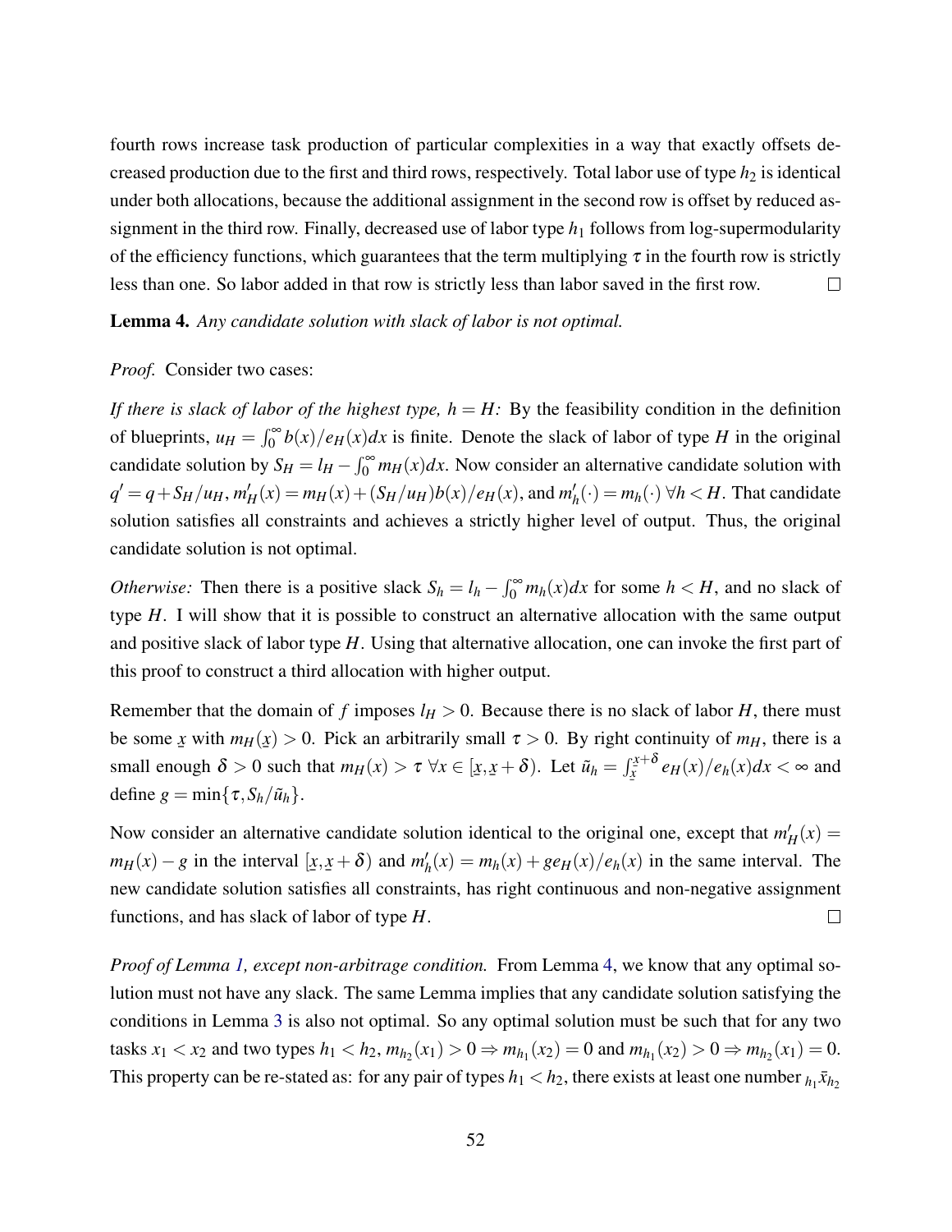fourth rows increase task production of particular complexities in a way that exactly offsets decreased production due to the first and third rows, respectively. Total labor use of type $h_2$ is identical under both allocations, because the additional assignment in the second row is offset by reduced assignment in the third row. Finally, decreased use of labor type $h_1$ follows from log-supermodularity of the efficiency functions, which guarantees that the term multiplying $\tau$ in the fourth row is strictly less than one. So labor added in that row is strictly less than labor saved in the first row. □

**Lemma 4.** *Any candidate solution with slack of labor is not optimal.*

*Proof.* Consider two cases:

*If there is slack of labor of the highest type, $h = H$:* By the feasibility condition in the definition of blueprints, $u_H = \int_0^\infty b(x)/e_H(x)dx$ is finite. Denote the slack of labor of type $H$ in the original candidate solution by $S_H = l_H - \int_0^\infty m_H(x)dx$. Now consider an alternative candidate solution with $q' = q + S_H/u_H$, $m'_H(x) = m_H(x) + (S_H/u_H)b(x)/e_H(x)$, and $m'_h(\cdot) = m_h(\cdot)\ \forall h < H$. That candidate solution satisfies all constraints and achieves a strictly higher level of output. Thus, the original candidate solution is not optimal.

*Otherwise:* Then there is a positive slack $S_h = l_h - \int_0^\infty m_h(x)dx$ for some $h < H$, and no slack of type $H$. I will show that it is possible to construct an alternative allocation with the same output and positive slack of labor type $H$. Using that alternative allocation, one can invoke the first part of this proof to construct a third allocation with higher output.

Remember that the domain of $f$ imposes $l_H > 0$. Because there is no slack of labor $H$, there must be some $\underline{x}$ with $m_H(\underline{x}) > 0$. Pick an arbitrarily small $\tau > 0$. By right continuity of $m_H$, there is a small enough $\delta > 0$ such that $m_H(x) > \tau\ \forall x \in [\underline{x}, \underline{x} + \delta)$. Let $\tilde{u}_h = \int_{\underline{x}}^{\underline{x}+\delta} e_H(x)/e_h(x)dx < \infty$ and define $g = \min\{\tau, S_h/\tilde{u}_h\}$.

Now consider an alternative candidate solution identical to the original one, except that $m'_H(x) = m_H(x) - g$ in the interval $[\underline{x}, \underline{x} + \delta)$ and $m'_h(x) = m_h(x) + g e_H(x)/e_h(x)$ in the same interval. The new candidate solution satisfies all constraints, has right continuous and non-negative assignment functions, and has slack of labor of type $H$. □

*Proof of Lemma 1, except non-arbitrage condition.* From Lemma 4, we know that any optimal solution must not have any slack. The same Lemma implies that any candidate solution satisfying the conditions in Lemma 3 is also not optimal. So any optimal solution must be such that for any two tasks $x_1 < x_2$ and two types $h_1 < h_2$, $m_{h_2}(x_1) > 0 \Rightarrow m_{h_1}(x_2) = 0$ and $m_{h_1}(x_2) > 0 \Rightarrow m_{h_2}(x_1) = 0$. This property can be re-stated as: for any pair of types $h_1 < h_2$, there exists at least one number ${}_{h_1}\bar{x}_{h_2}$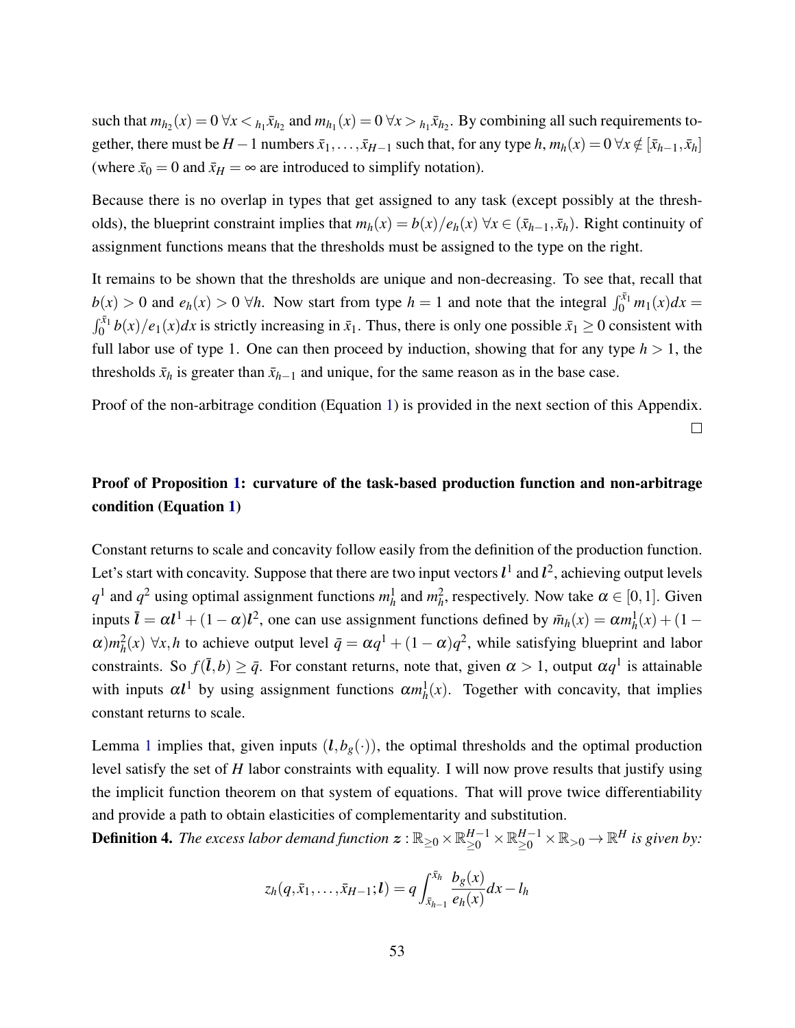such that $m_{h_2}(x) = 0 \; \forall x < {}_{h_1}\bar{x}_{h_2}$ and $m_{h_1}(x) = 0 \; \forall x > {}_{h_1}\bar{x}_{h_2}$. By combining all such requirements together, there must be $H-1$ numbers $\bar{x}_1, \ldots, \bar{x}_{H-1}$ such that, for any type $h$, $m_h(x) = 0 \; \forall x \notin [\bar{x}_{h-1}, \bar{x}_h]$ (where $\bar{x}_0 = 0$ and $\bar{x}_H = \infty$ are introduced to simplify notation).

Because there is no overlap in types that get assigned to any task (except possibly at the thresholds), the blueprint constraint implies that $m_h(x) = b(x)/e_h(x) \; \forall x \in (\bar{x}_{h-1}, \bar{x}_h)$. Right continuity of assignment functions means that the thresholds must be assigned to the type on the right.

It remains to be shown that the thresholds are unique and non-decreasing. To see that, recall that $b(x) > 0$ and $e_h(x) > 0 \; \forall h$. Now start from type $h = 1$ and note that the integral $\int_0^{\bar{x}_1} m_1(x)dx = \int_0^{\bar{x}_1} b(x)/e_1(x)dx$ is strictly increasing in $\bar{x}_1$. Thus, there is only one possible $\bar{x}_1 \geq 0$ consistent with full labor use of type 1. One can then proceed by induction, showing that for any type $h > 1$, the thresholds $\bar{x}_h$ is greater than $\bar{x}_{h-1}$ and unique, for the same reason as in the base case.

Proof of the non-arbitrage condition (Equation 1) is provided in the next section of this Appendix. □

**Proof of Proposition 1: curvature of the task-based production function and non-arbitrage condition (Equation 1)**

Constant returns to scale and concavity follow easily from the definition of the production function. Let's start with concavity. Suppose that there are two input vectors $\boldsymbol{l}^1$ and $\boldsymbol{l}^2$, achieving output levels $q^1$ and $q^2$ using optimal assignment functions $m_h^1$ and $m_h^2$, respectively. Now take $\alpha \in [0,1]$. Given inputs $\bar{\boldsymbol{l}} = \alpha \boldsymbol{l}^1 + (1-\alpha)\boldsymbol{l}^2$, one can use assignment functions defined by $\bar{m}_h(x) = \alpha m_h^1(x) + (1-\alpha)m_h^2(x) \; \forall x, h$ to achieve output level $\bar{q} = \alpha q^1 + (1-\alpha)q^2$, while satisfying blueprint and labor constraints. So $f(\bar{\boldsymbol{l}}, b) \geq \bar{q}$. For constant returns, note that, given $\alpha > 1$, output $\alpha q^1$ is attainable with inputs $\alpha \boldsymbol{l}^1$ by using assignment functions $\alpha m_h^1(x)$. Together with concavity, that implies constant returns to scale.

Lemma 1 implies that, given inputs $(\boldsymbol{l}, b_g(\cdot))$, the optimal thresholds and the optimal production level satisfy the set of $H$ labor constraints with equality. I will now prove results that justify using the implicit function theorem on that system of equations. That will prove twice differentiability and provide a path to obtain elasticities of complementarity and substitution.

**Definition 4.** *The excess labor demand function $\boldsymbol{z} : \mathbb{R}_{\geq 0} \times \mathbb{R}_{\geq 0}^{H-1} \times \mathbb{R}_{\geq 0}^{H-1} \times \mathbb{R}_{>0} \to \mathbb{R}^H$ is given by:*

$$z_h(q, \bar{x}_1, \ldots, \bar{x}_{H-1}; \boldsymbol{l}) = q \int_{\bar{x}_{h-1}}^{\bar{x}_h} \frac{b_g(x)}{e_h(x)} dx - l_h$$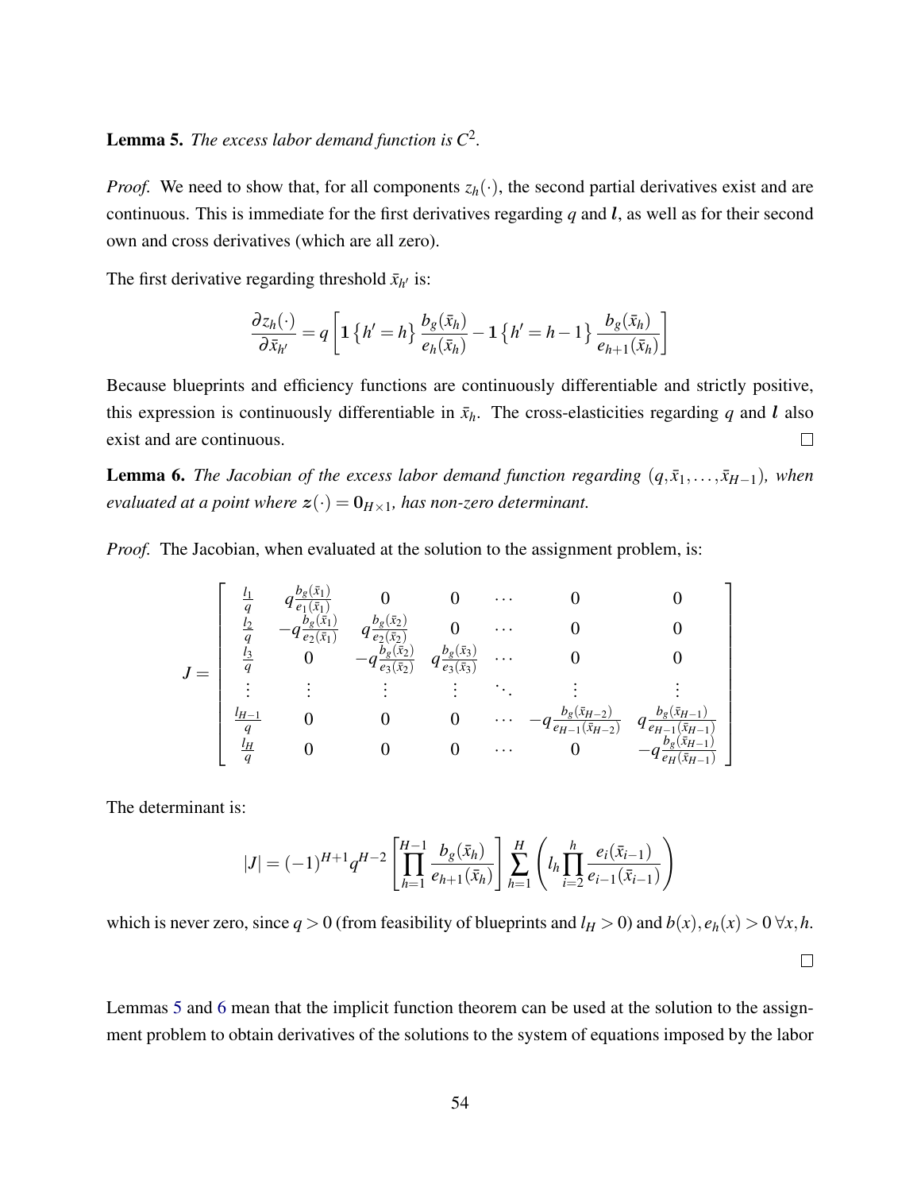**Lemma 5.** *The excess labor demand function is $C^2$.*

*Proof.* We need to show that, for all components $z_h(\cdot)$, the second partial derivatives exist and are continuous. This is immediate for the first derivatives regarding $q$ and $\boldsymbol{l}$, as well as for their second own and cross derivatives (which are all zero).

The first derivative regarding threshold $\bar{x}_{h'}$ is:

$$\frac{\partial z_h(\cdot)}{\partial \bar{x}_{h'}} = q\left[\mathbf{1}\left\{h' = h\right\}\frac{b_g(\bar{x}_h)}{e_h(\bar{x}_h)} - \mathbf{1}\left\{h' = h-1\right\}\frac{b_g(\bar{x}_h)}{e_{h+1}(\bar{x}_h)}\right]$$

Because blueprints and efficiency functions are continuously differentiable and strictly positive, this expression is continuously differentiable in $\bar{x}_h$. The cross-elasticities regarding $q$ and $\boldsymbol{l}$ also exist and are continuous. $\square$

**Lemma 6.** *The Jacobian of the excess labor demand function regarding $(q, \bar{x}_1, \ldots, \bar{x}_{H-1})$, when evaluated at a point where $\boldsymbol{z}(\cdot) = \mathbf{0}_{H\times 1}$, has non-zero determinant.*

*Proof.* The Jacobian, when evaluated at the solution to the assignment problem, is:

$$J = \begin{bmatrix}
\frac{l_1}{q} & q\frac{b_g(\bar{x}_1)}{e_1(\bar{x}_1)} & 0 & 0 & \cdots & 0 & 0 \\
\frac{l_2}{q} & -q\frac{b_g(\bar{x}_1)}{e_2(\bar{x}_1)} & q\frac{b_g(\bar{x}_2)}{e_2(\bar{x}_2)} & 0 & \cdots & 0 & 0 \\
\frac{l_3}{q} & 0 & -q\frac{b_g(\bar{x}_2)}{e_3(\bar{x}_2)} & q\frac{b_g(\bar{x}_3)}{e_3(\bar{x}_3)} & \cdots & 0 & 0 \\
\vdots & \vdots & \vdots & \vdots & \ddots & \vdots & \vdots \\
\frac{l_{H-1}}{q} & 0 & 0 & 0 & \cdots & -q\frac{b_g(\bar{x}_{H-2})}{e_{H-1}(\bar{x}_{H-2})} & q\frac{b_g(\bar{x}_{H-1})}{e_{H-1}(\bar{x}_{H-1})} \\
\frac{l_H}{q} & 0 & 0 & 0 & \cdots & 0 & -q\frac{b_g(\bar{x}_{H-1})}{e_H(\bar{x}_{H-1})}
\end{bmatrix}$$

The determinant is:

$$|J| = (-1)^{H+1}q^{H-2}\left[\prod_{h=1}^{H-1}\frac{b_g(\bar{x}_h)}{e_{h+1}(\bar{x}_h)}\right]\sum_{h=1}^{H}\left(l_h\prod_{i=2}^{h}\frac{e_i(\bar{x}_{i-1})}{e_{i-1}(\bar{x}_{i-1})}\right)$$

which is never zero, since $q > 0$ (from feasibility of blueprints and $l_H > 0$) and $b(x), e_h(x) > 0\ \forall x, h$.

$\square$

Lemmas 5 and 6 mean that the implicit function theorem can be used at the solution to the assignment problem to obtain derivatives of the solutions to the system of equations imposed by the labor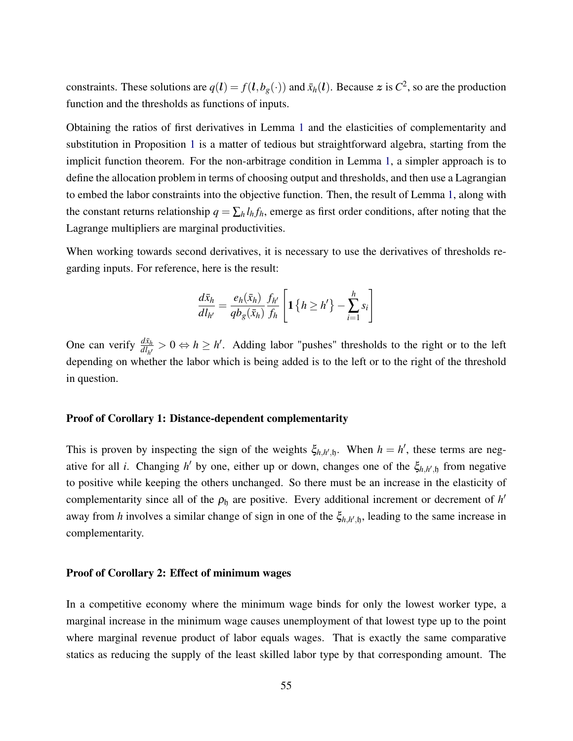constraints. These solutions are $q(\boldsymbol{l}) = f(\boldsymbol{l}, b_g(\cdot))$ and $\bar{x}_h(\boldsymbol{l})$. Because $\boldsymbol{z}$ is $C^2$, so are the production function and the thresholds as functions of inputs.

Obtaining the ratios of first derivatives in Lemma 1 and the elasticities of complementarity and substitution in Proposition 1 is a matter of tedious but straightforward algebra, starting from the implicit function theorem. For the non-arbitrage condition in Lemma 1, a simpler approach is to define the allocation problem in terms of choosing output and thresholds, and then use a Lagrangian to embed the labor constraints into the objective function. Then, the result of Lemma 1, along with the constant returns relationship $q = \sum_h l_h f_h$, emerge as first order conditions, after noting that the Lagrange multipliers are marginal productivities.

When working towards second derivatives, it is necessary to use the derivatives of thresholds regarding inputs. For reference, here is the result:

$$\frac{d\bar{x}_h}{dl_{h'}} = \frac{e_h(\bar{x}_h)}{q b_g(\bar{x}_h)} \frac{f_{h'}}{f_h} \left[ \mathbf{1}\left\{h \geq h'\right\} - \sum_{i=1}^{h} s_i \right]$$

One can verify $\frac{d\bar{x}_h}{dl_{h'}} > 0 \Leftrightarrow h \geq h'$. Adding labor "pushes" thresholds to the right or to the left depending on whether the labor which is being added is to the left or to the right of the threshold in question.

### Proof of Corollary 1: Distance-dependent complementarity

This is proven by inspecting the sign of the weights $\xi_{h,h',\mathfrak{h}}$. When $h = h'$, these terms are negative for all $i$. Changing $h'$ by one, either up or down, changes one of the $\xi_{h,h',\mathfrak{h}}$ from negative to positive while keeping the others unchanged. So there must be an increase in the elasticity of complementarity since all of the $\rho_{\mathfrak{h}}$ are positive. Every additional increment or decrement of $h'$ away from $h$ involves a similar change of sign in one of the $\xi_{h,h',\mathfrak{h}}$, leading to the same increase in complementarity.

### Proof of Corollary 2: Effect of minimum wages

In a competitive economy where the minimum wage binds for only the lowest worker type, a marginal increase in the minimum wage causes unemployment of that lowest type up to the point where marginal revenue product of labor equals wages. That is exactly the same comparative statics as reducing the supply of the least skilled labor type by that corresponding amount. The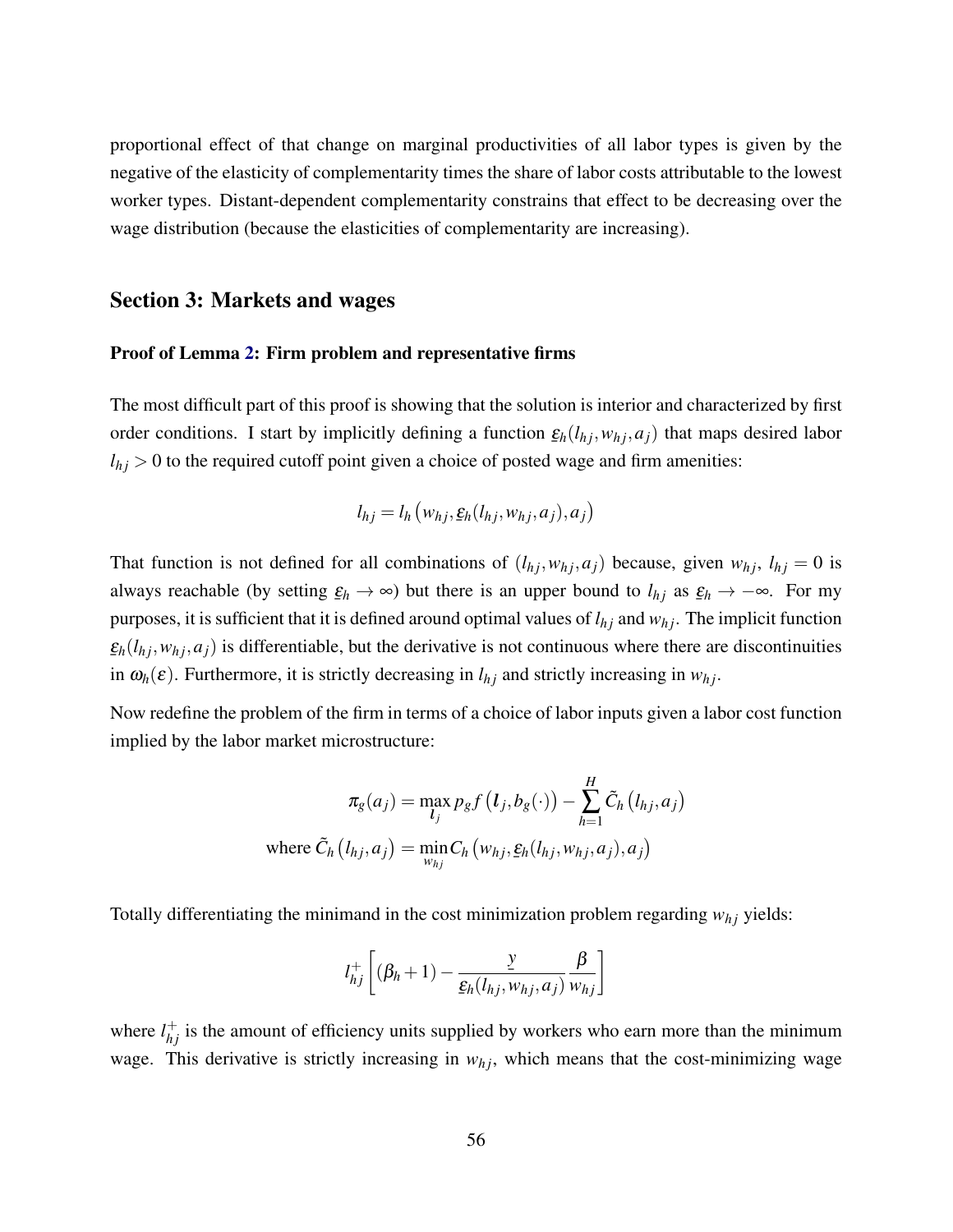proportional effect of that change on marginal productivities of all labor types is given by the negative of the elasticity of complementarity times the share of labor costs attributable to the lowest worker types. Distant-dependent complementarity constrains that effect to be decreasing over the wage distribution (because the elasticities of complementarity are increasing).

## Section 3: Markets and wages

**Proof of Lemma 2: Firm problem and representative firms**

The most difficult part of this proof is showing that the solution is interior and characterized by first order conditions. I start by implicitly defining a function $\underline{\varepsilon}_h(l_{hj}, w_{hj}, a_j)$ that maps desired labor $l_{hj} > 0$ to the required cutoff point given a choice of posted wage and firm amenities:

$$l_{hj} = l_h\left(w_{hj}, \underline{\varepsilon}_h(l_{hj}, w_{hj}, a_j), a_j\right)$$

That function is not defined for all combinations of $(l_{hj}, w_{hj}, a_j)$ because, given $w_{hj}$, $l_{hj} = 0$ is always reachable (by setting $\underline{\varepsilon}_h \to \infty$) but there is an upper bound to $l_{hj}$ as $\underline{\varepsilon}_h \to -\infty$. For my purposes, it is sufficient that it is defined around optimal values of $l_{hj}$ and $w_{hj}$. The implicit function $\underline{\varepsilon}_h(l_{hj}, w_{hj}, a_j)$ is differentiable, but the derivative is not continuous where there are discontinuities in $\omega_h(\varepsilon)$. Furthermore, it is strictly decreasing in $l_{hj}$ and strictly increasing in $w_{hj}$.

Now redefine the problem of the firm in terms of a choice of labor inputs given a labor cost function implied by the labor market microstructure:

$$\pi_g(a_j) = \max_{\boldsymbol{l}_j} p_g f\left(\boldsymbol{l}_j, b_g(\cdot)\right) - \sum_{h=1}^{H} \tilde{C}_h\left(l_{hj}, a_j\right)$$
$$\text{where } \tilde{C}_h\left(l_{hj}, a_j\right) = \min_{w_{hj}} C_h\left(w_{hj}, \underline{\varepsilon}_h(l_{hj}, w_{hj}, a_j), a_j\right)$$

Totally differentiating the minimand in the cost minimization problem regarding $w_{hj}$ yields:

$$l_{hj}^{+}\left[(\beta_h + 1) - \frac{\underline{y}}{\underline{\varepsilon}_h(l_{hj}, w_{hj}, a_j)} \frac{\beta}{w_{hj}}\right]$$

where $l_{hj}^{+}$ is the amount of efficiency units supplied by workers who earn more than the minimum wage. This derivative is strictly increasing in $w_{hj}$, which means that the cost-minimizing wage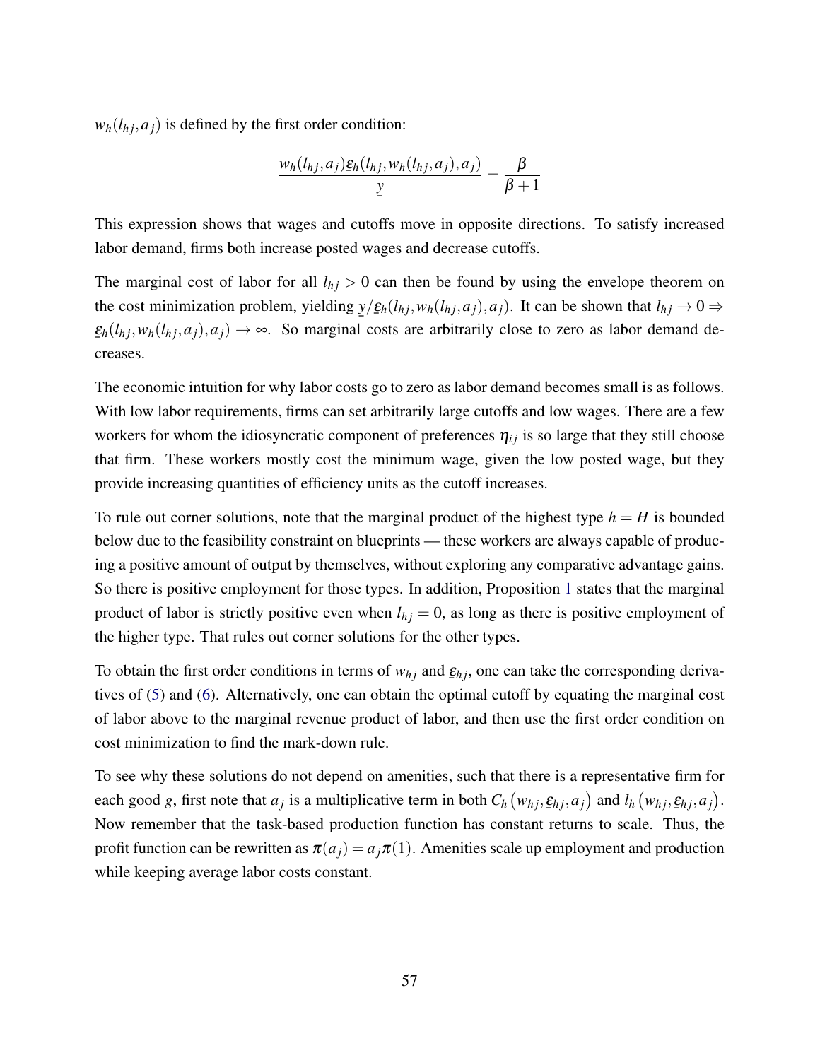$w_h(l_{hj}, a_j)$ is defined by the first order condition:

$$\frac{w_h(l_{hj}, a_j)\underline{\varepsilon}_h(l_{hj}, w_h(l_{hj}, a_j), a_j)}{\underline{y}} = \frac{\beta}{\beta+1}$$

This expression shows that wages and cutoffs move in opposite directions. To satisfy increased labor demand, firms both increase posted wages and decrease cutoffs.

The marginal cost of labor for all $l_{hj} > 0$ can then be found by using the envelope theorem on the cost minimization problem, yielding $\underline{y}/\underline{\varepsilon}_h(l_{hj}, w_h(l_{hj}, a_j), a_j)$. It can be shown that $l_{hj} \to 0 \Rightarrow \underline{\varepsilon}_h(l_{hj}, w_h(l_{hj}, a_j), a_j) \to \infty$. So marginal costs are arbitrarily close to zero as labor demand decreases.

The economic intuition for why labor costs go to zero as labor demand becomes small is as follows. With low labor requirements, firms can set arbitrarily large cutoffs and low wages. There are a few workers for whom the idiosyncratic component of preferences $\eta_{ij}$ is so large that they still choose that firm. These workers mostly cost the minimum wage, given the low posted wage, but they provide increasing quantities of efficiency units as the cutoff increases.

To rule out corner solutions, note that the marginal product of the highest type $h = H$ is bounded below due to the feasibility constraint on blueprints — these workers are always capable of producing a positive amount of output by themselves, without exploring any comparative advantage gains. So there is positive employment for those types. In addition, Proposition 1 states that the marginal product of labor is strictly positive even when $l_{hj} = 0$, as long as there is positive employment of the higher type. That rules out corner solutions for the other types.

To obtain the first order conditions in terms of $w_{hj}$ and $\underline{\varepsilon}_{hj}$, one can take the corresponding derivatives of (5) and (6). Alternatively, one can obtain the optimal cutoff by equating the marginal cost of labor above to the marginal revenue product of labor, and then use the first order condition on cost minimization to find the mark-down rule.

To see why these solutions do not depend on amenities, such that there is a representative firm for each good $g$, first note that $a_j$ is a multiplicative term in both $C_h\left(w_{hj}, \underline{\varepsilon}_{hj}, a_j\right)$ and $l_h\left(w_{hj}, \underline{\varepsilon}_{hj}, a_j\right)$. Now remember that the task-based production function has constant returns to scale. Thus, the profit function can be rewritten as $\pi(a_j) = a_j\pi(1)$. Amenities scale up employment and production while keeping average labor costs constant.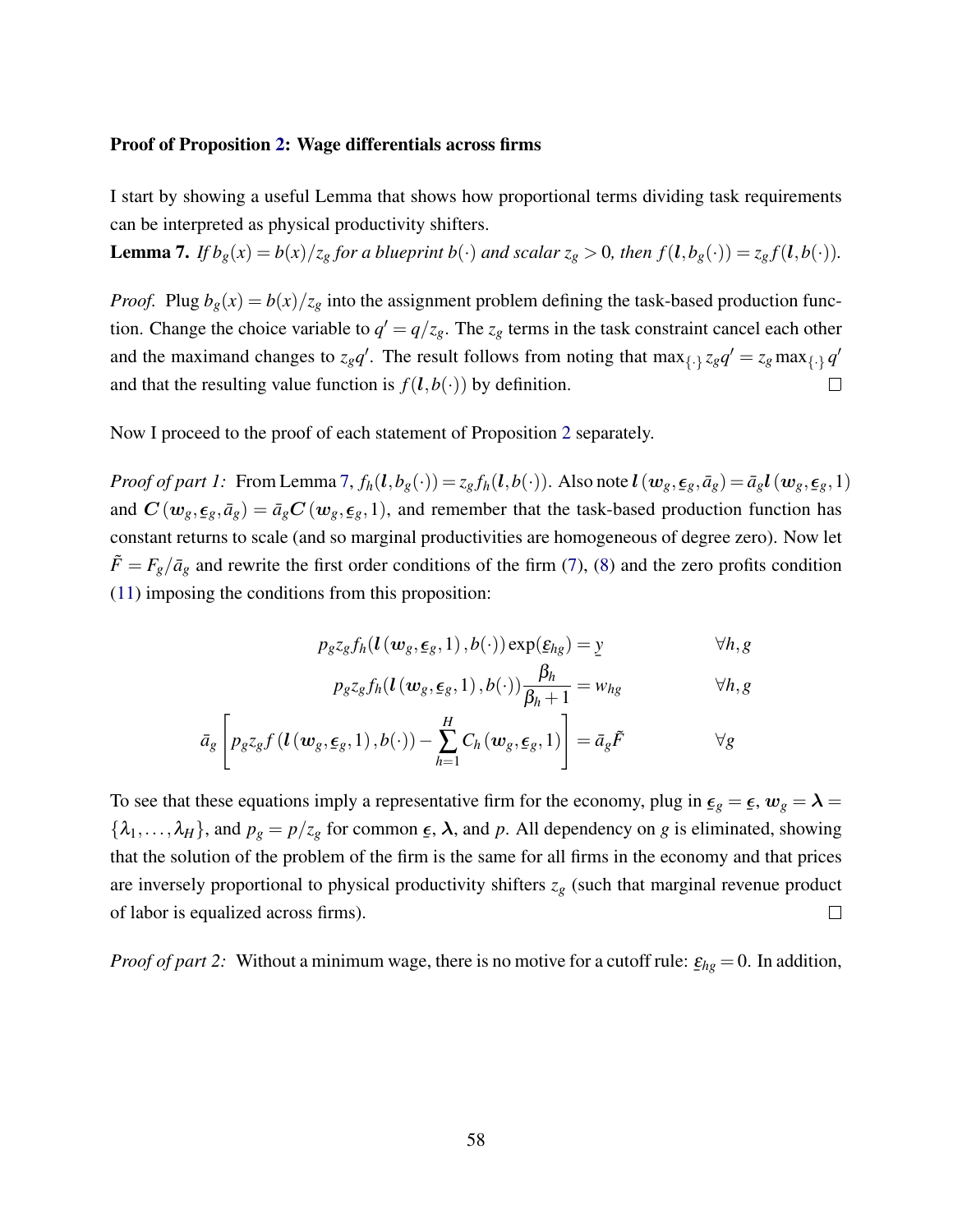**Proof of Proposition 2: Wage differentials across firms**

I start by showing a useful Lemma that shows how proportional terms dividing task requirements can be interpreted as physical productivity shifters.

**Lemma 7.** *If $b_g(x) = b(x)/z_g$ for a blueprint $b(\cdot)$ and scalar $z_g > 0$, then $f(\boldsymbol{l}, b_g(\cdot)) = z_g f(\boldsymbol{l}, b(\cdot))$.*

*Proof.* Plug $b_g(x) = b(x)/z_g$ into the assignment problem defining the task-based production function. Change the choice variable to $q' = q/z_g$. The $z_g$ terms in the task constraint cancel each other and the maximand changes to $z_g q'$. The result follows from noting that $\max_{\{\cdot\}} z_g q' = z_g \max_{\{\cdot\}} q'$ and that the resulting value function is $f(\boldsymbol{l}, b(\cdot))$ by definition. $\square$

Now I proceed to the proof of each statement of Proposition 2 separately.

*Proof of part 1:* From Lemma 7, $f_h(\boldsymbol{l}, b_g(\cdot)) = z_g f_h(\boldsymbol{l}, b(\cdot))$. Also note $\boldsymbol{l}(\boldsymbol{w}_g, \underline{\boldsymbol{\epsilon}}_g, \bar{a}_g) = \bar{a}_g \boldsymbol{l}(\boldsymbol{w}_g, \underline{\boldsymbol{\epsilon}}_g, 1)$ and $\boldsymbol{C}(\boldsymbol{w}_g, \underline{\boldsymbol{\epsilon}}_g, \bar{a}_g) = \bar{a}_g \boldsymbol{C}(\boldsymbol{w}_g, \underline{\boldsymbol{\epsilon}}_g, 1)$, and remember that the task-based production function has constant returns to scale (and so marginal productivities are homogeneous of degree zero). Now let $\tilde{F} = F_g/\bar{a}_g$ and rewrite the first order conditions of the firm (7), (8) and the zero profits condition (11) imposing the conditions from this proposition:

$$p_g z_g f_h(\boldsymbol{l}(\boldsymbol{w}_g, \underline{\boldsymbol{\epsilon}}_g, 1), b(\cdot)) \exp(\underline{\epsilon}_{hg}) = \underline{y} \qquad \forall h, g$$

$$p_g z_g f_h(\boldsymbol{l}(\boldsymbol{w}_g, \underline{\boldsymbol{\epsilon}}_g, 1), b(\cdot)) \frac{\beta_h}{\beta_h + 1} = w_{hg} \qquad \forall h, g$$

$$\bar{a}_g \left[ p_g z_g f(\boldsymbol{l}(\boldsymbol{w}_g, \underline{\boldsymbol{\epsilon}}_g, 1), b(\cdot)) - \sum_{h=1}^{H} C_h(\boldsymbol{w}_g, \underline{\boldsymbol{\epsilon}}_g, 1) \right] = \bar{a}_g \tilde{F} \qquad \forall g$$

To see that these equations imply a representative firm for the economy, plug in $\underline{\boldsymbol{\epsilon}}_g = \underline{\boldsymbol{\epsilon}}$, $\boldsymbol{w}_g = \boldsymbol{\lambda} = \{\lambda_1, \ldots, \lambda_H\}$, and $p_g = p/z_g$ for common $\underline{\boldsymbol{\epsilon}}$, $\boldsymbol{\lambda}$, and $p$. All dependency on $g$ is eliminated, showing that the solution of the problem of the firm is the same for all firms in the economy and that prices are inversely proportional to physical productivity shifters $z_g$ (such that marginal revenue product of labor is equalized across firms). $\square$

*Proof of part 2:* Without a minimum wage, there is no motive for a cutoff rule: $\underline{\epsilon}_{hg} = 0$. In addition,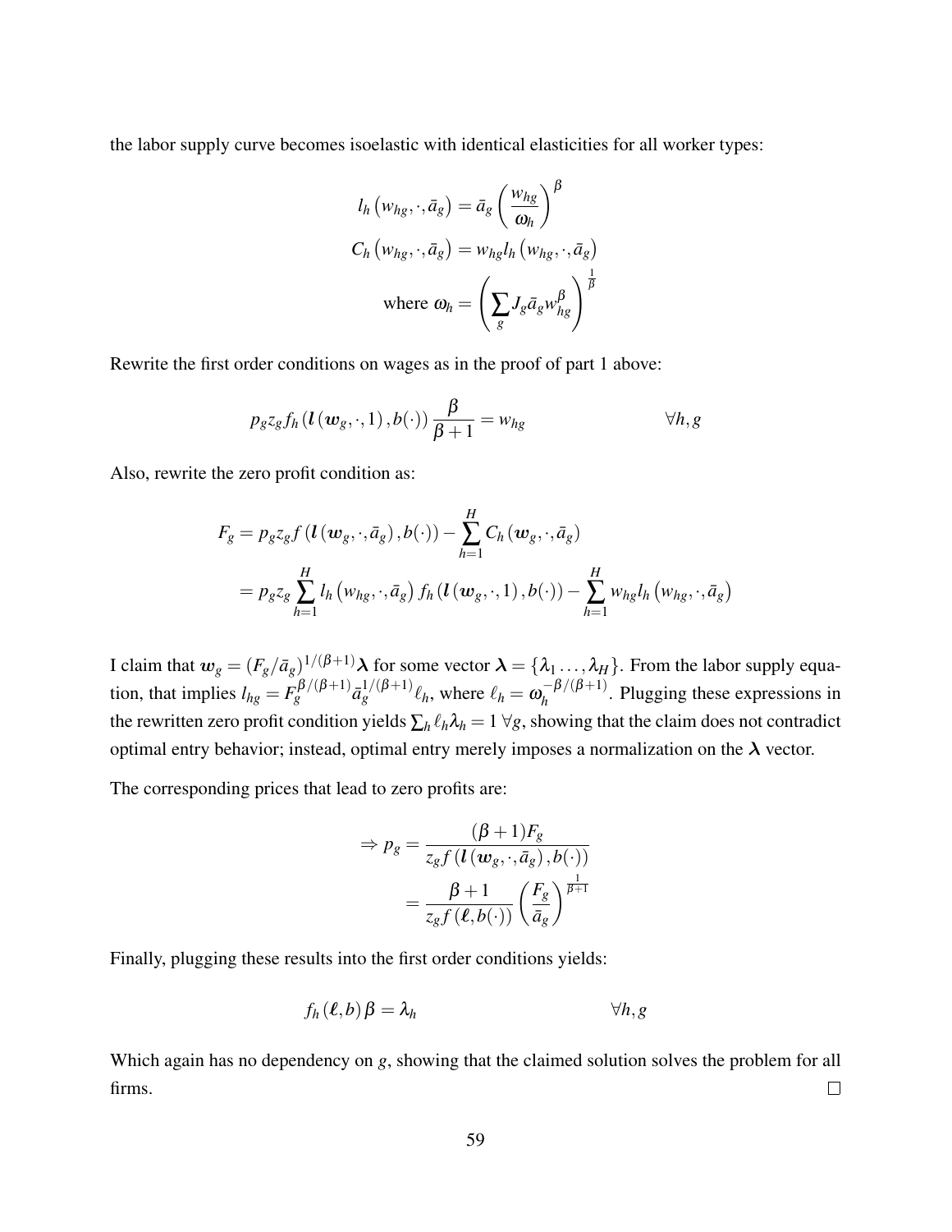the labor supply curve becomes isoelastic with identical elasticities for all worker types:

$$l_h\left(w_{hg},\cdot,\bar{a}_g\right) = \bar{a}_g\left(\frac{w_{hg}}{\omega_h}\right)^{\beta}$$
$$C_h\left(w_{hg},\cdot,\bar{a}_g\right) = w_{hg} l_h\left(w_{hg},\cdot,\bar{a}_g\right)$$
$$\text{where } \omega_h = \left(\sum_g J_g \bar{a}_g w_{hg}^{\beta}\right)^{\frac{1}{\beta}}$$

Rewrite the first order conditions on wages as in the proof of part 1 above:

$$p_g z_g f_h\left(\boldsymbol{l}\left(\boldsymbol{w}_g,\cdot,1\right),b(\cdot)\right)\frac{\beta}{\beta+1} = w_{hg} \qquad \forall h,g$$

Also, rewrite the zero profit condition as:

$$\begin{aligned}
F_g &= p_g z_g f\left(\boldsymbol{l}\left(\boldsymbol{w}_g,\cdot,\bar{a}_g\right),b(\cdot)\right) - \sum_{h=1}^{H} C_h\left(\boldsymbol{w}_g,\cdot,\bar{a}_g\right) \\
&= p_g z_g \sum_{h=1}^{H} l_h\left(w_{hg},\cdot,\bar{a}_g\right) f_h\left(\boldsymbol{l}\left(\boldsymbol{w}_g,\cdot,1\right),b(\cdot)\right) - \sum_{h=1}^{H} w_{hg} l_h\left(w_{hg},\cdot,\bar{a}_g\right)
\end{aligned}$$

I claim that $\boldsymbol{w}_g = (F_g/\bar{a}_g)^{1/(\beta+1)}\boldsymbol{\lambda}$ for some vector $\boldsymbol{\lambda} = \{\lambda_1 \ldots, \lambda_H\}$. From the labor supply equation, that implies $l_{hg} = F_g^{\beta/(\beta+1)}\bar{a}_g^{1/(\beta+1)}\ell_h$, where $\ell_h = \omega_h^{-\beta/(\beta+1)}$. Plugging these expressions in the rewritten zero profit condition yields $\sum_h \ell_h \lambda_h = 1 \;\forall g$, showing that the claim does not contradict optimal entry behavior; instead, optimal entry merely imposes a normalization on the $\boldsymbol{\lambda}$ vector.

The corresponding prices that lead to zero profits are:

$$\begin{aligned}
\Rightarrow p_g &= \frac{(\beta+1)F_g}{z_g f\left(\boldsymbol{l}\left(\boldsymbol{w}_g,\cdot,\bar{a}_g\right),b(\cdot)\right)} \\
&= \frac{\beta+1}{z_g f\left(\boldsymbol{\ell},b(\cdot)\right)}\left(\frac{F_g}{\bar{a}_g}\right)^{\frac{1}{\beta+1}}
\end{aligned}$$

Finally, plugging these results into the first order conditions yields:

$$f_h\left(\boldsymbol{\ell},b\right)\beta = \lambda_h \qquad \forall h,g$$

Which again has no dependency on $g$, showing that the claimed solution solves the problem for all firms. □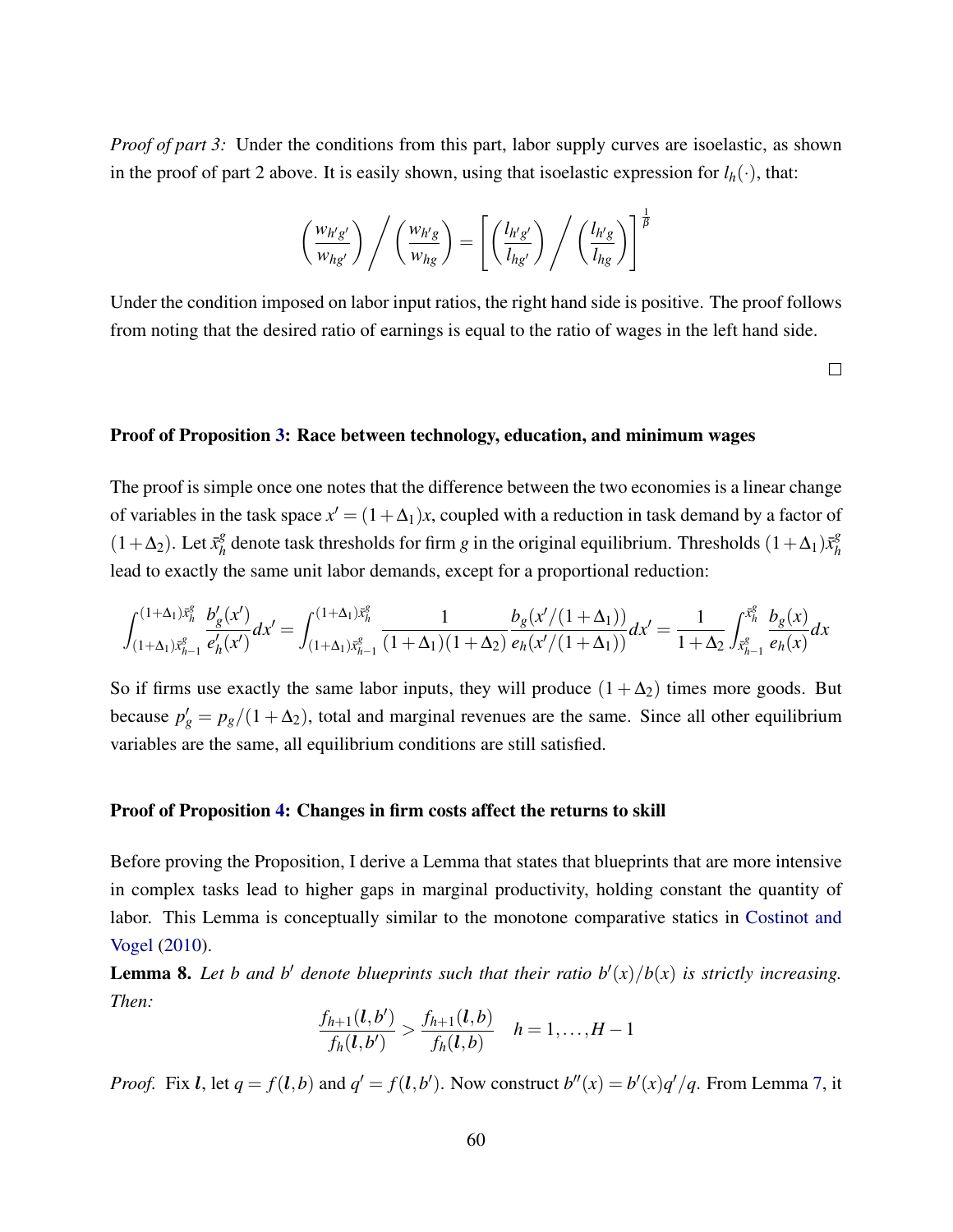*Proof of part 3:* Under the conditions from this part, labor supply curves are isoelastic, as shown in the proof of part 2 above. It is easily shown, using that isoelastic expression for $l_h(\cdot)$, that:

$$\left(\frac{w_{h'g'}}{w_{hg'}}\right) \Bigg/ \left(\frac{w_{h'g}}{w_{hg}}\right) = \left[\left(\frac{l_{h'g'}}{l_{hg'}}\right) \Bigg/ \left(\frac{l_{h'g}}{l_{hg}}\right)\right]^{\frac{1}{\beta}}$$

Under the condition imposed on labor input ratios, the right hand side is positive. The proof follows from noting that the desired ratio of earnings is equal to the ratio of wages in the left hand side.

□

**Proof of Proposition 3: Race between technology, education, and minimum wages**

The proof is simple once one notes that the difference between the two economies is a linear change of variables in the task space $x' = (1+\Delta_1)x$, coupled with a reduction in task demand by a factor of $(1+\Delta_2)$. Let $\bar{x}_h^g$ denote task thresholds for firm $g$ in the original equilibrium. Thresholds $(1+\Delta_1)\bar{x}_h^g$ lead to exactly the same unit labor demands, except for a proportional reduction:

$$\int_{(1+\Delta_1)\bar{x}_{h-1}^g}^{(1+\Delta_1)\bar{x}_h^g} \frac{b_g'(x')}{e_h'(x')} dx' = \int_{(1+\Delta_1)\bar{x}_{h-1}^g}^{(1+\Delta_1)\bar{x}_h^g} \frac{1}{(1+\Delta_1)(1+\Delta_2)} \frac{b_g(x'/(1+\Delta_1))}{e_h(x'/(1+\Delta_1))} dx' = \frac{1}{1+\Delta_2} \int_{\bar{x}_{h-1}^g}^{\bar{x}_h^g} \frac{b_g(x)}{e_h(x)} dx$$

So if firms use exactly the same labor inputs, they will produce $(1+\Delta_2)$ times more goods. But because $p_g' = p_g/(1+\Delta_2)$, total and marginal revenues are the same. Since all other equilibrium variables are the same, all equilibrium conditions are still satisfied.

**Proof of Proposition 4: Changes in firm costs affect the returns to skill**

Before proving the Proposition, I derive a Lemma that states that blueprints that are more intensive in complex tasks lead to higher gaps in marginal productivity, holding constant the quantity of labor. This Lemma is conceptually similar to the monotone comparative statics in Costinot and Vogel (2010).

**Lemma 8.** *Let $b$ and $b'$ denote blueprints such that their ratio $b'(x)/b(x)$ is strictly increasing. Then:*

$$\frac{f_{h+1}(\boldsymbol{l}, b')}{f_h(\boldsymbol{l}, b')} > \frac{f_{h+1}(\boldsymbol{l}, b)}{f_h(\boldsymbol{l}, b)} \quad h = 1, \ldots, H-1$$

*Proof.* Fix $\boldsymbol{l}$, let $q = f(\boldsymbol{l}, b)$ and $q' = f(\boldsymbol{l}, b')$. Now construct $b''(x) = b'(x)q'/q$. From Lemma 7, it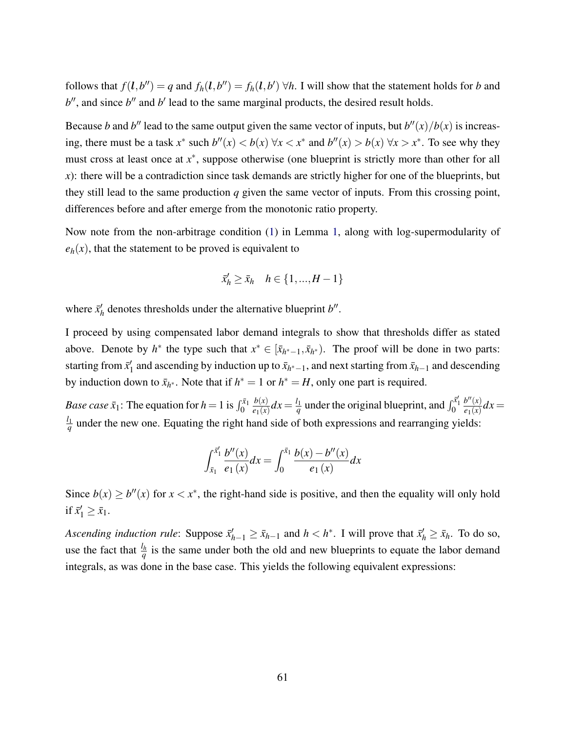follows that $f(\boldsymbol{l}, b'') = q$ and $f_h(\boldsymbol{l}, b'') = f_h(\boldsymbol{l}, b')$ $\forall h$. I will show that the statement holds for $b$ and $b''$, and since $b''$ and $b'$ lead to the same marginal products, the desired result holds.

Because $b$ and $b''$ lead to the same output given the same vector of inputs, but $b''(x)/b(x)$ is increasing, there must be a task $x^*$ such $b''(x) < b(x)$ $\forall x < x^*$ and $b''(x) > b(x)$ $\forall x > x^*$. To see why they must cross at least once at $x^*$, suppose otherwise (one blueprint is strictly more than other for all $x$): there will be a contradiction since task demands are strictly higher for one of the blueprints, but they still lead to the same production $q$ given the same vector of inputs. From this crossing point, differences before and after emerge from the monotonic ratio property.

Now note from the non-arbitrage condition (1) in Lemma 1, along with log-supermodularity of $e_h(x)$, that the statement to be proved is equivalent to

$$\bar{x}'_h \geq \bar{x}_h \quad h \in \{1, ..., H-1\}$$

where $\bar{x}'_h$ denotes thresholds under the alternative blueprint $b''$.

I proceed by using compensated labor demand integrals to show that thresholds differ as stated above. Denote by $h^*$ the type such that $x^* \in [\bar{x}_{h^*-1}, \bar{x}_{h^*})$. The proof will be done in two parts: starting from $\bar{x}'_1$ and ascending by induction up to $\bar{x}_{h^*-1}$, and next starting from $\bar{x}_{h-1}$ and descending by induction down to $\bar{x}_{h^*}$. Note that if $h^* = 1$ or $h^* = H$, only one part is required.

*Base case* $\bar{x}_1$: The equation for $h = 1$ is $\int_0^{\bar{x}_1} \frac{b(x)}{e_1(x)} dx = \frac{l_1}{q}$ under the original blueprint, and $\int_0^{\bar{x}'_1} \frac{b''(x)}{e_1(x)} dx = \frac{l_1}{q}$ under the new one. Equating the right hand side of both expressions and rearranging yields:

$$\int_{\bar{x}_1}^{\bar{x}'_1} \frac{b''(x)}{e_1(x)} dx = \int_0^{\bar{x}_1} \frac{b(x) - b''(x)}{e_1(x)} dx$$

Since $b(x) \geq b''(x)$ for $x < x^*$, the right-hand side is positive, and then the equality will only hold if $\bar{x}'_1 \geq \bar{x}_1$.

*Ascending induction rule*: Suppose $\bar{x}'_{h-1} \geq \bar{x}_{h-1}$ and $h < h^*$. I will prove that $\bar{x}'_h \geq \bar{x}_h$. To do so, use the fact that $\frac{l_h}{q}$ is the same under both the old and new blueprints to equate the labor demand integrals, as was done in the base case. This yields the following equivalent expressions: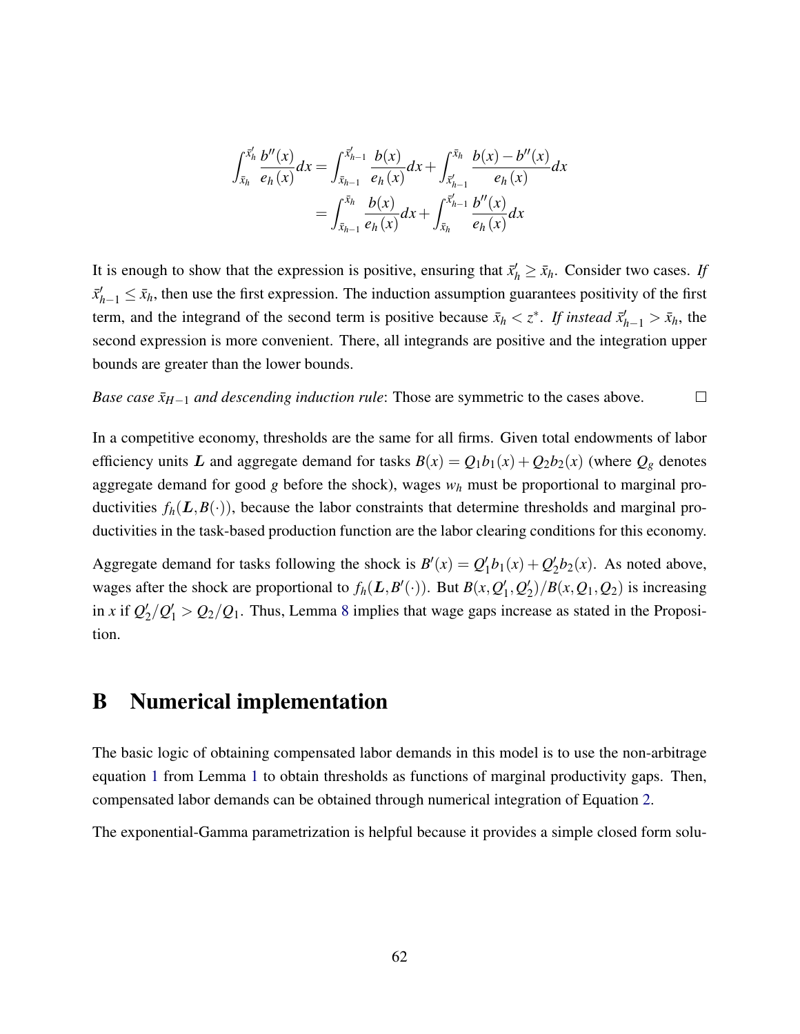$$
\begin{aligned}
\int_{\bar{x}_h}^{\bar{x}'_h} \frac{b''(x)}{e_h(x)} dx &= \int_{\bar{x}_{h-1}}^{\bar{x}'_{h-1}} \frac{b(x)}{e_h(x)} dx + \int_{\bar{x}'_{h-1}}^{\bar{x}_h} \frac{b(x) - b''(x)}{e_h(x)} dx \\
&= \int_{\bar{x}_{h-1}}^{\bar{x}_h} \frac{b(x)}{e_h(x)} dx + \int_{\bar{x}_h}^{\bar{x}'_{h-1}} \frac{b''(x)}{e_h(x)} dx
\end{aligned}
$$

It is enough to show that the expression is positive, ensuring that $\bar{x}'_h \geq \bar{x}_h$. Consider two cases. *If* $\bar{x}'_{h-1} \leq \bar{x}_h$, then use the first expression. The induction assumption guarantees positivity of the first term, and the integrand of the second term is positive because $\bar{x}_h < z^*$. *If instead* $\bar{x}'_{h-1} > \bar{x}_h$, the second expression is more convenient. There, all integrands are positive and the integration upper bounds are greater than the lower bounds.

*Base case $\bar{x}_{H-1}$ and descending induction rule*: Those are symmetric to the cases above. □

In a competitive economy, thresholds are the same for all firms. Given total endowments of labor efficiency units $\boldsymbol{L}$ and aggregate demand for tasks $B(x) = Q_1 b_1(x) + Q_2 b_2(x)$ (where $Q_g$ denotes aggregate demand for good $g$ before the shock), wages $w_h$ must be proportional to marginal productivities $f_h(\boldsymbol{L}, B(\cdot))$, because the labor constraints that determine thresholds and marginal productivities in the task-based production function are the labor clearing conditions for this economy.

Aggregate demand for tasks following the shock is $B'(x) = Q'_1 b_1(x) + Q'_2 b_2(x)$. As noted above, wages after the shock are proportional to $f_h(\boldsymbol{L}, B'(\cdot))$. But $B(x, Q'_1, Q'_2)/B(x, Q_1, Q_2)$ is increasing in $x$ if $Q'_2/Q'_1 > Q_2/Q_1$. Thus, Lemma 8 implies that wage gaps increase as stated in the Proposition.

# B Numerical implementation

The basic logic of obtaining compensated labor demands in this model is to use the non-arbitrage equation 1 from Lemma 1 to obtain thresholds as functions of marginal productivity gaps. Then, compensated labor demands can be obtained through numerical integration of Equation 2.

The exponential-Gamma parametrization is helpful because it provides a simple closed form solu-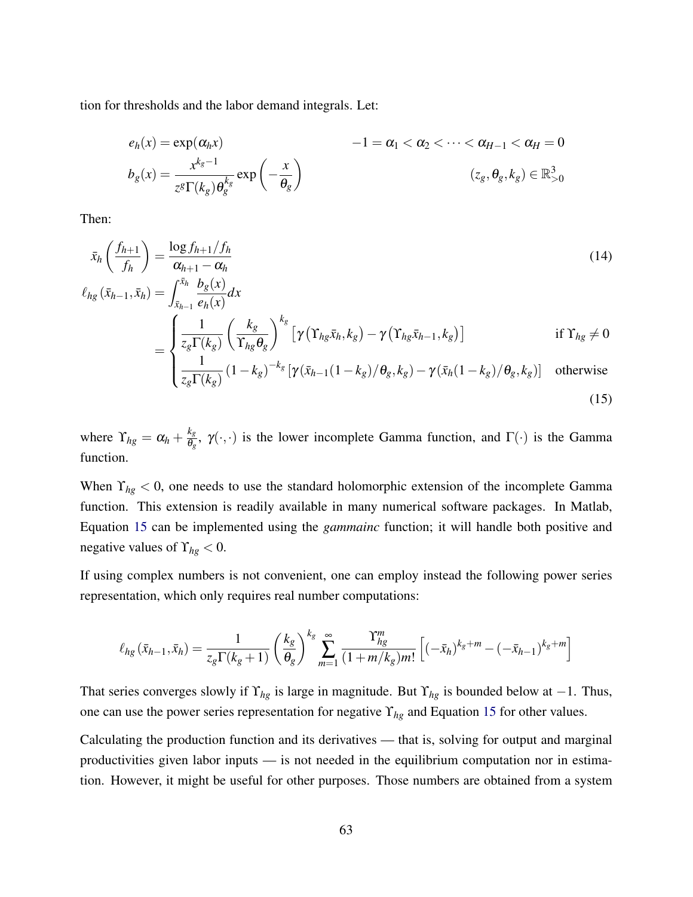tion for thresholds and the labor demand integrals. Let:

$$
\begin{aligned}
e_h(x) &= \exp(\alpha_h x) & -1 = \alpha_1 < \alpha_2 < \cdots < \alpha_{H-1} < \alpha_H = 0 \\
b_g(x) &= \frac{x^{k_g - 1}}{z^g \Gamma(k_g) \theta_g^{k_g}} \exp\left(-\frac{x}{\theta_g}\right) & (z_g, \theta_g, k_g) \in \mathbb{R}^3_{>0}
\end{aligned}
$$

Then:

$$
\bar{x}_h\left(\frac{f_{h+1}}{f_h}\right) = \frac{\log f_{h+1}/f_h}{\alpha_{h+1} - \alpha_h} \tag{14}
$$

$$
\begin{aligned}
\ell_{hg}(\bar{x}_{h-1}, \bar{x}_h) &= \int_{\bar{x}_{h-1}}^{\bar{x}_h} \frac{b_g(x)}{e_h(x)} dx \\
&= \begin{cases} \dfrac{1}{z_g \Gamma(k_g)} \left(\dfrac{k_g}{\Upsilon_{hg} \theta_g}\right)^{k_g} \left[\gamma\left(\Upsilon_{hg} \bar{x}_h, k_g\right) - \gamma\left(\Upsilon_{hg} \bar{x}_{h-1}, k_g\right)\right] & \text{if } \Upsilon_{hg} \neq 0 \\ \dfrac{1}{z_g \Gamma(k_g)} (1 - k_g)^{-k_g} \left[\gamma(\bar{x}_{h-1}(1 - k_g)/\theta_g, k_g) - \gamma(\bar{x}_h(1 - k_g)/\theta_g, k_g)\right] & \text{otherwise} \end{cases}
\end{aligned} \tag{15}
$$

where $\Upsilon_{hg} = \alpha_h + \frac{k_g}{\theta_g}$, $\gamma(\cdot,\cdot)$ is the lower incomplete Gamma function, and $\Gamma(\cdot)$ is the Gamma function.

When $\Upsilon_{hg} < 0$, one needs to use the standard holomorphic extension of the incomplete Gamma function. This extension is readily available in many numerical software packages. In Matlab, Equation 15 can be implemented using the *gammainc* function; it will handle both positive and negative values of $\Upsilon_{hg} < 0$.

If using complex numbers is not convenient, one can employ instead the following power series representation, which only requires real number computations:

$$
\ell_{hg}(\bar{x}_{h-1}, \bar{x}_h) = \frac{1}{z_g \Gamma(k_g + 1)} \left(\frac{k_g}{\theta_g}\right)^{k_g} \sum_{m=1}^{\infty} \frac{\Upsilon_{hg}^m}{(1 + m/k_g) m!} \left[(-\bar{x}_h)^{k_g + m} - (-\bar{x}_{h-1})^{k_g + m}\right]
$$

That series converges slowly if $\Upsilon_{hg}$ is large in magnitude. But $\Upsilon_{hg}$ is bounded below at $-1$. Thus, one can use the power series representation for negative $\Upsilon_{hg}$ and Equation 15 for other values.

Calculating the production function and its derivatives — that is, solving for output and marginal productivities given labor inputs — is not needed in the equilibrium computation nor in estimation. However, it might be useful for other purposes. Those numbers are obtained from a system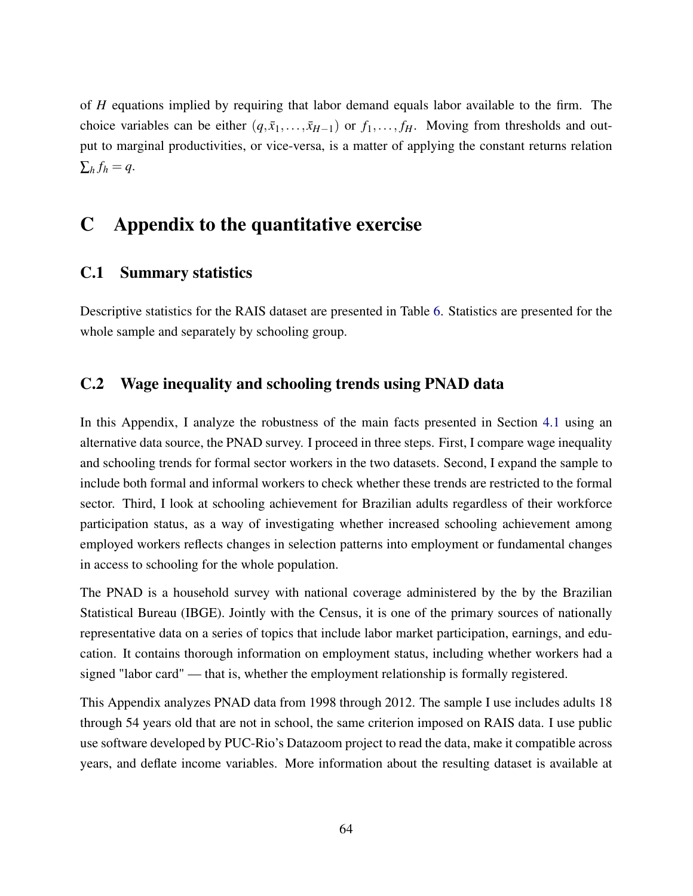of $H$ equations implied by requiring that labor demand equals labor available to the firm. The choice variables can be either $(q, \bar{x}_1, \ldots, \bar{x}_{H-1})$ or $f_1, \ldots, f_H$. Moving from thresholds and output to marginal productivities, or vice-versa, is a matter of applying the constant returns relation $\sum_h f_h = q$.

# C Appendix to the quantitative exercise

## C.1 Summary statistics

Descriptive statistics for the RAIS dataset are presented in Table 6. Statistics are presented for the whole sample and separately by schooling group.

## C.2 Wage inequality and schooling trends using PNAD data

In this Appendix, I analyze the robustness of the main facts presented in Section 4.1 using an alternative data source, the PNAD survey. I proceed in three steps. First, I compare wage inequality and schooling trends for formal sector workers in the two datasets. Second, I expand the sample to include both formal and informal workers to check whether these trends are restricted to the formal sector. Third, I look at schooling achievement for Brazilian adults regardless of their workforce participation status, as a way of investigating whether increased schooling achievement among employed workers reflects changes in selection patterns into employment or fundamental changes in access to schooling for the whole population.

The PNAD is a household survey with national coverage administered by the by the Brazilian Statistical Bureau (IBGE). Jointly with the Census, it is one of the primary sources of nationally representative data on a series of topics that include labor market participation, earnings, and education. It contains thorough information on employment status, including whether workers had a signed "labor card" — that is, whether the employment relationship is formally registered.

This Appendix analyzes PNAD data from 1998 through 2012. The sample I use includes adults 18 through 54 years old that are not in school, the same criterion imposed on RAIS data. I use public use software developed by PUC-Rio's Datazoom project to read the data, make it compatible across years, and deflate income variables. More information about the resulting dataset is available at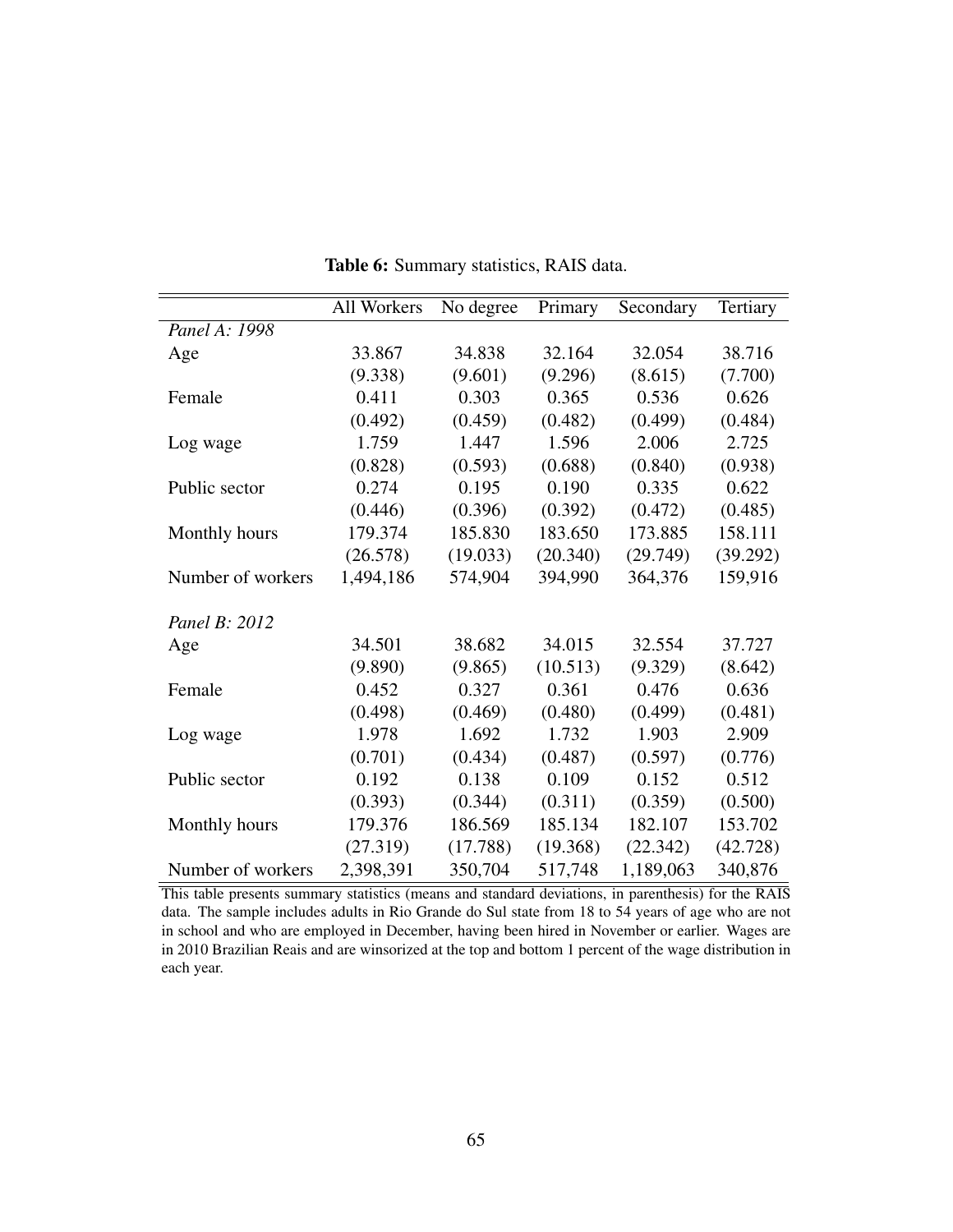**Table 6:** Summary statistics, RAIS data.

| | All Workers | No degree | Primary | Secondary | Tertiary |
|---|---|---|---|---|---|
| *Panel A: 1998* | | | | | |
| Age | 33.867 | 34.838 | 32.164 | 32.054 | 38.716 |
| | (9.338) | (9.601) | (9.296) | (8.615) | (7.700) |
| Female | 0.411 | 0.303 | 0.365 | 0.536 | 0.626 |
| | (0.492) | (0.459) | (0.482) | (0.499) | (0.484) |
| Log wage | 1.759 | 1.447 | 1.596 | 2.006 | 2.725 |
| | (0.828) | (0.593) | (0.688) | (0.840) | (0.938) |
| Public sector | 0.274 | 0.195 | 0.190 | 0.335 | 0.622 |
| | (0.446) | (0.396) | (0.392) | (0.472) | (0.485) |
| Monthly hours | 179.374 | 185.830 | 183.650 | 173.885 | 158.111 |
| | (26.578) | (19.033) | (20.340) | (29.749) | (39.292) |
| Number of workers | 1,494,186 | 574,904 | 394,990 | 364,376 | 159,916 |
| *Panel B: 2012* | | | | | |
| Age | 34.501 | 38.682 | 34.015 | 32.554 | 37.727 |
| | (9.890) | (9.865) | (10.513) | (9.329) | (8.642) |
| Female | 0.452 | 0.327 | 0.361 | 0.476 | 0.636 |
| | (0.498) | (0.469) | (0.480) | (0.499) | (0.481) |
| Log wage | 1.978 | 1.692 | 1.732 | 1.903 | 2.909 |
| | (0.701) | (0.434) | (0.487) | (0.597) | (0.776) |
| Public sector | 0.192 | 0.138 | 0.109 | 0.152 | 0.512 |
| | (0.393) | (0.344) | (0.311) | (0.359) | (0.500) |
| Monthly hours | 179.376 | 186.569 | 185.134 | 182.107 | 153.702 |
| | (27.319) | (17.788) | (19.368) | (22.342) | (42.728) |
| Number of workers | 2,398,391 | 350,704 | 517,748 | 1,189,063 | 340,876 |

This table presents summary statistics (means and standard deviations, in parenthesis) for the RAIS data. The sample includes adults in Rio Grande do Sul state from 18 to 54 years of age who are not in school and who are employed in December, having been hired in November or earlier. Wages are in 2010 Brazilian Reais and are winsorized at the top and bottom 1 percent of the wage distribution in each year.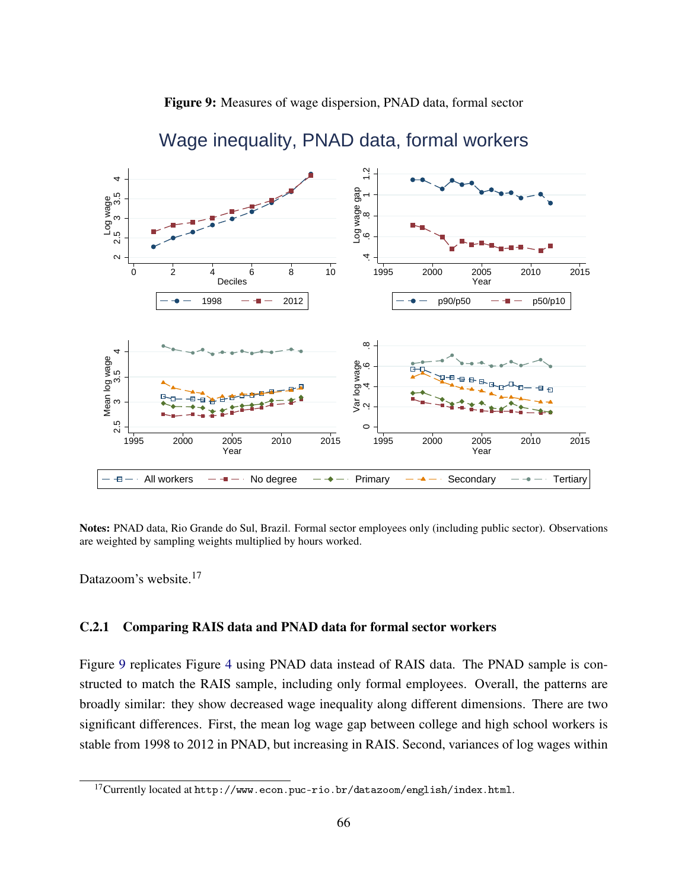**Figure 9:** Measures of wage dispersion, PNAD data, formal sector

**Notes:** PNAD data, Rio Grande do Sul, Brazil. Formal sector employees only (including public sector). Observations are weighted by sampling weights multiplied by hours worked.

Datazoom's website.[17]

### C.2.1 Comparing RAIS data and PNAD data for formal sector workers

Figure 9 replicates Figure 4 using PNAD data instead of RAIS data. The PNAD sample is constructed to match the RAIS sample, including only formal employees. Overall, the patterns are broadly similar: they show decreased wage inequality along different dimensions. There are two significant differences. First, the mean log wage gap between college and high school workers is stable from 1998 to 2012 in PNAD, but increasing in RAIS. Second, variances of log wages within

[17] Currently located at `http://www.econ.puc-rio.br/datazoom/english/index.html`.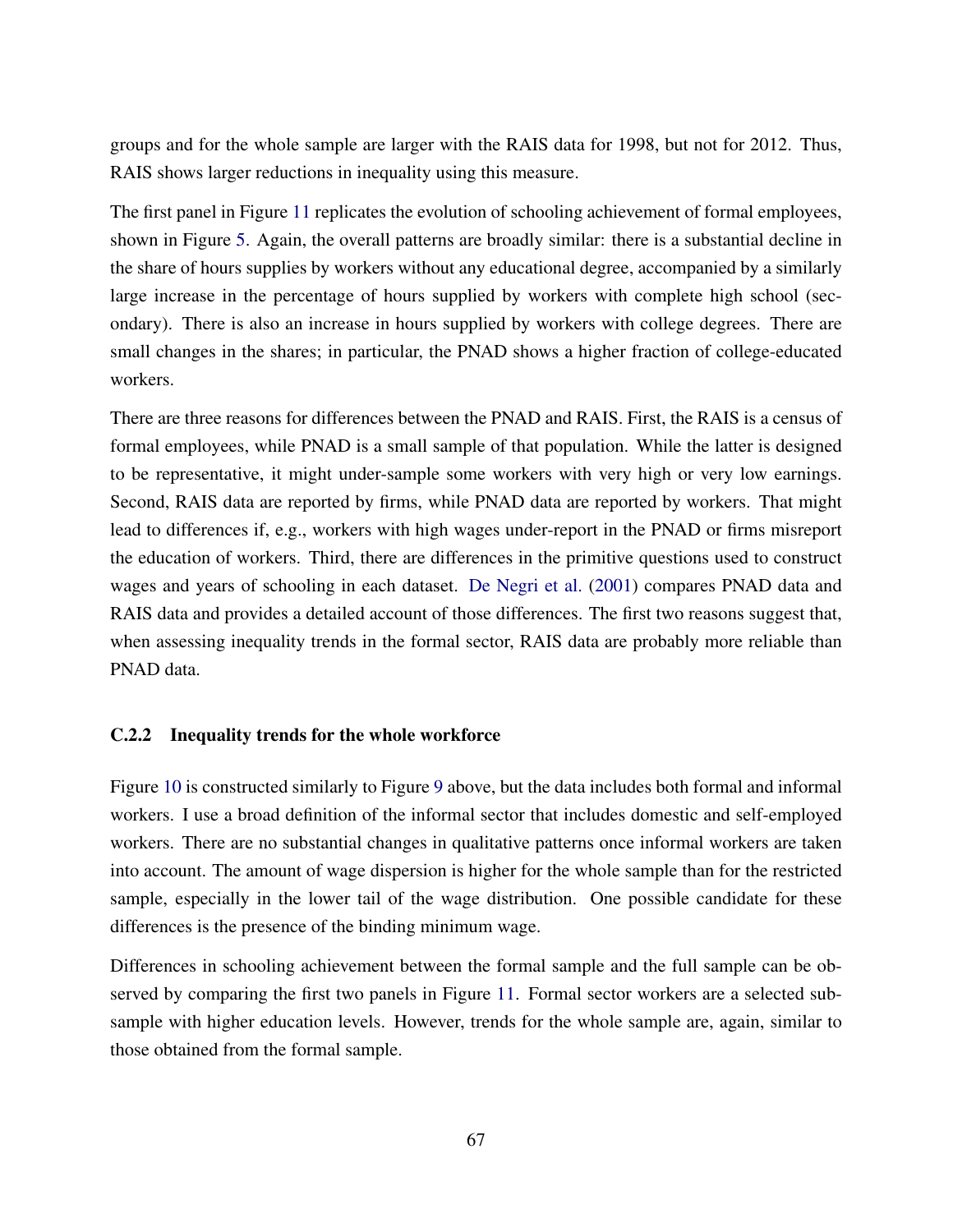groups and for the whole sample are larger with the RAIS data for 1998, but not for 2012. Thus, RAIS shows larger reductions in inequality using this measure.

The first panel in Figure 11 replicates the evolution of schooling achievement of formal employees, shown in Figure 5. Again, the overall patterns are broadly similar: there is a substantial decline in the share of hours supplies by workers without any educational degree, accompanied by a similarly large increase in the percentage of hours supplied by workers with complete high school (secondary). There is also an increase in hours supplied by workers with college degrees. There are small changes in the shares; in particular, the PNAD shows a higher fraction of college-educated workers.

There are three reasons for differences between the PNAD and RAIS. First, the RAIS is a census of formal employees, while PNAD is a small sample of that population. While the latter is designed to be representative, it might under-sample some workers with very high or very low earnings. Second, RAIS data are reported by firms, while PNAD data are reported by workers. That might lead to differences if, e.g., workers with high wages under-report in the PNAD or firms misreport the education of workers. Third, there are differences in the primitive questions used to construct wages and years of schooling in each dataset. De Negri et al. (2001) compares PNAD data and RAIS data and provides a detailed account of those differences. The first two reasons suggest that, when assessing inequality trends in the formal sector, RAIS data are probably more reliable than PNAD data.

### C.2.2 Inequality trends for the whole workforce

Figure 10 is constructed similarly to Figure 9 above, but the data includes both formal and informal workers. I use a broad definition of the informal sector that includes domestic and self-employed workers. There are no substantial changes in qualitative patterns once informal workers are taken into account. The amount of wage dispersion is higher for the whole sample than for the restricted sample, especially in the lower tail of the wage distribution. One possible candidate for these differences is the presence of the binding minimum wage.

Differences in schooling achievement between the formal sample and the full sample can be observed by comparing the first two panels in Figure 11. Formal sector workers are a selected subsample with higher education levels. However, trends for the whole sample are, again, similar to those obtained from the formal sample.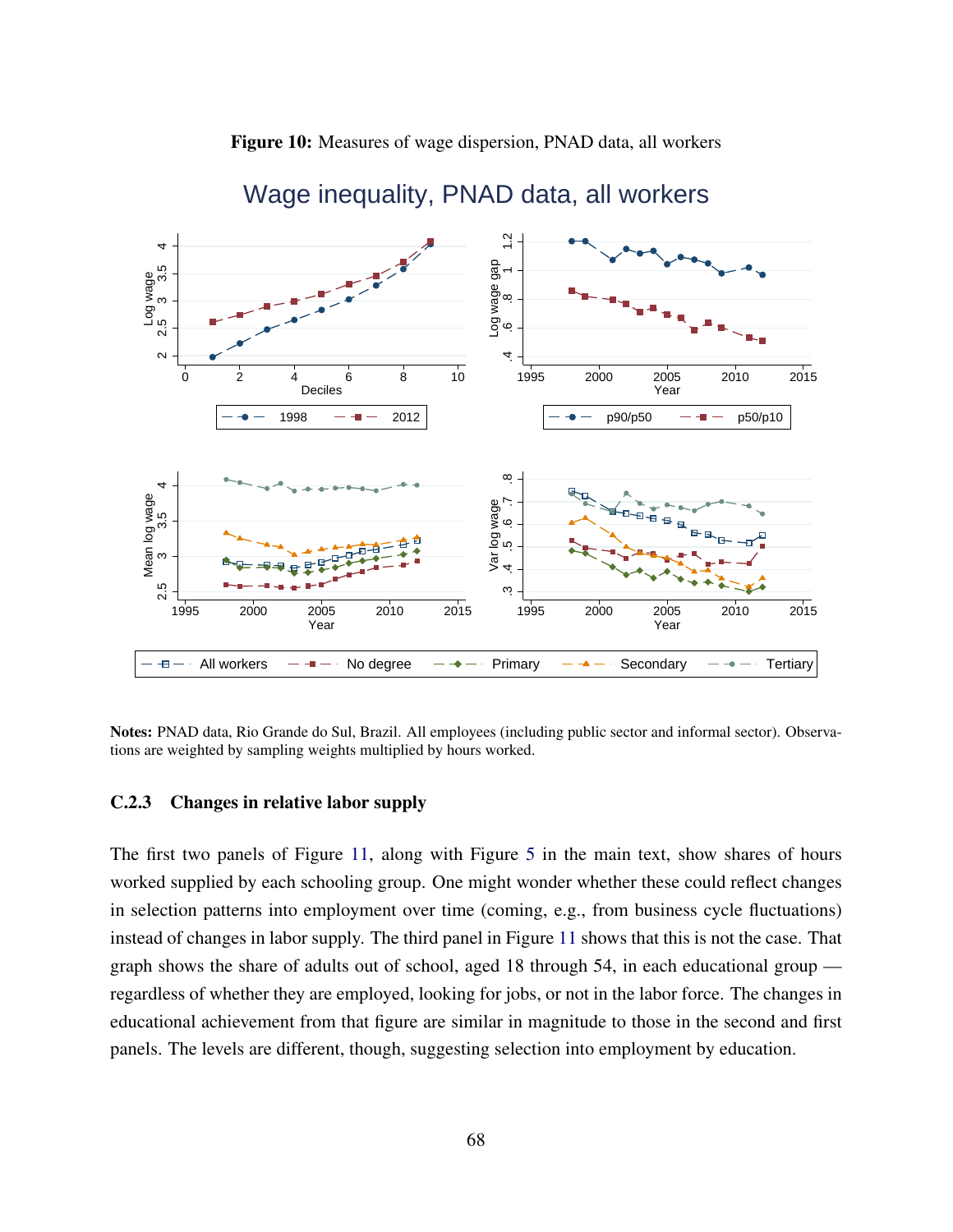**Figure 10:** Measures of wage dispersion, PNAD data, all workers

**Notes:** PNAD data, Rio Grande do Sul, Brazil. All employees (including public sector and informal sector). Observations are weighted by sampling weights multiplied by hours worked.

### C.2.3 Changes in relative labor supply

The first two panels of Figure 11, along with Figure 5 in the main text, show shares of hours worked supplied by each schooling group. One might wonder whether these could reflect changes in selection patterns into employment over time (coming, e.g., from business cycle fluctuations) instead of changes in labor supply. The third panel in Figure 11 shows that this is not the case. That graph shows the share of adults out of school, aged 18 through 54, in each educational group — regardless of whether they are employed, looking for jobs, or not in the labor force. The changes in educational achievement from that figure are similar in magnitude to those in the second and first panels. The levels are different, though, suggesting selection into employment by education.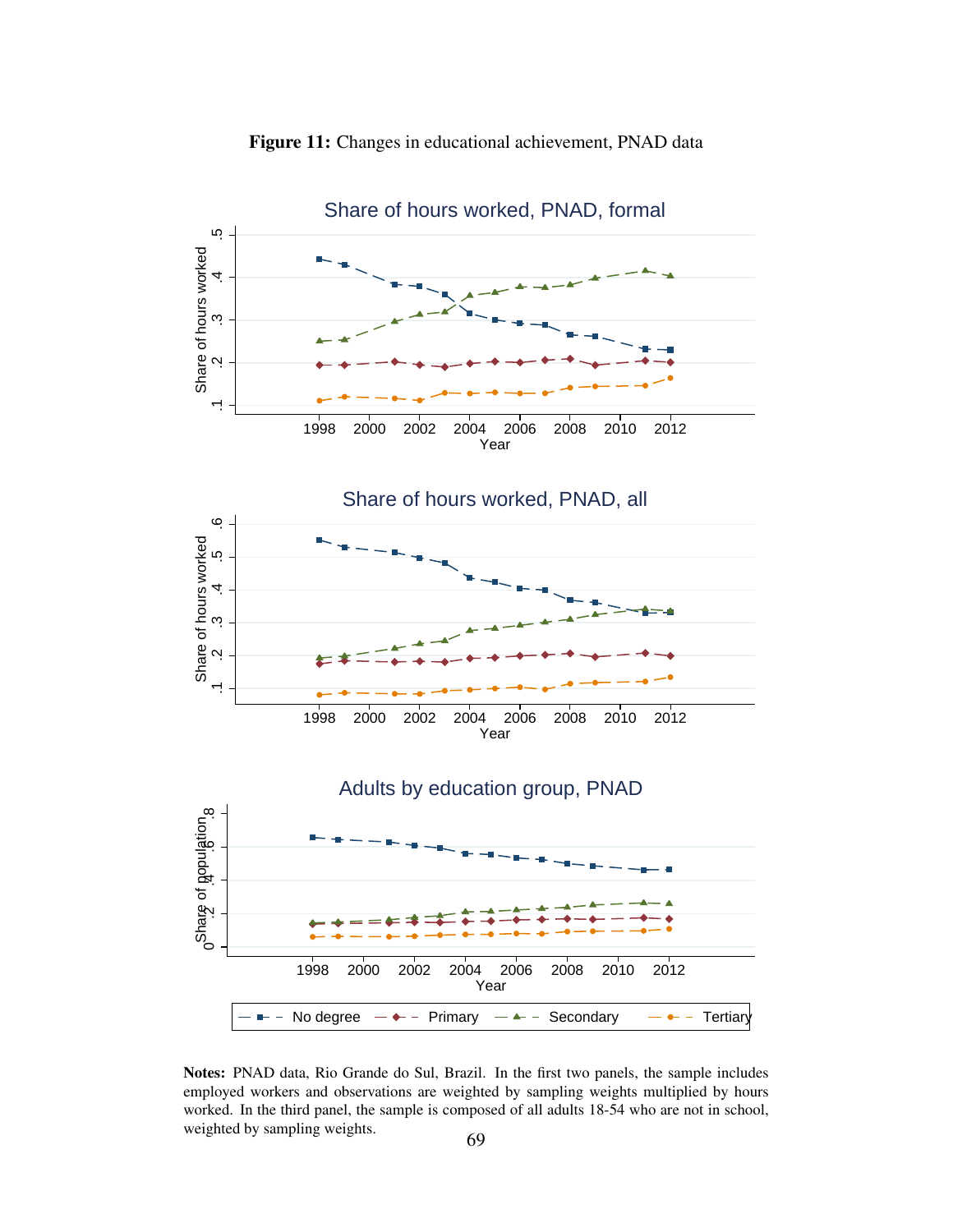**Figure 11:** Changes in educational achievement, PNAD data

**Notes:** PNAD data, Rio Grande do Sul, Brazil. In the first two panels, the sample includes employed workers and observations are weighted by sampling weights multiplied by hours worked. In the third panel, the sample is composed of all adults 18-54 who are not in school, weighted by sampling weights.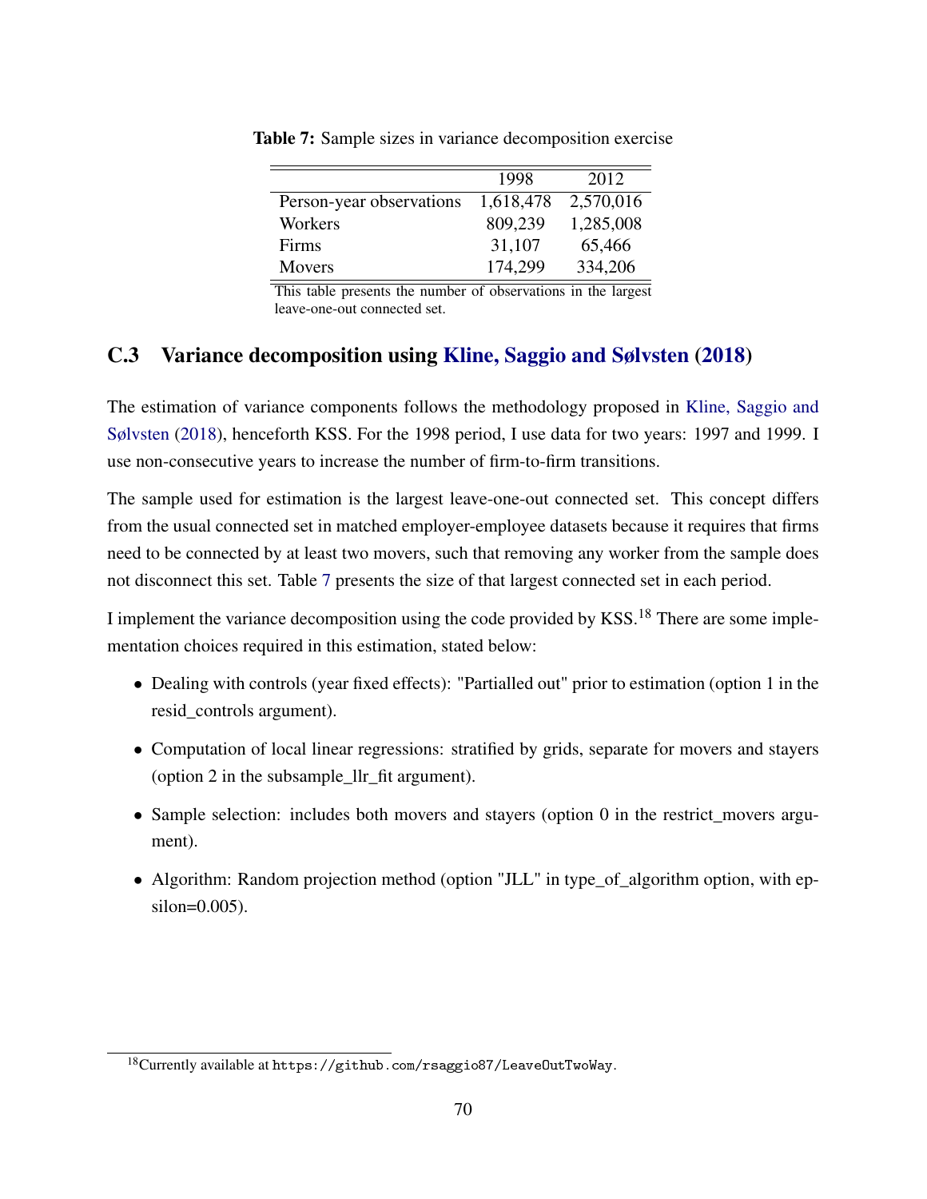**Table 7:** Sample sizes in variance decomposition exercise

| | 1998 | 2012 |
|---|---|---|
| Person-year observations | 1,618,478 | 2,570,016 |
| Workers | 809,239 | 1,285,008 |
| Firms | 31,107 | 65,466 |
| Movers | 174,299 | 334,206 |

This table presents the number of observations in the largest leave-one-out connected set.

### C.3 Variance decomposition using Kline, Saggio and Sølvsten (2018)

The estimation of variance components follows the methodology proposed in Kline, Saggio and Sølvsten (2018), henceforth KSS. For the 1998 period, I use data for two years: 1997 and 1999. I use non-consecutive years to increase the number of firm-to-firm transitions.

The sample used for estimation is the largest leave-one-out connected set. This concept differs from the usual connected set in matched employer-employee datasets because it requires that firms need to be connected by at least two movers, such that removing any worker from the sample does not disconnect this set. Table 7 presents the size of that largest connected set in each period.

I implement the variance decomposition using the code provided by KSS.[18] There are some implementation choices required in this estimation, stated below:

- Dealing with controls (year fixed effects): "Partialled out" prior to estimation (option 1 in the resid_controls argument).
- Computation of local linear regressions: stratified by grids, separate for movers and stayers (option 2 in the subsample_llr_fit argument).
- Sample selection: includes both movers and stayers (option 0 in the restrict_movers argument).
- Algorithm: Random projection method (option "JLL" in type_of_algorithm option, with epsilon=0.005).

[18] Currently available at https://github.com/rsaggio87/LeaveOutTwoWay.